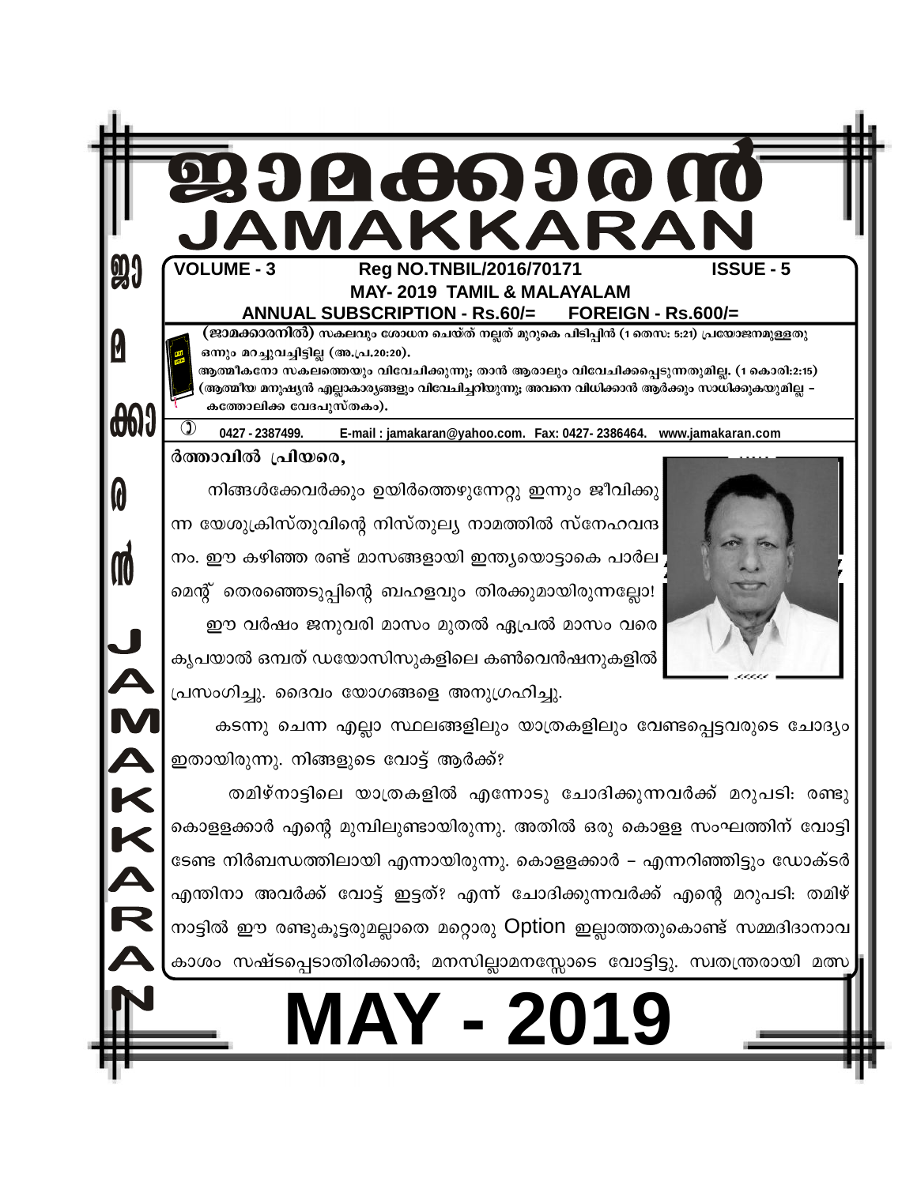# ജാമക്കാരൻ

# JAMAKKARAN

**VOLUME - 3** **Reg NO.TNBIL/2016/70171** **ISSUE - 5**

**MAY- 2019 TAMIL & MALAYALAM**

**ANNUAL SUBSCRIPTION - Rs.60/= FOREIGN - Rs.600/=**

**(ജാമക്കാരനിൽ)** സകലവും ശോധന ചെയ്ത് നല്ലത് മുറുകെ പിടിപ്പിൻ (1 തെസ: 5:21) പ്രയോജനമുള്ളതു ഒന്നും മറച്ചുവച്ചിട്ടില്ല (അ.പ്ര.20:20).
ആത്മീകനോ സകലത്തെയും വിവേചിക്കുന്നു; താൻ ആരാലും വിവേചിക്കപ്പെടുന്നതുമില്ല. (1 കൊരി:2:15)
(ആത്മീയ മനുഷ്യൻ എല്ലാകാര്യങ്ങളും വിവേചിച്ചറിയുന്നു; അവനെ വിധിക്കാൻ ആർക്കും സാധിക്കുകയുമില്ല – കത്തോലിക്ക വേദപുസ്തകം).

0427 - 2387499. E-mail : jamakaran@yahoo.com. Fax: 0427- 2386464. www.jamakaran.com

ർത്താവിൽ പ്രിയരെ,

നിങ്ങൾക്കേവർക്കും ഉയിർത്തെഴുന്നേറ്റു ഇന്നും ജീവിക്കുന്ന യേശുക്രിസ്തുവിന്റെ നിസ്തുല്യ നാമത്തിൽ സ്നേഹവന്ദനം. ഈ കഴിഞ്ഞ രണ്ട് മാസങ്ങളായി ഇന്ത്യയൊട്ടാകെ പാർലമെന്റ് തെരഞ്ഞെടുപ്പിന്റെ ബഹളവും തിരക്കുമായിരുന്നല്ലോ!

ഈ വർഷം ജനുവരി മാസം മുതൽ ഏപ്രൽ മാസം വരെ കൃപയാൽ ഒമ്പത് ഡയോസിസുകളിലെ കൺവെൻഷനുകളിൽ പ്രസംഗിച്ചു. ദൈവം യോഗങ്ങളെ അനുഗ്രഹിച്ചു.

കടന്നു ചെന്ന എല്ലാ സ്ഥലങ്ങളിലും യാത്രകളിലും വേണ്ടപ്പെട്ടവരുടെ ചോദ്യം ഇതായിരുന്നു. നിങ്ങളുടെ വോട്ട് ആർക്ക്?

തമിഴ്നാട്ടിലെ യാത്രകളിൽ എന്നോടു ചോദിക്കുന്നവർക്ക് മറുപടി: രണ്ടു കൊള്ളക്കാർ എന്റെ മുമ്പിലുണ്ടായിരുന്നു. അതിൽ ഒരു കൊള്ള സംഘത്തിന് വോട്ടിടേണ്ട നിർബന്ധത്തിലായി എന്നായിരുന്നു. കൊള്ളക്കാർ – എന്നറിഞ്ഞിട്ടും ഡോക്ടർ എന്തിനാ അവർക്ക് വോട്ട് ഇട്ടത്? എന്ന് ചോദിക്കുന്നവർക്ക് എന്റെ മറുപടി: തമിഴ് നാട്ടിൽ ഈ രണ്ടുകൂട്ടരുമല്ലാതെ മറ്റൊരു Option ഇല്ലാത്തതുകൊണ്ട് സമ്മദിദാനാവകാശം സഷ്ടപ്പെടാതിരിക്കാൻ; മനസില്ലാമനസ്സോടെ വോട്ടിട്ടു. സ്വതന്ത്രരായി മത്സ

# MAY - 2019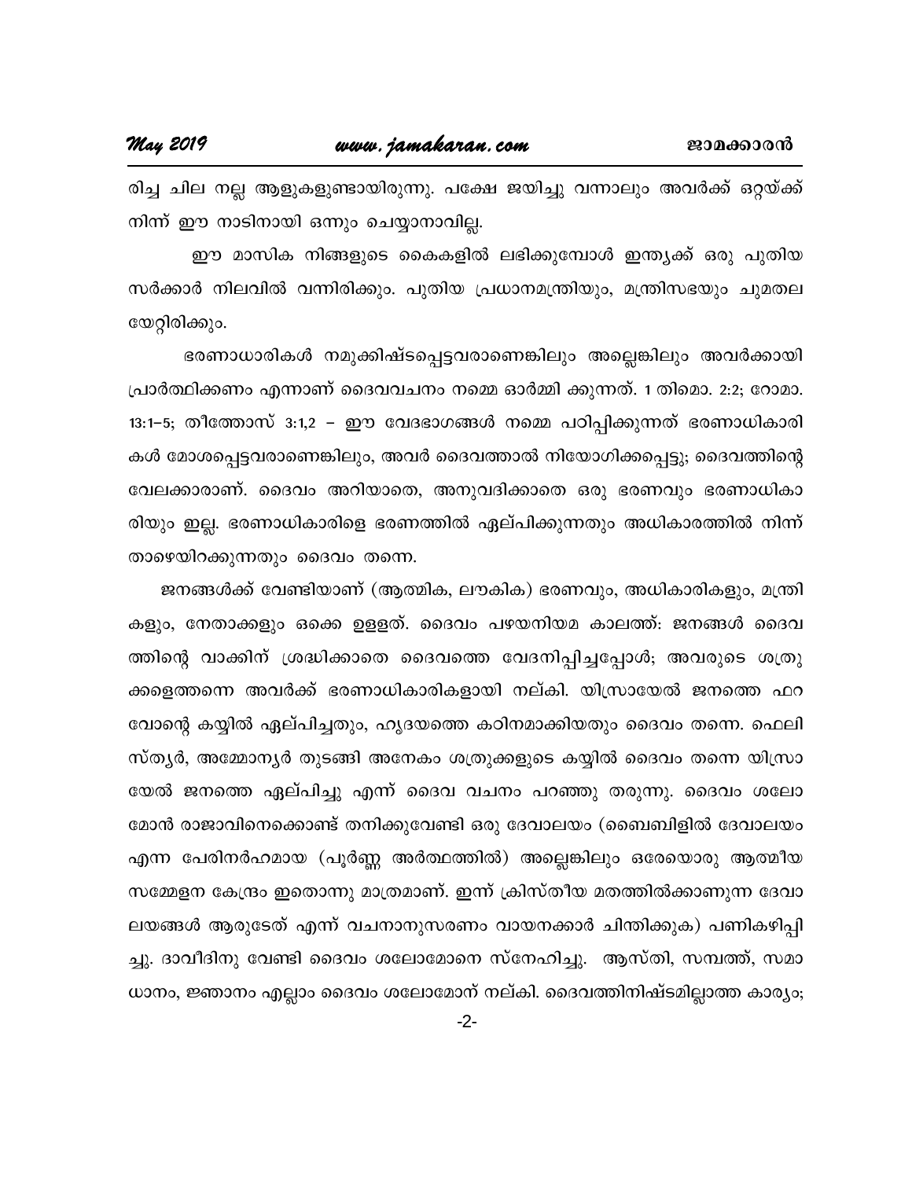രിച്ച ചില നല്ല ആളുകളുണ്ടായിരുന്നു. പക്ഷേ ജയിച്ചു വന്നാലും അവർക്ക് ഒറ്റയ്ക്ക് നിന്ന് ഈ നാടിനായി ഒന്നും ചെയ്യാനാവില്ല.

ഈ മാസിക നിങ്ങളുടെ കൈകളിൽ ലഭിക്കുമ്പോൾ ഇന്ത്യക്ക് ഒരു പുതിയ സർക്കാർ നിലവിൽ വന്നിരിക്കും. പുതിയ പ്രധാനമന്ത്രിയും, മന്ത്രിസഭയും ചുമതല യേറ്റിരിക്കും.

ഭരണാധാരികൾ നമുക്കിഷ്ടപ്പെട്ടവരാണെങ്കിലും അല്ലെങ്കിലും അവർക്കായി പ്രാർത്ഥിക്കണം എന്നാണ് ദൈവവചനം നമ്മെ ഓർമ്മി ക്കുന്നത്. 1 തിമൊ. 2:2; റോമാ. 13:1–5; തീത്തോസ് 3:1,2 – ഈ വേദഭാഗങ്ങൾ നമ്മെ പഠിപ്പിക്കുന്നത് ഭരണാധികാരി കൾ മോശപ്പെട്ടവരാണെങ്കിലും, അവർ ദൈവത്താൽ നിയോഗിക്കപ്പെട്ടു; ദൈവത്തിന്റെ വേലക്കാരാണ്. ദൈവം അറിയാതെ, അനുവദിക്കാതെ ഒരു ഭരണവും ഭരണാധികാ രിയും ഇല്ല. ഭരണാധികാരിളെ ഭരണത്തിൽ ഏല്പിക്കുന്നതും അധികാരത്തിൽ നിന്ന് താഴെയിറക്കുന്നതും ദൈവം തന്നെ.

ജനങ്ങൾക്ക് വേണ്ടിയാണ് (ആത്മിക, ലൗകിക) ഭരണവും, അധികാരികളും, മന്ത്രി കളും, നേതാക്കളും ഒക്കെ ഉള്ളത്. ദൈവം പഴയനിയമ കാലത്ത്: ജനങ്ങൾ ദൈവ ത്തിന്റെ വാക്കിന് ശ്രദ്ധിക്കാതെ ദൈവത്തെ വേദനിപ്പിച്ചപ്പോൾ; അവരുടെ ശത്രു ക്കളെത്തന്നെ അവർക്ക് ഭരണാധികാരികളായി നല്കി. യിസ്രായേൽ ജനത്തെ ഫറ വോന്റെ കയ്യിൽ ഏല്പിച്ചതും, ഹൃദയത്തെ കഠിനമാക്കിയതും ദൈവം തന്നെ. ഫെലി സ്ത്യർ, അമ്മോന്യർ തുടങ്ങി അനേകം ശത്രുക്കളുടെ കയ്യിൽ ദൈവം തന്നെ യിസ്രാ യേൽ ജനത്തെ ഏല്പിച്ചു എന്ന് ദൈവ വചനം പറഞ്ഞു തരുന്നു. ദൈവം ശലോ മോൻ രാജാവിനെക്കൊണ്ട് തനിക്കുവേണ്ടി ഒരു ദേവാലയം (ബൈബിളിൽ ദേവാലയം എന്ന പേരിനർഹമായ (പൂർണ്ണ അർത്ഥത്തിൽ) അല്ലെങ്കിലും ഒരേയൊരു ആത്മീയ സമ്മേളന കേന്ദ്രം ഇതൊന്നു മാത്രമാണ്. ഇന്ന് ക്രിസ്തീയ മതത്തിൽക്കാണുന്ന ദേവാ ലയങ്ങൾ ആരുടേത് എന്ന് വചനാനുസരണം വായനക്കാർ ചിന്തിക്കുക) പണികഴിപ്പി ച്ചു. ദാവീദിനു വേണ്ടി ദൈവം ശലോമോനെ സ്നേഹിച്ചു. ആസ്തി, സമ്പത്ത്, സമാ ധാനം, ജ്ഞാനം എല്ലാം ദൈവം ശലോമോന് നല്കി. ദൈവത്തിനിഷ്ടമില്ലാത്ത കാര്യം;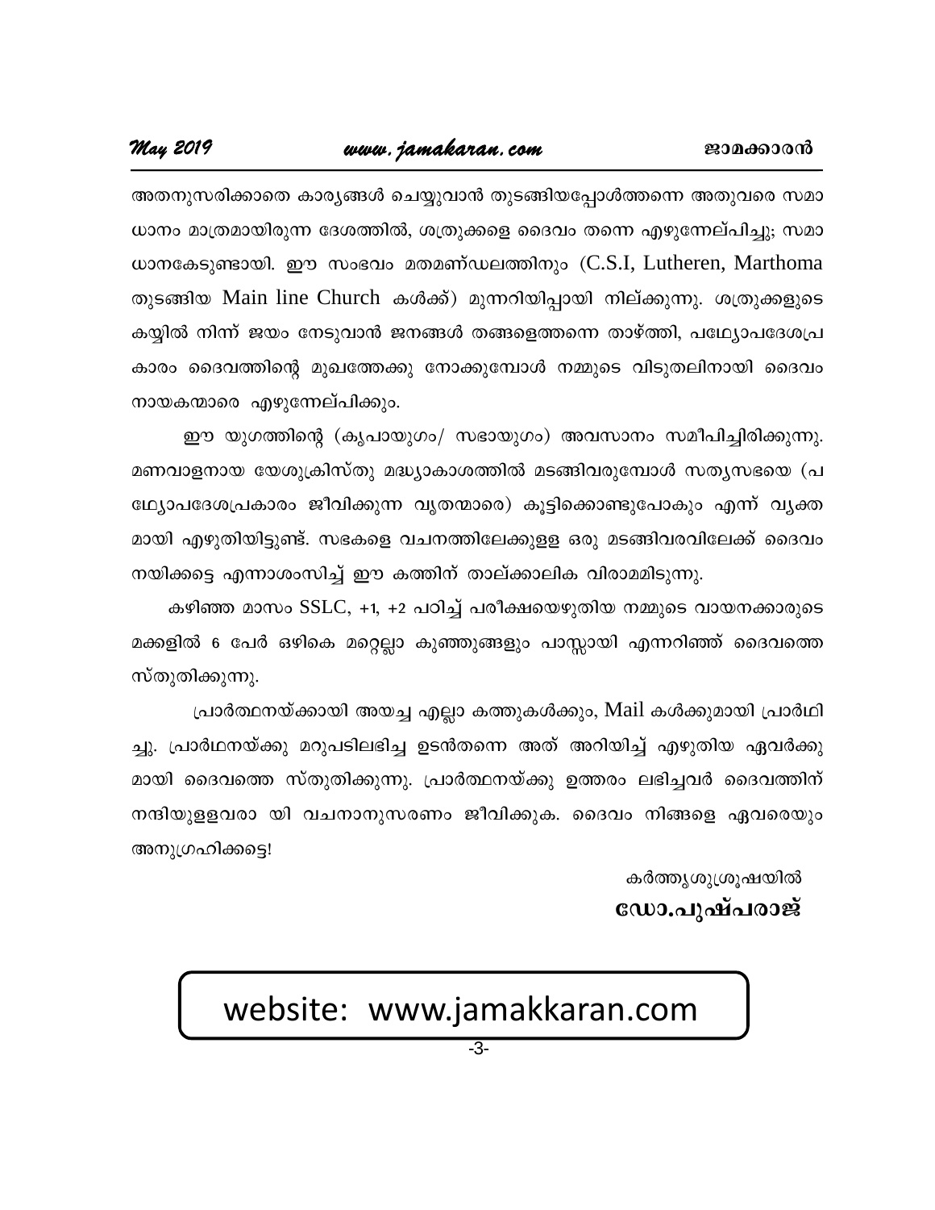അതനുസരിക്കാതെ കാര്യങ്ങൾ ചെയ്യുവാൻ തുടങ്ങിയപ്പോൾത്തന്നെ അതുവരെ സമാധാനം മാത്രമായിരുന്ന ദേശത്തിൽ, ശത്രുക്കളെ ദൈവം തന്നെ എഴുന്നേല്പിച്ചു; സമാധാനകേടുണ്ടായി. ഈ സംഭവം മതമണ്ഡലത്തിനും (C.S.I, Lutheren, Marthoma തുടങ്ങിയ Main line Church കൾക്ക്) മുന്നറിയിപ്പായി നില്ക്കുന്നു. ശത്രുക്കളുടെ കയ്യിൽ നിന്ന് ജയം നേടുവാൻ ജനങ്ങൾ തങ്ങളെത്തന്നെ താഴ്ത്തി, പഥ്യോപദേശപ്രകാരം ദൈവത്തിന്റെ മുഖത്തേക്കു നോക്കുമ്പോൾ നമ്മുടെ വിടുതലിനായി ദൈവം നായകന്മാരെ എഴുന്നേല്പിക്കും.

ഈ യുഗത്തിന്റെ (കൃപായുഗം/ സഭായുഗം) അവസാനം സമീപിച്ചിരിക്കുന്നു. മണവാളനായ യേശുക്രിസ്തു മദ്ധ്യാകാശത്തിൽ മടങ്ങിവരുമ്പോൾ സത്യസഭയെ (പഥ്യോപദേശപ്രകാരം ജീവിക്കുന്ന വൃതന്മാരെ) കൂട്ടിക്കൊണ്ടുപോകും എന്ന് വ്യക്തമായി എഴുതിയിട്ടുണ്ട്. സഭകളെ വചനത്തിലേക്കുള്ള ഒരു മടങ്ങിവരവിലേക്ക് ദൈവം നയിക്കട്ടെ എന്നാശംസിച്ച് ഈ കത്തിന് താല്ക്കാലിക വിരാമമിടുന്നു.

കഴിഞ്ഞ മാസം SSLC, +1, +2 പഠിച്ച് പരീക്ഷയെഴുതിയ നമ്മുടെ വായനക്കാരുടെ മക്കളിൽ 6 പേർ ഒഴികെ മറ്റെല്ലാ കുഞ്ഞുങ്ങളും പാസ്സായി എന്നറിഞ്ഞ് ദൈവത്തെ സ്തുതിക്കുന്നു.

പ്രാർത്ഥനയ്ക്കായി അയച്ച എല്ലാ കത്തുകൾക്കും, Mail കൾക്കുമായി പ്രാർഥിച്ചു. പ്രാർഥനയ്ക്കു മറുപടിലഭിച്ച ഉടൻതന്നെ അത് അറിയിച്ച് എഴുതിയ ഏവർക്കുമായി ദൈവത്തെ സ്തുതിക്കുന്നു. പ്രാർത്ഥനയ്ക്കു ഉത്തരം ലഭിച്ചവർ ദൈവത്തിന് നന്ദിയുള്ളവരാ യി വചനാനുസരണം ജീവിക്കുക. ദൈവം നിങ്ങളെ ഏവരെയും അനുഗ്രഹിക്കട്ടെ!

കർത്തൃശുശ്രൂഷയിൽ
**ഡോ.പുഷ്പരാജ്**

website: www.jamakkaran.com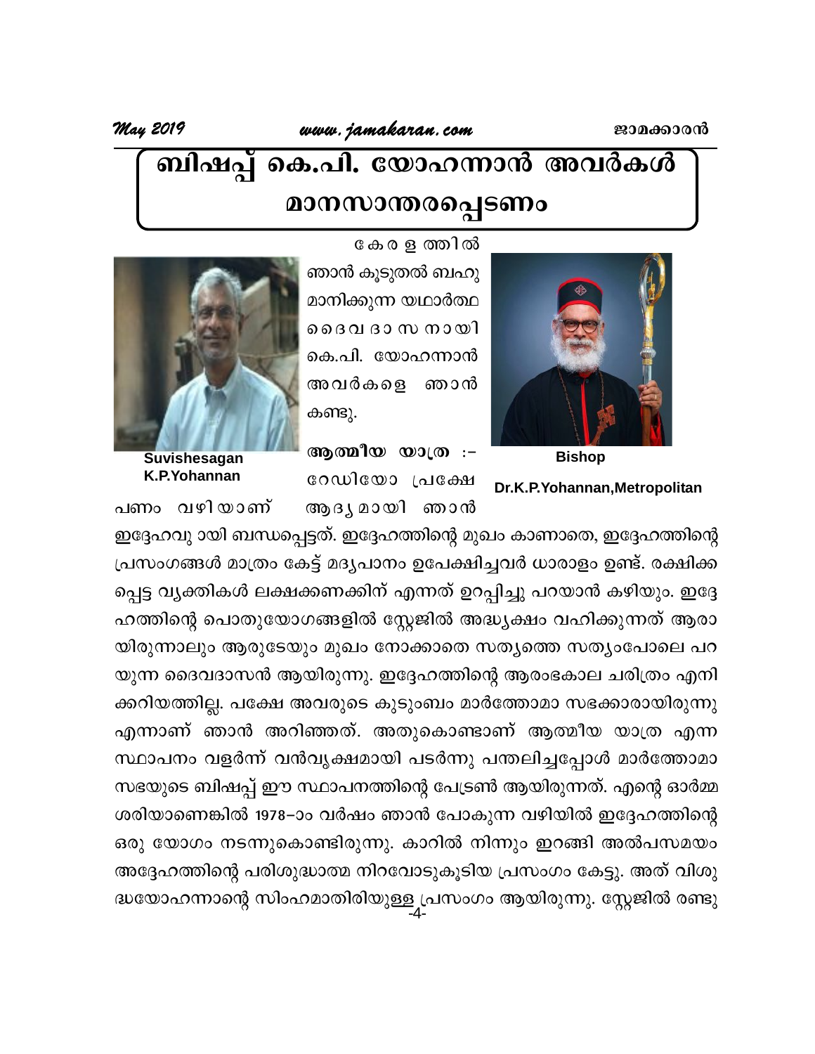# ബിഷപ്പ് കെ.പി. യോഹന്നാൻ അവർകൾ മാനസാന്തരപ്പെടണം

Suvishesagan K.P.Yohannan

Bishop Dr.K.P.Yohannan,Metropolitan

കേരളത്തിൽ ഞാൻ കൂടുതൽ ബഹുമാനിക്കുന്ന യഥാർത്ഥ ദൈവദാസനായി കെ.പി. യോഹന്നാൻ അവർകളെ ഞാൻ കണ്ടു.

**ആത്മീയ യാത്ര :–** റേഡിയോ പ്രക്ഷേപണം വഴിയാണ് ആദ്യമായി ഞാൻ ഇദ്ദേഹവു ായി ബന്ധപ്പെട്ടത്. ഇദ്ദേഹത്തിന്റെ മുഖം കാണാതെ, ഇദ്ദേഹത്തിന്റെ പ്രസംഗങ്ങൾ മാത്രം കേട്ട് മദ്യപാനം ഉപേക്ഷിച്ചവർ ധാരാളം ഉണ്ട്. രക്ഷിക്കപ്പെട്ട വ്യക്തികൾ ലക്ഷക്കണക്കിന് എന്നത് ഉറപ്പിച്ചു പറയാൻ കഴിയും. ഇദ്ദേഹത്തിന്റെ പൊതുയോഗങ്ങളിൽ സ്റ്റേജിൽ അദ്ധ്യക്ഷം വഹിക്കുന്നത് ആരായിരുന്നാലും ആരുടേയും മുഖം നോക്കാതെ സത്യത്തെ സത്യംപോലെ പറയുന്ന ദൈവദാസൻ ആയിരുന്നു. ഇദ്ദേഹത്തിന്റെ ആരംഭകാല ചരിത്രം എനിക്കറിയത്തില്ല. പക്ഷേ അവരുടെ കുടുംബം മാർത്തോമാ സഭക്കാരായിരുന്നു എന്നാണ് ഞാൻ അറിഞ്ഞത്. അതുകൊണ്ടാണ് ആത്മീയ യാത്ര എന്ന സ്ഥാപനം വളർന്ന് വൻവൃക്ഷമായി പടർന്നു പന്തലിച്ചപ്പോൾ മാർത്തോമാ സഭയുടെ ബിഷപ്പ് ഈ സ്ഥാപനത്തിന്റെ പേട്രൺ ആയിരുന്നത്. എന്റെ ഓർമ്മ ശരിയാണെങ്കിൽ 1978–ാം വർഷം ഞാൻ പോകുന്ന വഴിയിൽ ഇദ്ദേഹത്തിന്റെ ഒരു യോഗം നടന്നുകൊണ്ടിരുന്നു. കാറിൽ നിന്നും ഇറങ്ങി അൽപസമയം അദ്ദേഹത്തിന്റെ പരിശുദ്ധാത്മ നിറവോടുകൂടിയ പ്രസംഗം കേട്ടു. അത് വിശുദ്ധയോഹന്നാന്റെ സിംഹമാതിരിയുള്ള പ്രസംഗം ആയിരുന്നു. സ്റ്റേജിൽ രണ്ടു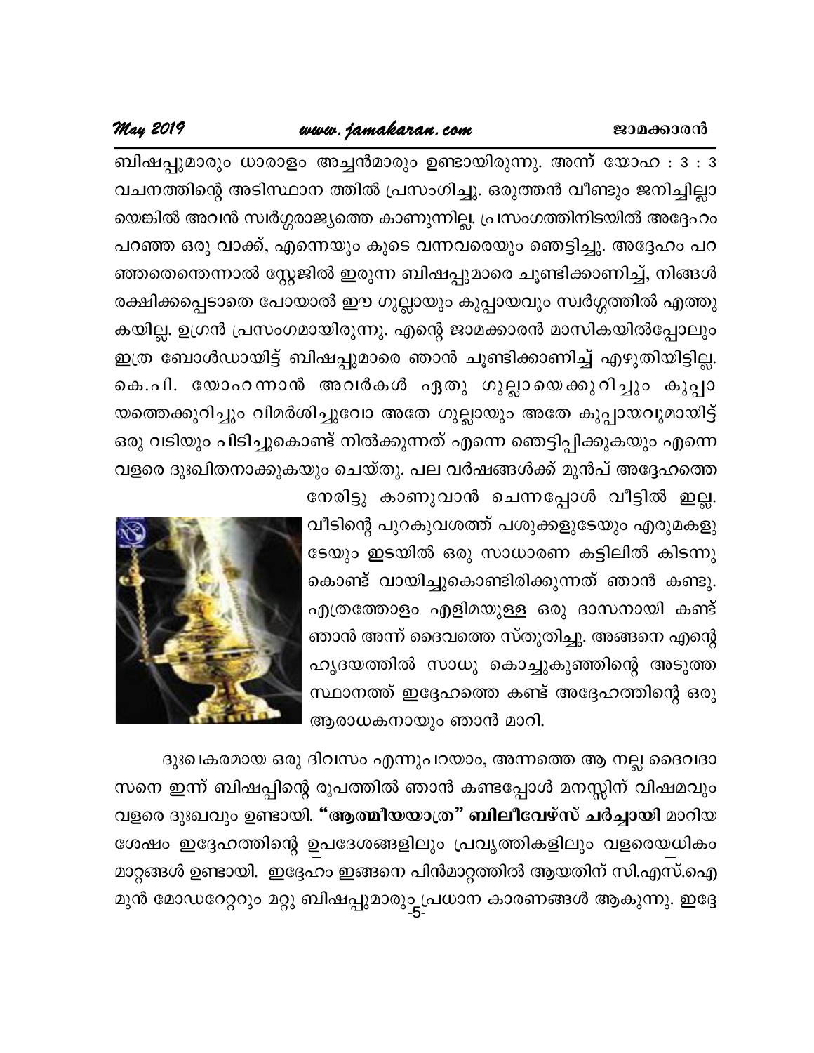ബിഷപ്പുമാരും ധാരാളം അച്ചൻമാരും ഉണ്ടായിരുന്നു. അന്ന് യോഹ : 3 : 3 വചനത്തിന്റെ അടിസ്ഥാന ത്തിൽ പ്രസംഗിച്ചു. ഒരുത്തൻ വീണ്ടും ജനിച്ചില്ലാ യെങ്കിൽ അവൻ സ്വർഗ്ഗരാജ്യത്തെ കാണുന്നില്ല. പ്രസംഗത്തിനിടയിൽ അദ്ദേഹം പറഞ്ഞ ഒരു വാക്ക്, എന്നെയും കൂടെ വന്നവരെയും ഞെട്ടിച്ചു. അദ്ദേഹം പറഞ്ഞതെന്തെന്നാൽ സ്റ്റേജിൽ ഇരുന്ന ബിഷപ്പുമാരെ ചൂണ്ടിക്കാണിച്ച്, നിങ്ങൾ രക്ഷിക്കപ്പെടാതെ പോയാൽ ഈ ഗുല്ലായും കുപ്പായവും സ്വർഗ്ഗത്തിൽ എത്തുകയില്ല. ഉഗ്രൻ പ്രസംഗമായിരുന്നു. എന്റെ ജാമക്കാരൻ മാസികയിൽപ്പോലും ഇത്ര ബോൾഡായിട്ട് ബിഷപ്പുമാരെ ഞാൻ ചൂണ്ടിക്കാണിച്ച് എഴുതിയിട്ടില്ല. കെ.പി. യോഹന്നാൻ അവർകൾ ഏതു ഗുല്ലായെക്കുറിച്ചും കുപ്പായത്തെക്കുറിച്ചും വിമർശിച്ചുവോ അതേ ഗുല്ലായും അതേ കുപ്പായവുമായിട്ട് ഒരു വടിയും പിടിച്ചുകൊണ്ട് നിൽക്കുന്നത് എന്നെ ഞെട്ടിപ്പിക്കുകയും എന്നെ വളരെ ദുഃഖിതനാക്കുകയും ചെയ്തു. പല വർഷങ്ങൾക്ക് മുൻപ് അദ്ദേഹത്തെ നേരിട്ടു കാണുവാൻ ചെന്നപ്പോൾ വീട്ടിൽ ഇല്ല. വീടിന്റെ പുറകുവശത്ത് പശുക്കളുടേയും എരുമകളുടേയും ഇടയിൽ ഒരു സാധാരണ കട്ടിലിൽ കിടന്നുകൊണ്ട് വായിച്ചുകൊണ്ടിരിക്കുന്നത് ഞാൻ കണ്ടു. എത്രത്തോളം എളിമയുള്ള ഒരു ദാസനായി കണ്ട് ഞാൻ അന്ന് ദൈവത്തെ സ്തുതിച്ചു. അങ്ങനെ എന്റെ ഹൃദയത്തിൽ സാധു കൊച്ചുകുഞ്ഞിന്റെ അടുത്ത സ്ഥാനത്ത് ഇദ്ദേഹത്തെ കണ്ട് അദ്ദേഹത്തിന്റെ ഒരു ആരാധകനായും ഞാൻ മാറി.

ദുഃഖകരമായ ഒരു ദിവസം എന്നുപറയാം, അന്നത്തെ ആ നല്ല ദൈവദാസനെ ഇന്ന് ബിഷപ്പിന്റെ രൂപത്തിൽ ഞാൻ കണ്ടപ്പോൾ മനസ്സിന് വിഷമവും വളരെ ദുഃഖവും ഉണ്ടായി. **"ആത്മീയയാത്ര" ബിലീവേഴ്സ് ചർച്ചായി** മാറിയ ശേഷം ഇദ്ദേഹത്തിന്റെ ഉപദേശങ്ങളിലും പ്രവൃത്തികളിലും വളരെയധികം മാറ്റങ്ങൾ ഉണ്ടായി. ഇദ്ദേഹം ഇങ്ങനെ പിൻമാറ്റത്തിൽ ആയതിന് സി.എസ്.ഐ മുൻ മോഡറേറ്ററും മറ്റു ബിഷപ്പുമാരും പ്രധാന കാരണങ്ങൾ ആകുന്നു. ഇദ്ദേ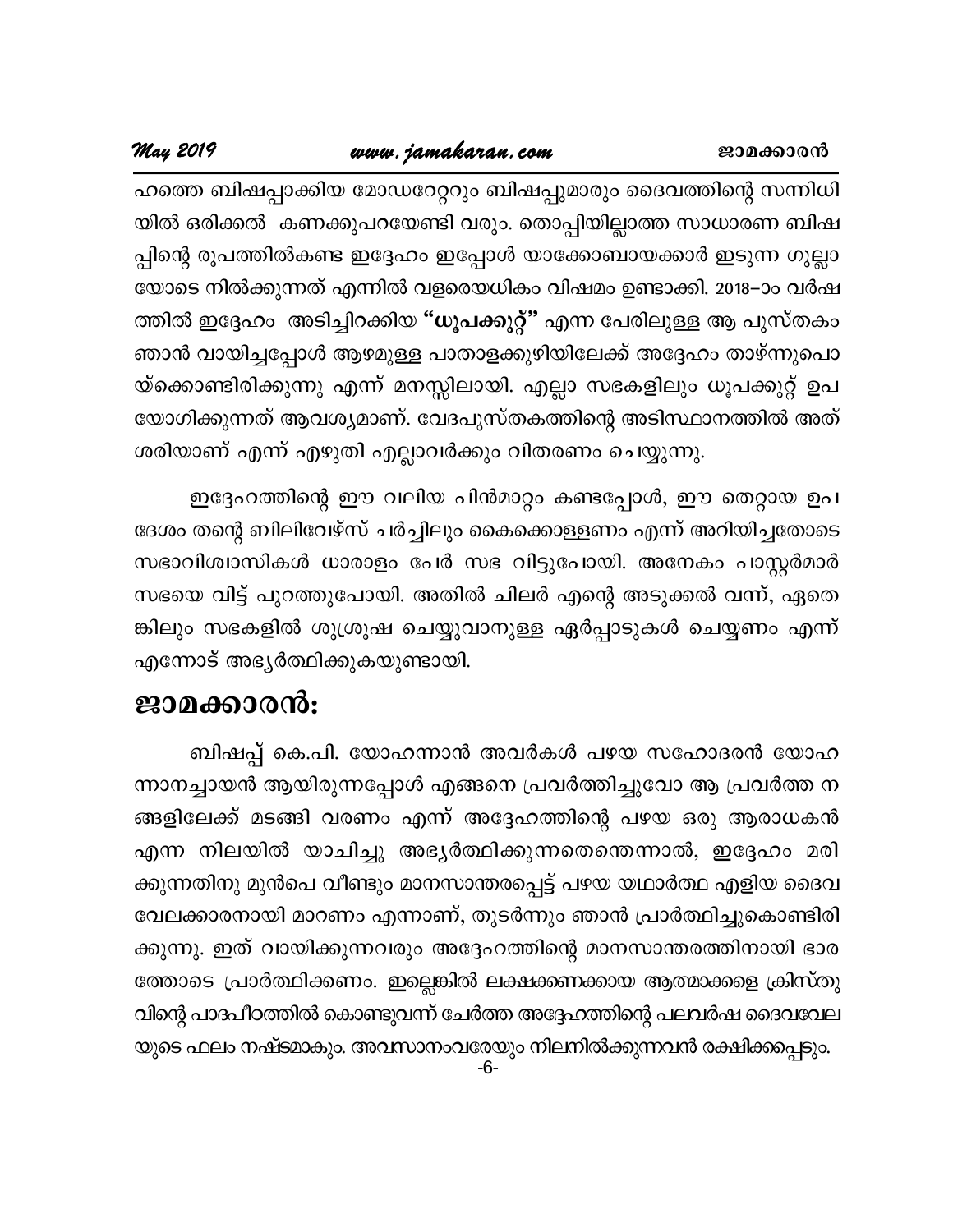ഹത്തെ ബിഷപ്പാക്കിയ മോഡറേറ്ററും ബിഷപ്പുമാരും ദൈവത്തിന്റെ സന്നിധിയിൽ ഒരിക്കൽ കണക്കുപറയേണ്ടി വരും. തൊപ്പിയില്ലാത്ത സാധാരണ ബിഷപ്പിന്റെ രൂപത്തിൽകണ്ട ഇദ്ദേഹം ഇപ്പോൾ യാക്കോബായക്കാർ ഇടുന്ന ഗുല്ലായോടെ നിൽക്കുന്നത് എന്നിൽ വളരെയധികം വിഷമം ഉണ്ടാക്കി. 2018–ാം വർഷത്തിൽ ഇദ്ദേഹം അടിച്ചിറക്കിയ **"ധൂപക്കുറ്റ്"** എന്ന പേരിലുള്ള ആ പുസ്തകം ഞാൻ വായിച്ചപ്പോൾ ആഴമുള്ള പാതാളക്കുഴിയിലേക്ക് അദ്ദേഹം താഴ്ന്നുപൊയ്ക്കൊണ്ടിരിക്കുന്നു എന്ന് മനസ്സിലായി. എല്ലാ സഭകളിലും ധൂപക്കുറ്റ് ഉപയോഗിക്കുന്നത് ആവശ്യമാണ്. വേദപുസ്തകത്തിന്റെ അടിസ്ഥാനത്തിൽ അത് ശരിയാണ് എന്ന് എഴുതി എല്ലാവർക്കും വിതരണം ചെയ്യുന്നു.

ഇദ്ദേഹത്തിന്റെ ഈ വലിയ പിൻമാറ്റം കണ്ടപ്പോൾ, ഈ തെറ്റായ ഉപദേശം തന്റെ ബിലിവേഴ്സ് ചർച്ചിലും കൈക്കൊള്ളണം എന്ന് അറിയിച്ചതോടെ സഭാവിശ്വാസികൾ ധാരാളം പേർ സഭ വിട്ടുപോയി. അനേകം പാസ്റ്റർമാർ സഭയെ വിട്ട് പുറത്തുപോയി. അതിൽ ചിലർ എന്റെ അടുക്കൽ വന്ന്, ഏതെങ്കിലും സഭകളിൽ ശുശ്രൂഷ ചെയ്യുവാനുള്ള ഏർപ്പാടുകൾ ചെയ്യണം എന്ന് എന്നോട് അഭ്യർത്ഥിക്കുകയുണ്ടായി.

## ജാമക്കാരൻ:

ബിഷപ്പ് കെ.പി. യോഹന്നാൻ അവർകൾ പഴയ സഹോദരൻ യോഹന്നാനച്ചായൻ ആയിരുന്നപ്പോൾ എങ്ങനെ പ്രവർത്തിച്ചുവോ ആ പ്രവർത്തനങ്ങളിലേക്ക് മടങ്ങി വരണം എന്ന് അദ്ദേഹത്തിന്റെ പഴയ ഒരു ആരാധകൻ എന്ന നിലയിൽ യാചിച്ചു അഭ്യർത്ഥിക്കുന്നതെന്തെന്നാൽ, ഇദ്ദേഹം മരിക്കുന്നതിനു മുൻപെ വീണ്ടും മാനസാന്തരപ്പെട്ട് പഴയ യഥാർത്ഥ എളിയ ദൈവവേലക്കാരനായി മാറണം എന്നാണ്, തുടർന്നും ഞാൻ പ്രാർത്ഥിച്ചുകൊണ്ടിരിക്കുന്നു. ഇത് വായിക്കുന്നവരും അദ്ദേഹത്തിന്റെ മാനസാന്തരത്തിനായി ഭാരത്തോടെ പ്രാർത്ഥിക്കണം. ഇല്ലെങ്കിൽ ലക്ഷക്കണക്കായ ആത്മാക്കളെ ക്രിസ്തുവിന്റെ പാദപീഠത്തിൽ കൊണ്ടുവന്ന് ചേർത്ത അദ്ദേഹത്തിന്റെ പലവർഷ ദൈവവേലയുടെ ഫലം നഷ്ടമാകും. അവസാനംവരേയും നിലനിൽക്കുന്നവൻ രക്ഷിക്കപ്പെടും.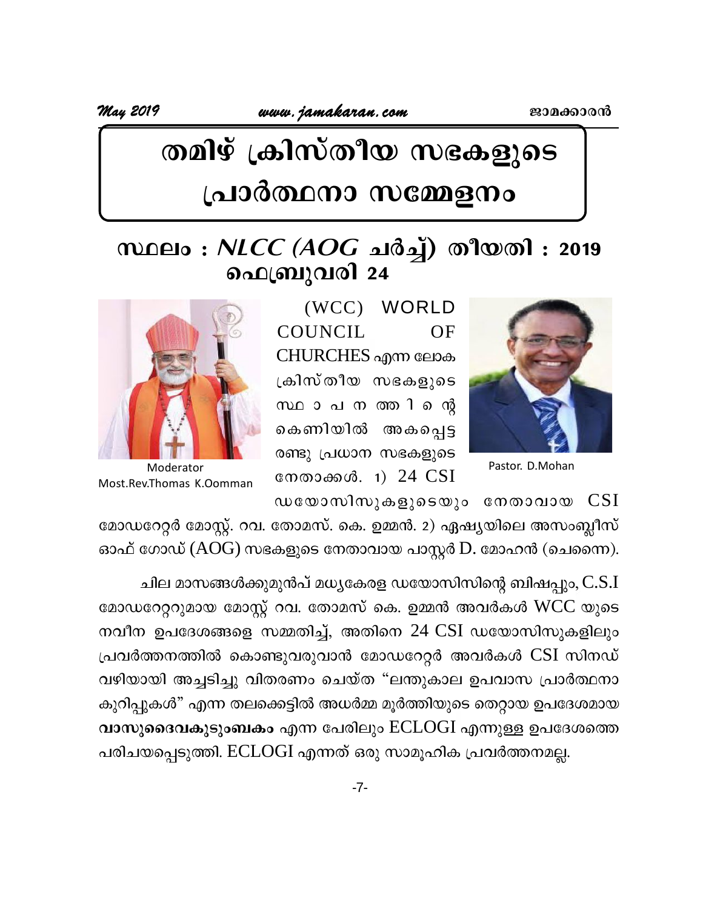# തമിഴ് ക്രിസ്തീയ സഭകളുടെ പ്രാർത്ഥനാ സമ്മേളനം

## സ്ഥലം : *NLCC (AOG* ചർച്ച്) തീയതി : 2019 ഫെബ്രുവരി 24

Moderator
Most.Rev.Thomas K.Oomman

Pastor. D.Mohan

(WCC) WORLD COUNCIL OF CHURCHES എന്ന ലോക ക്രിസ്തീയ സഭകളുടെ സ്ഥാപനത്തിന്റെ കെണിയിൽ അകപ്പെട്ട രണ്ടു പ്രധാന സഭകളുടെ നേതാക്കൾ. 1) 24 CSI ഡയോസിസുകളുടെയും നേതാവായ CSI മോഡറേറ്റർ മോസ്റ്റ്. റവ. തോമസ്. കെ. ഉമ്മൻ. 2) ഏഷ്യയിലെ അസംബ്ലീസ് ഓഫ് ഗോഡ് (AOG) സഭകളുടെ നേതാവായ പാസ്റ്റർ D. മോഹൻ (ചെന്നൈ).

ചില മാസങ്ങൾക്കുമുൻപ് മധ്യകേരള ഡയോസിസിന്റെ ബിഷപ്പും, C.S.I മോഡറേറ്ററുമായ മോസ്റ്റ് റവ. തോമസ് കെ. ഉമ്മൻ അവർകൾ WCC യുടെ നവീന ഉപദേശങ്ങളെ സമ്മതിച്ച്, അതിനെ 24 CSI ഡയോസിസുകളിലും പ്രവർത്തനത്തിൽ കൊണ്ടുവരുവാൻ മോഡറേറ്റർ അവർകൾ CSI സിനഡ് വഴിയായി അച്ചടിച്ചു വിതരണം ചെയ്ത "ലന്തുകാല ഉപവാസ പ്രാർത്ഥനാ കുറിപ്പുകൾ" എന്ന തലക്കെട്ടിൽ അധർമ്മ മൂർത്തിയുടെ തെറ്റായ ഉപദേശമായ **വാസുദൈവകുടുംബകം** എന്ന പേരിലും ECLOGI എന്നുള്ള ഉപദേശത്തെ പരിചയപ്പെടുത്തി. ECLOGI എന്നത് ഒരു സാമൂഹിക പ്രവർത്തനമല്ല.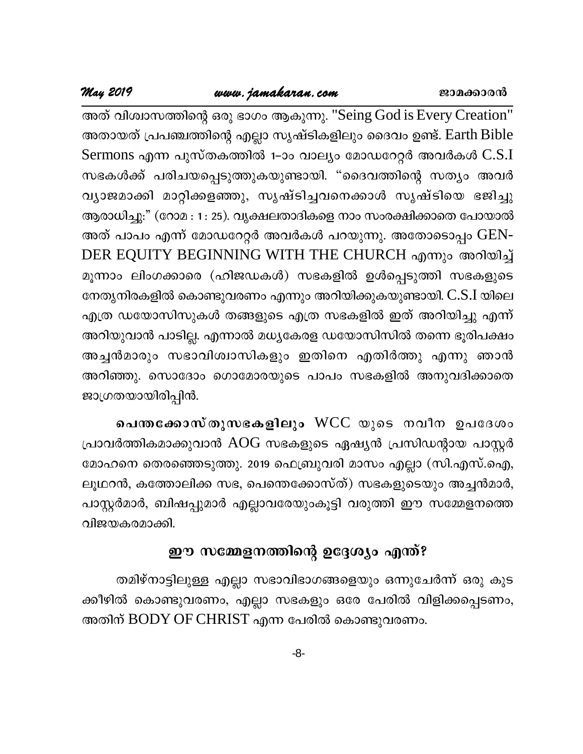അത് വിശ്വാസത്തിന്റെ ഒരു ഭാഗം ആകുന്നു. "Seing God is Every Creation" അതായത് പ്രപഞ്ചത്തിന്റെ എല്ലാ സൃഷ്ടികളിലും ദൈവം ഉണ്ട്. Earth Bible Sermons എന്ന പുസ്തകത്തിൽ 1–ാം വാല്യം മോഡറേറ്റർ അവർകൾ C.S.I സഭകൾക്ക് പരിചയപ്പെടുത്തുകയുണ്ടായി. "ദൈവത്തിന്റെ സത്യം അവർ വ്യാജമാക്കി മാറ്റിക്കളഞ്ഞു, സൃഷ്ടിച്ചവനെക്കാൾ സൃഷ്ടിയെ ഭജിച്ചു ആരാധിച്ചു:" (റോമ : 1 : 25). വൃക്ഷലതാദികളെ നാം സംരക്ഷിക്കാതെ പോയാൽ അത് പാപം എന്ന് മോഡറേറ്റർ അവർകൾ പറയുന്നു. അതോടൊപ്പം GENDER EQUITY BEGINNING WITH THE CHURCH എന്നും അറിയിച്ച് മൂന്നാം ലിംഗക്കാരെ (ഹിജഡകൾ) സഭകളിൽ ഉൾപ്പെടുത്തി സഭകളുടെ നേതൃനിരകളിൽ കൊണ്ടുവരണം എന്നും അറിയിക്കുകയുണ്ടായി. C.S.I യിലെ എത്ര ഡയോസിസുകൾ തങ്ങളുടെ എത്ര സഭകളിൽ ഇത് അറിയിച്ചു എന്ന് അറിയുവാൻ പാടില്ല. എന്നാൽ മധ്യകേരള ഡയോസിസിൽ തന്നെ ഭൂരിപക്ഷം അച്ചൻമാരും സഭാവിശ്വാസികളും ഇതിനെ എതിർത്തു എന്നു ഞാൻ അറിഞ്ഞു. സൊദോം ഗൊമോരയുടെ പാപം സഭകളിൽ അനുവദിക്കാതെ ജാഗ്രതയായിരിപ്പിൻ.

**പെന്തക്കോസ്തുസഭകളിലും** WCC യുടെ നവീന ഉപദേശം പ്രാവർത്തികമാക്കുവാൻ AOG സഭകളുടെ ഏഷ്യൻ പ്രസിഡന്റായ പാസ്റ്റർ മോഹനെ തെരഞ്ഞെടുത്തു. 2019 ഫെബ്രുവരി മാസം എല്ലാ (സി.എസ്.ഐ, ലൂഥറൻ, കത്തോലിക്ക സഭ, പെന്തെക്കോസ്ത്) സഭകളുടെയും അച്ചൻമാർ, പാസ്റ്റർമാർ, ബിഷപ്പുമാർ എല്ലാവരേയുംകൂട്ടി വരുത്തി ഈ സമ്മേളനത്തെ വിജയകരമാക്കി.

## ഈ സമ്മേളനത്തിന്റെ ഉദ്ദേശ്യം എന്ത്?

തമിഴ്നാട്ടിലുള്ള എല്ലാ സഭാവിഭാഗങ്ങളെയും ഒന്നുചേർന്ന് ഒരു കുട ക്കീഴിൽ കൊണ്ടുവരണം, എല്ലാ സഭകളും ഒരേ പേരിൽ വിളിക്കപ്പെടണം, അതിന് BODY OF CHRIST എന്ന പേരിൽ കൊണ്ടുവരണം.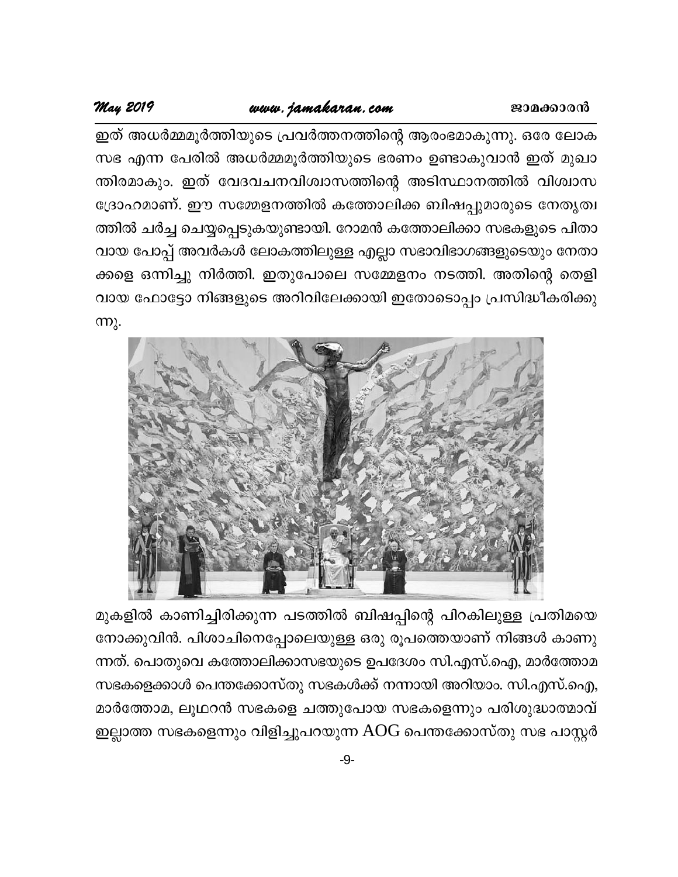ഇത് അധർമ്മമൂർത്തിയുടെ പ്രവർത്തനത്തിന്റെ ആരംഭമാകുന്നു. ഒരേ ലോക സഭ എന്ന പേരിൽ അധർമ്മമൂർത്തിയുടെ ഭരണം ഉണ്ടാകുവാൻ ഇത് മുഖാന്തിരമാകും. ഇത് വേദവചനവിശ്വാസത്തിന്റെ അടിസ്ഥാനത്തിൽ വിശ്വാസ ദ്രോഹമാണ്. ഈ സമ്മേളനത്തിൽ കത്തോലിക്ക ബിഷപ്പുമാരുടെ നേതൃത്വത്തിൽ ചർച്ച ചെയ്യപ്പെടുകയുണ്ടായി. റോമൻ കത്തോലിക്കാ സഭകളുടെ പിതാവായ പോപ്പ് അവർകൾ ലോകത്തിലുള്ള എല്ലാ സഭാവിഭാഗങ്ങളുടെയും നേതാക്കളെ ഒന്നിച്ചു നിർത്തി. ഇതുപോലെ സമ്മേളനം നടത്തി. അതിന്റെ തെളിവായ ഫോട്ടോ നിങ്ങളുടെ അറിവിലേക്കായി ഇതോടൊപ്പം പ്രസിദ്ധീകരിക്കുന്നു.

മുകളിൽ കാണിച്ചിരിക്കുന്ന പടത്തിൽ ബിഷപ്പിന്റെ പിറകിലുള്ള പ്രതിമയെ നോക്കുവിൻ. പിശാചിനെപ്പോലെയുള്ള ഒരു രൂപത്തെയാണ് നിങ്ങൾ കാണുന്നത്. പൊതുവെ കത്തോലിക്കാസഭയുടെ ഉപദേശം സി.എസ്.ഐ, മാർത്തോമ സഭകളെക്കാൾ പെന്തക്കോസ്തു സഭകൾക്ക് നന്നായി അറിയാം. സി.എസ്.ഐ, മാർത്തോമ, ലൂഥറൻ സഭകളെ ചത്തുപോയ സഭകളെന്നും പരിശുദ്ധാത്മാവ് ഇല്ലാത്ത സഭകളെന്നും വിളിച്ചുപറയുന്ന AOG പെന്തക്കോസ്തു സഭ പാസ്റ്റർ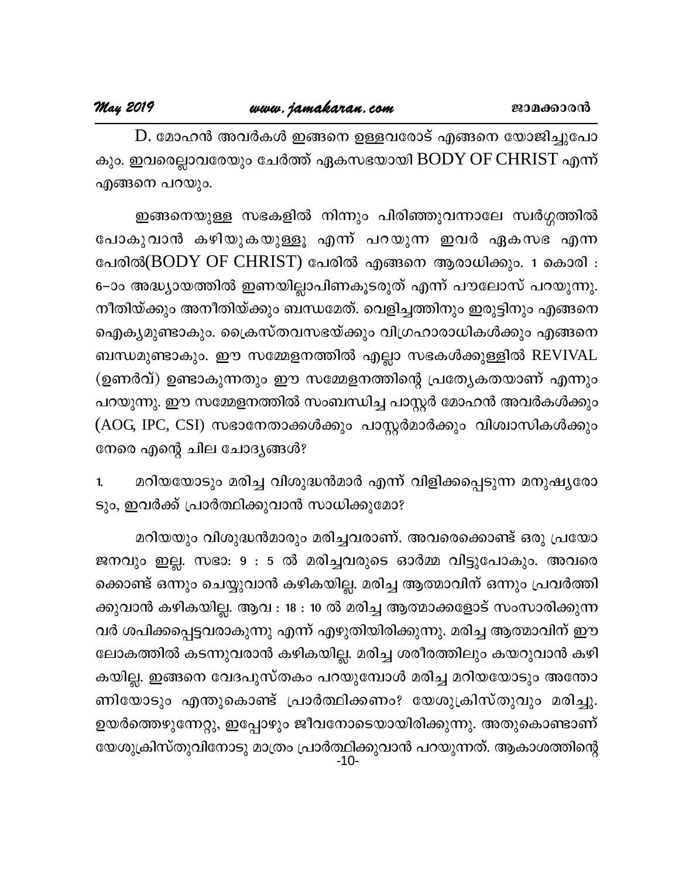D. മോഹൻ അവർകൾ ഇങ്ങനെ ഉള്ളവരോട് എങ്ങനെ യോജിച്ചുപോകും. ഇവരെല്ലാവരേയും ചേർത്ത് ഏകസഭയായി BODY OF CHRIST എന്ന് എങ്ങനെ പറയും.

ഇങ്ങനെയുള്ള സഭകളിൽ നിന്നും പിരിഞ്ഞുവന്നാലേ സ്വർഗ്ഗത്തിൽ പോകുവാൻ കഴിയുകയുള്ളൂ എന്ന് പറയുന്ന ഇവർ ഏകസഭ എന്ന പേരിൽ(BODY OF CHRIST) പേരിൽ എങ്ങനെ ആരാധിക്കും. 1 കൊരി : 6–ാം അദ്ധ്യായത്തിൽ ഇണയില്ലാപിണകൂടരുത് എന്ന് പൗലോസ് പറയുന്നു. നീതിയ്ക്കും അനീതിയ്ക്കും ബന്ധമേത്. വെളിച്ചത്തിനും ഇരുട്ടിനും എങ്ങനെ ഐക്യമുണ്ടാകും. ക്രൈസ്തവസഭയ്ക്കും വിഗ്രഹാരാധികൾക്കും എങ്ങനെ ബന്ധമുണ്ടാകും. ഈ സമ്മേളനത്തിൽ എല്ലാ സഭകൾക്കുള്ളിൽ REVIVAL (ഉണർവ്) ഉണ്ടാകുന്നതും ഈ സമ്മേളനത്തിന്റെ പ്രത്യേകതയാണ് എന്നും പറയുന്നു. ഈ സമ്മേളനത്തിൽ സംബന്ധിച്ച പാസ്റ്റർ മോഹൻ അവർകൾക്കും (AOG, IPC, CSI) സഭാനേതാക്കൾക്കും പാസ്റ്റർമാർക്കും വിശ്വാസികൾക്കും നേരെ എന്റെ ചില ചോദ്യങ്ങൾ?

1. മറിയയോടും മരിച്ച വിശുദ്ധൻമാർ എന്ന് വിളിക്കപ്പെടുന്ന മനുഷ്യരോടും, ഇവർക്ക് പ്രാർത്ഥിക്കുവാൻ സാധിക്കുമോ?

മറിയയും വിശുദ്ധൻമാരും മരിച്ചവരാണ്. അവരെക്കൊണ്ട് ഒരു പ്രയോജനവും ഇല്ല. സഭാ: 9 : 5 ൽ മരിച്ചവരുടെ ഓർമ്മ വിട്ടുപോകും. അവരെക്കൊണ്ട് ഒന്നും ചെയ്യുവാൻ കഴികയില്ല. മരിച്ച ആത്മാവിന് ഒന്നും പ്രവർത്തിക്കുവാൻ കഴികയില്ല. ആവ : 18 : 10 ൽ മരിച്ച ആത്മാക്കളോട് സംസാരിക്കുന്നവർ ശപിക്കപ്പെട്ടവരാകുന്നു എന്ന് എഴുതിയിരിക്കുന്നു. മരിച്ച ആത്മാവിന് ഈ ലോകത്തിൽ കടന്നുവരാൻ കഴികയില്ല. മരിച്ച ശരീരത്തിലും കയറുവാൻ കഴികയില്ല. ഇങ്ങനെ വേദപുസ്തകം പറയുമ്പോൾ മരിച്ച മറിയയോടും അന്തോണിയോടും എന്തുകൊണ്ട് പ്രാർത്ഥിക്കണം? യേശുക്രിസ്തുവും മരിച്ചു. ഉയർത്തെഴുന്നേറ്റു, ഇപ്പോഴും ജീവനോടെയായിരിക്കുന്നു. അതുകൊണ്ടാണ് യേശുക്രിസ്തുവിനോടു മാത്രം പ്രാർത്ഥിക്കുവാൻ പറയുന്നത്. ആകാശത്തിന്റെ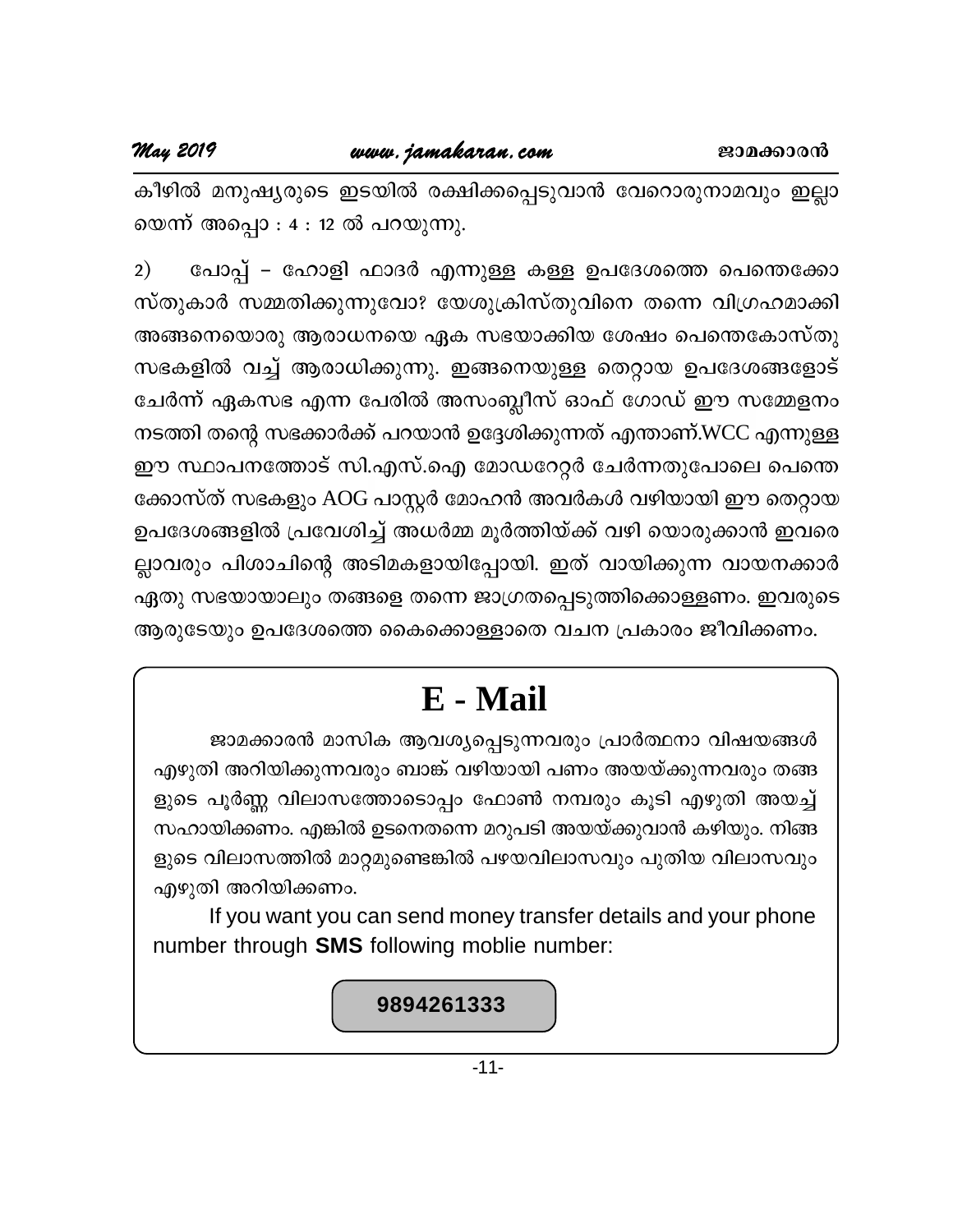കീഴിൽ മനുഷ്യരുടെ ഇടയിൽ രക്ഷിക്കപ്പെടുവാൻ വേറൊരുനാമവും ഇല്ലായെന്ന് അപ്പൊ : 4 : 12 ൽ പറയുന്നു.

2) പോപ്പ് – ഹോളി ഫാദർ എന്നുള്ള കള്ള ഉപദേശത്തെ പെന്തെക്കോസ്തുകാർ സമ്മതിക്കുന്നുവോ? യേശുക്രിസ്തുവിനെ തന്നെ വിഗ്രഹമാക്കി അങ്ങനെയൊരു ആരാധനയെ ഏക സഭയാക്കിയ ശേഷം പെന്തെകോസ്തു സഭകളിൽ വച്ച് ആരാധിക്കുന്നു. ഇങ്ങനെയുള്ള തെറ്റായ ഉപദേശങ്ങളോട് ചേർന്ന് ഏകസഭ എന്ന പേരിൽ അസംബ്ലീസ് ഓഫ് ഗോഡ് ഈ സമ്മേളനം നടത്തി തന്റെ സഭക്കാർക്ക് പറയാൻ ഉദ്ദേശിക്കുന്നത് എന്താണ്.WCC എന്നുള്ള ഈ സ്ഥാപനത്തോട് സി.എസ്.ഐ മോഡറേറ്റർ ചേർന്നതുപോലെ പെന്തെക്കോസ്ത് സഭകളും AOG പാസ്റ്റർ മോഹൻ അവർകൾ വഴിയായി ഈ തെറ്റായ ഉപദേശങ്ങളിൽ പ്രവേശിച്ച് അധർമ്മ മൂർത്തിയ്ക്ക് വഴി യൊരുക്കാൻ ഇവരെല്ലാവരും പിശാചിന്റെ അടിമകളായിപ്പോയി. ഇത് വായിക്കുന്ന വായനക്കാർ ഏതു സഭയായാലും തങ്ങളെ തന്നെ ജാഗ്രതപ്പെടുത്തിക്കൊള്ളണം. ഇവരുടെ ആരുടേയും ഉപദേശത്തെ കൈക്കൊള്ളാതെ വചന പ്രകാരം ജീവിക്കണം.

# E - Mail

ജാമക്കാരൻ മാസിക ആവശ്യപ്പെടുന്നവരും പ്രാർത്ഥനാ വിഷയങ്ങൾ എഴുതി അറിയിക്കുന്നവരും ബാങ്ക് വഴിയായി പണം അയയ്ക്കുന്നവരും തങ്ങളുടെ പൂർണ്ണ വിലാസത്തോടൊപ്പം ഫോൺ നമ്പരും കൂടി എഴുതി അയച്ച് സഹായിക്കണം. എങ്കിൽ ഉടനെതന്നെ മറുപടി അയയ്ക്കുവാൻ കഴിയും. നിങ്ങളുടെ വിലാസത്തിൽ മാറ്റമുണ്ടെങ്കിൽ പഴയവിലാസവും പുതിയ വിലാസവും എഴുതി അറിയിക്കണം.

If you want you can send money transfer details and your phone number through **SMS** following moblie number:

**9894261333**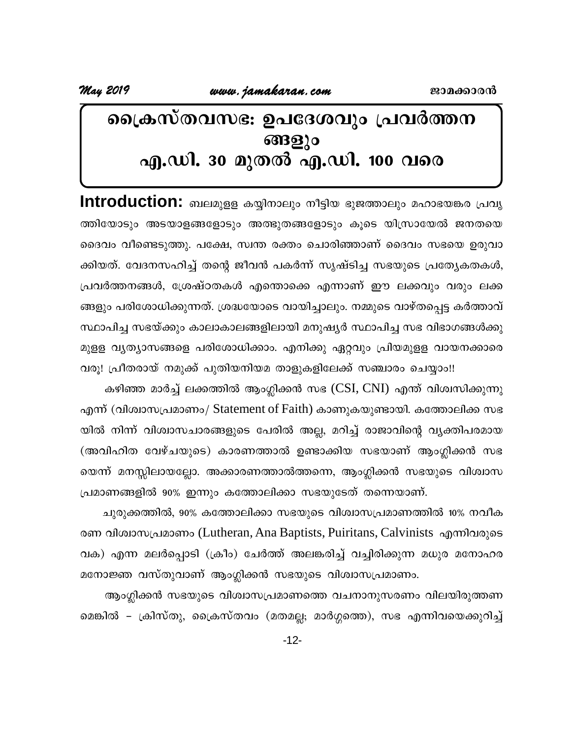# ക്രൈസ്തവസഭ: ഉപദേശവും പ്രവർത്തനങ്ങളും എ.ഡി. 30 മുതൽ എ.ഡി. 100 വരെ

**Introduction:** ബലമുള്ള കയ്യിനാലും നീട്ടിയ ഭുജത്താലും മഹാഭയങ്കര പ്രവൃത്തിയോടും അടയാളങ്ങളോടും അത്ഭുതങ്ങളോടും കൂടെ യിസ്രായേൽ ജനതയെ ദൈവം വീണ്ടെടുത്തു. പക്ഷേ, സ്വന്ത രക്തം ചൊരിഞ്ഞാണ് ദൈവം സഭയെ ഉരുവാക്കിയത്. വേദനസഹിച്ച് തന്റെ ജീവൻ പകർന്ന് സൃഷ്ടിച്ച സഭയുടെ പ്രത്യേകതകൾ, പ്രവർത്തനങ്ങൾ, ശ്രേഷ്ഠതകൾ എന്തൊക്കെ എന്നാണ് ഈ ലക്കവും വരും ലക്കങ്ങളും പരിശോധിക്കുന്നത്. ശ്രദ്ധയോടെ വായിച്ചാലും. നമ്മുടെ വാഴ്ത്തപ്പെട്ട കർത്താവ് സ്ഥാപിച്ച സഭയ്ക്കും കാലാകാലങ്ങളിലായി മനുഷ്യർ സ്ഥാപിച്ച സഭ വിഭാഗങ്ങൾക്കുമുള്ള വ്യത്യാസങ്ങളെ പരിശോധിക്കാം. എനിക്കു ഏറ്റവും പ്രിയമുള്ള വായനക്കാരെ വരൂ! പ്രീതരായ് നമുക്ക് പുതിയനിയമ താളുകളിലേക്ക് സഞ്ചാരം ചെയ്യാം!!

കഴിഞ്ഞ മാർച്ച് ലക്കത്തിൽ ആംഗ്ലിക്കൻ സഭ (CSI, CNI) എന്ത് വിശ്വസിക്കുന്നു എന്ന് (വിശ്വാസപ്രമാണം/ Statement of Faith) കാണുകയുണ്ടായി. കത്തോലിക്ക സഭയിൽ നിന്ന് വിശ്വാസചാരങ്ങളുടെ പേരിൽ അല്ല, മറിച്ച് രാജാവിന്റെ വ്യക്തിപരമായ (അവിഹിത വേഴ്ചയുടെ) കാരണത്താൽ ഉണ്ടാക്കിയ സഭയാണ് ആംഗ്ലിക്കൻ സഭയെന്ന് മനസ്സിലായല്ലോ. അക്കാരണത്താൽത്തന്നെ, ആംഗ്ലിക്കൻ സഭയുടെ വിശ്വാസ പ്രമാണങ്ങളിൽ 90% ഇന്നും കത്തോലിക്കാ സഭയുടേത് തന്നെയാണ്.

ചുരുക്കത്തിൽ, 90% കത്തോലിക്കാ സഭയുടെ വിശ്വാസപ്രമാണത്തിൽ 10% നവീകരണ വിശ്വാസപ്രമാണം (Lutheran, Ana Baptists, Puiritans, Calvinists എന്നിവരുടെ വക) എന്ന മലർപ്പൊടി (ക്രീം) ചേർത്ത് അലങ്കരിച്ച് വച്ചിരിക്കുന്ന മധുര മനോഹര മനോജ്ഞ വസ്തുവാണ് ആംഗ്ലിക്കൻ സഭയുടെ വിശ്വാസപ്രമാണം.

ആംഗ്ലിക്കൻ സഭയുടെ വിശ്വാസപ്രമാണത്തെ വചനാനുസരണം വിലയിരുത്തണമെങ്കിൽ – ക്രിസ്തു, ക്രൈസ്തവം (മതമല്ല; മാർഗ്ഗത്തെ), സഭ എന്നിവയെക്കുറിച്ച്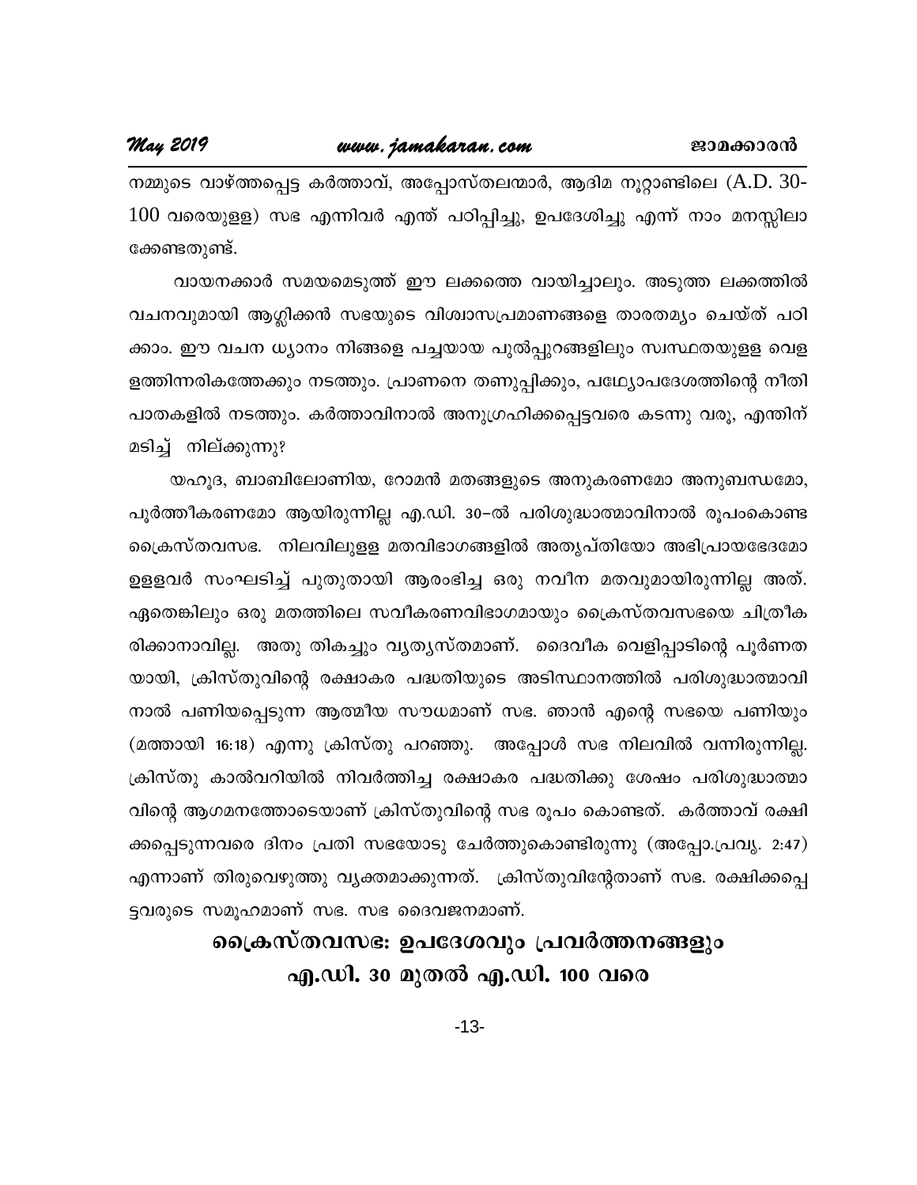നമ്മുടെ വാഴ്ത്തപ്പെട്ട കർത്താവ്, അപ്പോസ്തലന്മാർ, ആദിമ നൂറ്റാണ്ടിലെ (A.D. 30-100 വരെയുള്ള) സഭ എന്നിവർ എന്ത് പഠിപ്പിച്ചു, ഉപദേശിച്ചു എന്ന് നാം മനസ്സിലാക്കേണ്ടതുണ്ട്.

വായനക്കാർ സമയമെടുത്ത് ഈ ലക്കത്തെ വായിച്ചാലും. അടുത്ത ലക്കത്തിൽ വചനവുമായി ആംഗ്ലിക്കൻ സഭയുടെ വിശ്വാസപ്രമാണങ്ങളെ താരതമ്യം ചെയ്ത് പഠിക്കാം. ഈ വചന ധ്യാനം നിങ്ങളെ പച്ചയായ പുൽപ്പുറങ്ങളിലും സ്വസ്ഥതയുള്ള വെളളത്തിന്നരികത്തേക്കും നടത്തും. പ്രാണനെ തണുപ്പിക്കും, പഥ്യോപദേശത്തിന്റെ നീതി പാതകളിൽ നടത്തും. കർത്താവിനാൽ അനുഗ്രഹിക്കപ്പെട്ടവരെ കടന്നു വരൂ, എന്തിന് മടിച്ച് നില്ക്കുന്നു?

യഹൂദ, ബാബിലോണിയ, റോമൻ മതങ്ങളുടെ അനുകരണമോ അനുബന്ധമോ, പൂർത്തീകരണമോ ആയിരുന്നില്ല എ.ഡി. 30–ൽ പരിശുദ്ധാത്മാവിനാൽ രൂപംകൊണ്ട ക്രൈസ്തവസഭ. നിലവിലുള്ള മതവിഭാഗങ്ങളിൽ അതൃപ്തിയോ അഭിപ്രായഭേദമോ ഉളളവർ സംഘടിച്ച് പുതുതായി ആരംഭിച്ച ഒരു നവീന മതവുമായിരുന്നില്ല അത്. ഏതെങ്കിലും ഒരു മതത്തിലെ സവീകരണവിഭാഗമായും ക്രൈസ്തവസഭയെ ചിത്രീകരിക്കാനാവില്ല. അതു തികച്ചും വ്യത്യസ്തമാണ്. ദൈവീക വെളിപ്പാടിന്റെ പൂർണതയായി, ക്രിസ്തുവിന്റെ രക്ഷാകര പദ്ധതിയുടെ അടിസ്ഥാനത്തിൽ പരിശുദ്ധാത്മാവിനാൽ പണിയപ്പെടുന്ന ആത്മീയ സൗധമാണ് സഭ. ഞാൻ എന്റെ സഭയെ പണിയും (മത്തായി 16:18) എന്നു ക്രിസ്തു പറഞ്ഞു. അപ്പോൾ സഭ നിലവിൽ വന്നിരുന്നില്ല. ക്രിസ്തു കാൽവറിയിൽ നിവർത്തിച്ച രക്ഷാകര പദ്ധതിക്കു ശേഷം പരിശുദ്ധാത്മാവിന്റെ ആഗമനത്തോടെയാണ് ക്രിസ്തുവിന്റെ സഭ രൂപം കൊണ്ടത്. കർത്താവ് രക്ഷിക്കപ്പെടുന്നവരെ ദിനം പ്രതി സഭയോടു ചേർത്തുകൊണ്ടിരുന്നു (അപ്പോ.പ്രവൃ. 2:47) എന്നാണ് തിരുവെഴുത്തു വ്യക്തമാക്കുന്നത്. ക്രിസ്തുവിന്റേതാണ് സഭ. രക്ഷിക്കപ്പെട്ടവരുടെ സമൂഹമാണ് സഭ. സഭ ദൈവജനമാണ്.

## ക്രൈസ്തവസഭ: ഉപദേശവും പ്രവർത്തനങ്ങളും എ.ഡി. 30 മുതൽ എ.ഡി. 100 വരെ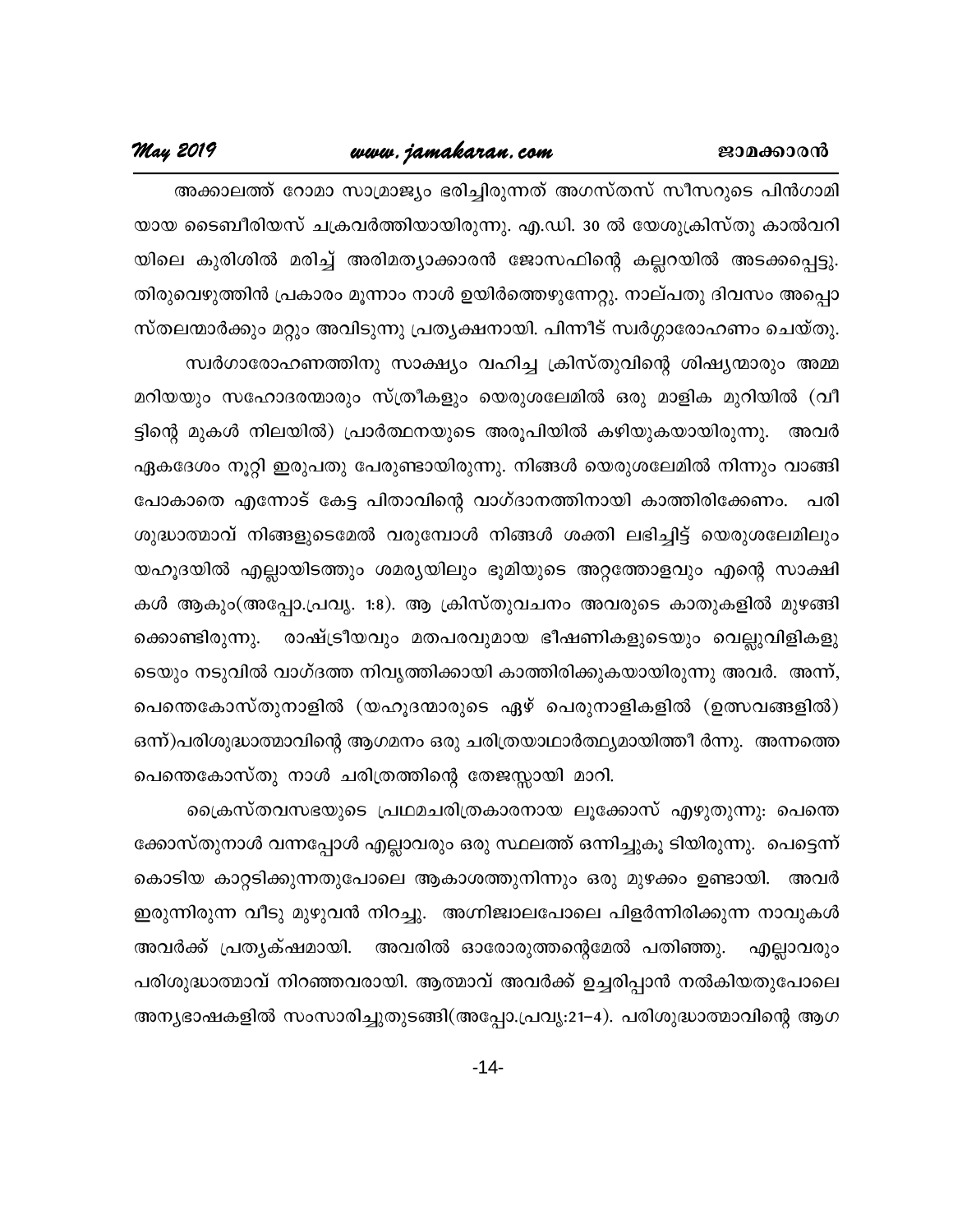അക്കാലത്ത് റോമാ സാമ്രാജ്യം ഭരിച്ചിരുന്നത് അഗസ്തസ് സീസറുടെ പിൻഗാമിയായ ടൈബീരിയസ് ചക്രവർത്തിയായിരുന്നു. എ.ഡി. 30 ൽ യേശുക്രിസ്തു കാൽവറിയിലെ കുരിശിൽ മരിച്ച് അരിമത്യാക്കാരൻ ജോസഫിന്റെ കല്ലറയിൽ അടക്കപ്പെട്ടു. തിരുവെഴുത്തിൻ പ്രകാരം മൂന്നാം നാൾ ഉയിർത്തെഴുന്നേറ്റു. നാല്പതു ദിവസം അപ്പൊസ്തലന്മാർക്കും മറ്റും അവിടുന്നു പ്രത്യക്ഷനായി. പിന്നീട് സ്വർഗ്ഗാരോഹണം ചെയ്തു.

സ്വർഗാരോഹണത്തിനു സാക്ഷ്യം വഹിച്ച ക്രിസ്തുവിന്റെ ശിഷ്യന്മാരും അമ്മ മറിയയും സഹോദരന്മാരും സ്ത്രീകളും യെരുശലേമിൽ ഒരു മാളിക മുറിയിൽ (വീട്ടിന്റെ മുകൾ നിലയിൽ) പ്രാർത്ഥനയുടെ അരൂപിയിൽ കഴിയുകയായിരുന്നു. അവർ ഏകദേശം നൂറ്റി ഇരുപതു പേരുണ്ടായിരുന്നു. നിങ്ങൾ യെരുശലേമിൽ നിന്നും വാങ്ങിപോകാതെ എന്നോട് കേട്ട പിതാവിന്റെ വാഗ്ദാനത്തിനായി കാത്തിരിക്കേണം. പരിശുദ്ധാത്മാവ് നിങ്ങളുടെമേൽ വരുമ്പോൾ നിങ്ങൾ ശക്തി ലഭിച്ചിട്ട് യെരുശലേമിലും യഹൂദയിൽ എല്ലായിടത്തും ശമര്യയിലും ഭൂമിയുടെ അറ്റത്തോളവും എന്റെ സാക്ഷികൾ ആകും(അപ്പോ.പ്രവൃ. 1:8). ആ ക്രിസ്തുവചനം അവരുടെ കാതുകളിൽ മുഴങ്ങിക്കൊണ്ടിരുന്നു. രാഷ്ട്രീയവും മതപരവുമായ ഭീഷണികളുടെയും വെല്ലുവിളികളുടെയും നടുവിൽ വാഗ്ദത്ത നിവൃത്തിക്കായി കാത്തിരിക്കുകയായിരുന്നു അവർ. അന്ന്, പെന്തെകോസ്തുനാളിൽ (യഹൂദന്മാരുടെ ഏഴ് പെരുനാളികളിൽ (ഉത്സവങ്ങളിൽ) ഒന്ന്)പരിശുദ്ധാത്മാവിന്റെ ആഗമനം ഒരു ചരിത്രയാഥാർത്ഥ്യമായിത്തീ ർന്നു. അന്നത്തെ പെന്തെകോസ്തു നാൾ ചരിത്രത്തിന്റെ തേജസ്സായി മാറി.

ക്രൈസ്തവസഭയുടെ പ്രഥമചരിത്രകാരനായ ലൂക്കോസ് എഴുതുന്നു: പെന്തെക്കോസ്തുനാൾ വന്നപ്പോൾ എല്ലാവരും ഒരു സ്ഥലത്ത് ഒന്നിച്ചുകൂ ടിയിരുന്നു. പെട്ടെന്ന് കൊടിയ കാറ്റടിക്കുന്നതുപോലെ ആകാശത്തുനിന്നും ഒരു മുഴക്കം ഉണ്ടായി. അവർ ഇരുന്നിരുന്ന വീടു മുഴുവൻ നിറച്ചു. അഗ്നിജ്വാലപോലെ പിളർന്നിരിക്കുന്ന നാവുകൾ അവർക്ക് പ്രത്യക്ഷമായി. അവരിൽ ഓരോരുത്തന്റെമേൽ പതിഞ്ഞു. എല്ലാവരും പരിശുദ്ധാത്മാവ് നിറഞ്ഞവരായി. ആത്മാവ് അവർക്ക് ഉച്ചരിപ്പാൻ നൽകിയതുപോലെ അന്യഭാഷകളിൽ സംസാരിച്ചുതുടങ്ങി(അപ്പോ.പ്രവൃ:21–4). പരിശുദ്ധാത്മാവിന്റെ ആഗ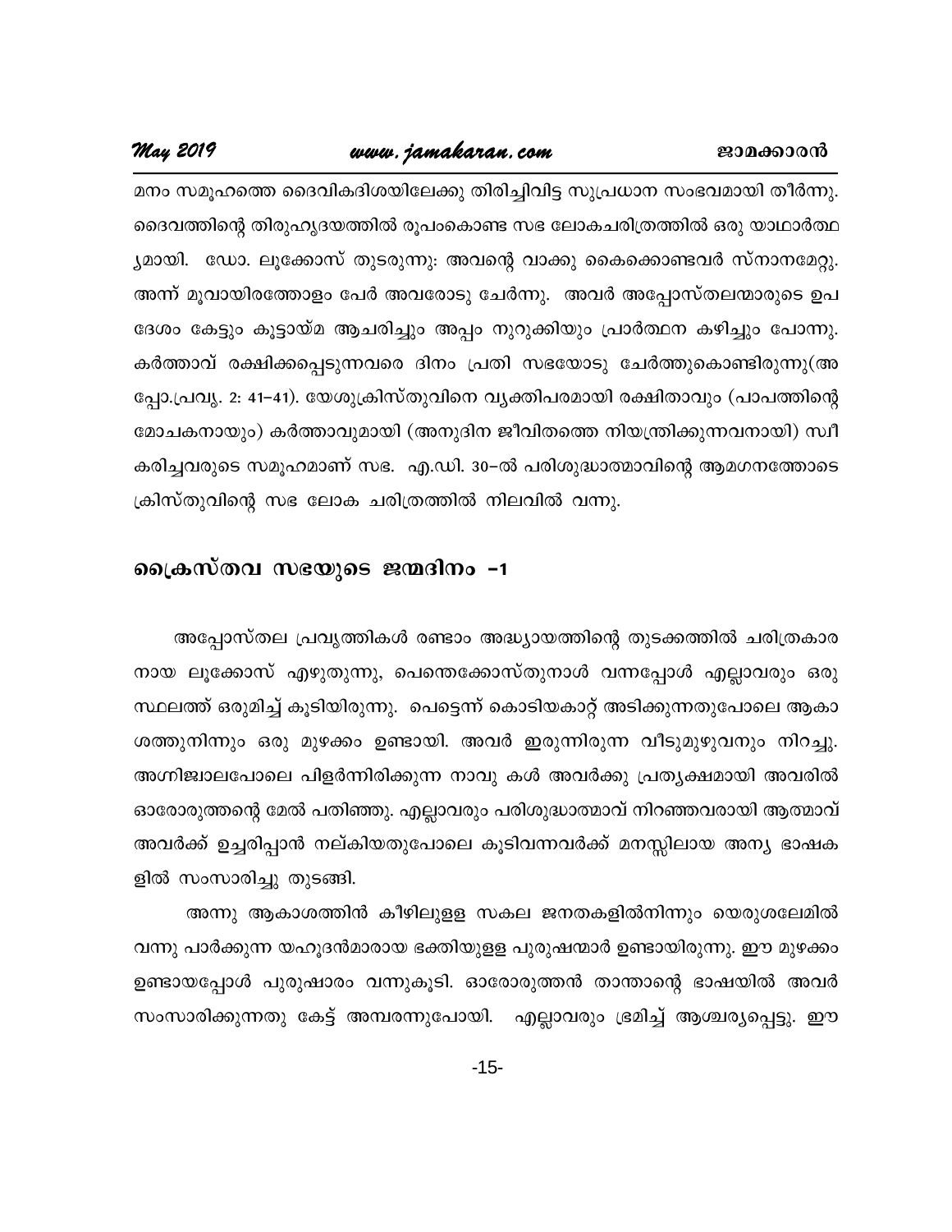മനം സമൂഹത്തെ ദൈവികദിശയിലേക്കു തിരിച്ചിവിട്ട സുപ്രധാന സംഭവമായി തീർന്നു. ദൈവത്തിന്റെ തിരുഹൃദയത്തിൽ രൂപംകൊണ്ട സഭ ലോകചരിത്രത്തിൽ ഒരു യാഥാർത്ഥ്യമായി. ഡോ. ലൂക്കോസ് തുടരുന്നു: അവന്റെ വാക്കു കൈക്കൊണ്ടവർ സ്നാനമേറ്റു. അന്ന് മൂവായിരത്തോളം പേർ അവരോടു ചേർന്നു. അവർ അപ്പോസ്തലന്മാരുടെ ഉപദേശം കേട്ടും കൂട്ടായ്മ ആചരിച്ചും അപ്പം നുറുക്കിയും പ്രാർത്ഥന കഴിച്ചും പോന്നു. കർത്താവ് രക്ഷിക്കപ്പെടുന്നവരെ ദിനം പ്രതി സഭയോടു ചേർത്തുകൊണ്ടിരുന്നു(അപ്പോ.പ്രവൃ. 2: 41–41). യേശുക്രിസ്തുവിനെ വ്യക്തിപരമായി രക്ഷിതാവും (പാപത്തിന്റെ മോചകനായും) കർത്താവുമായി (അനുദിന ജീവിതത്തെ നിയന്ത്രിക്കുന്നവനായി) സ്വീകരിച്ചവരുടെ സമൂഹമാണ് സഭ. എ.ഡി. 30–ൽ പരിശുദ്ധാത്മാവിന്റെ ആമഗനത്തോടെ ക്രിസ്തുവിന്റെ സഭ ലോക ചരിത്രത്തിൽ നിലവിൽ വന്നു.

## ക്രൈസ്തവ സഭയുടെ ജന്മദിനം –1

അപ്പോസ്തല പ്രവൃത്തികൾ രണ്ടാം അദ്ധ്യായത്തിന്റെ തുടക്കത്തിൽ ചരിത്രകാരനായ ലൂക്കോസ് എഴുതുന്നു, പെന്തെക്കോസ്തുനാൾ വന്നപ്പോൾ എല്ലാവരും ഒരു സ്ഥലത്ത് ഒരുമിച്ച് കൂടിയിരുന്നു. പെട്ടെന്ന് കൊടിയകാറ്റ് അടിക്കുന്നതുപോലെ ആകാശത്തുനിന്നും ഒരു മുഴക്കം ഉണ്ടായി. അവർ ഇരുന്നിരുന്ന വീടുമുഴുവനും നിറച്ചു. അഗ്നിജ്വാലപോലെ പിളർന്നിരിക്കുന്ന നാവു കൾ അവർക്കു പ്രത്യക്ഷമായി അവരിൽ ഓരോരുത്തന്റെ മേൽ പതിഞ്ഞു. എല്ലാവരും പരിശുദ്ധാത്മാവ് നിറഞ്ഞവരായി ആത്മാവ് അവർക്ക് ഉച്ചരിപ്പാൻ നല്കിയതുപോലെ കൂടിവന്നവർക്ക് മനസ്സിലായ അന്യ ഭാഷകളിൽ സംസാരിച്ചു തുടങ്ങി.

അന്നു ആകാശത്തിൻ കീഴിലുളള സകല ജനതകളിൽനിന്നും യെരുശലേമിൽ വന്നു പാർക്കുന്ന യഹൂദൻമാരായ ഭക്തിയുളള പുരുഷന്മാർ ഉണ്ടായിരുന്നു. ഈ മുഴക്കം ഉണ്ടായപ്പോൾ പുരുഷാരം വന്നുകൂടി. ഓരോരുത്തൻ താന്താന്റെ ഭാഷയിൽ അവർ സംസാരിക്കുന്നതു കേട്ട് അമ്പരന്നുപോയി. എല്ലാവരും ഭ്രമിച്ച് ആശ്ചര്യപ്പെട്ടു. ഈ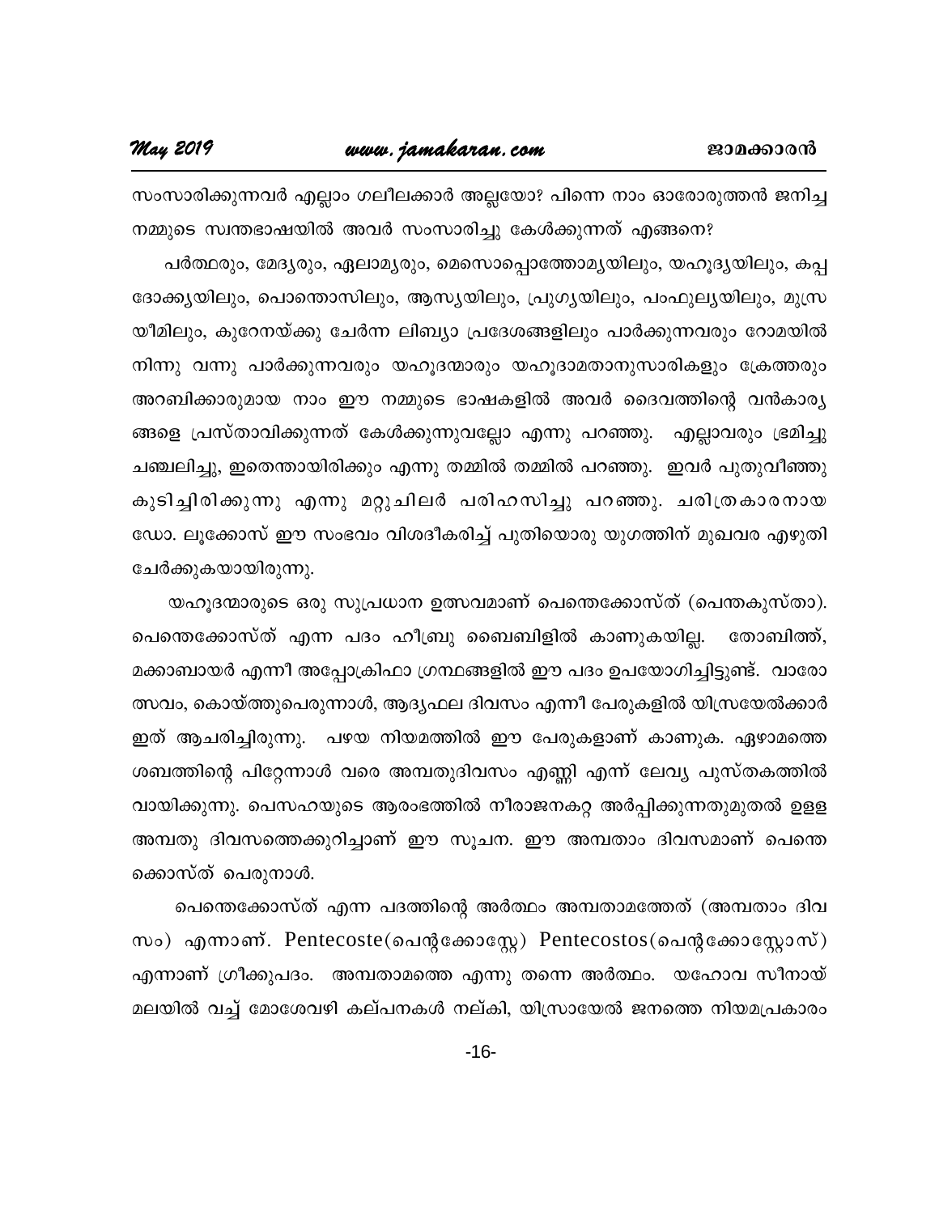സംസാരിക്കുന്നവർ എല്ലാം ഗലീലക്കാർ അല്ലയോ? പിന്നെ നാം ഓരോരുത്തൻ ജനിച്ച നമ്മുടെ സ്വന്തഭാഷയിൽ അവർ സംസാരിച്ചു കേൾക്കുന്നത് എങ്ങനെ?

പർത്ഥരും, മേദ്യരും, ഏലാമ്യരും, മെസൊപ്പൊത്തോമ്യയിലും, യഹൂദ്യയിലും, കപ്പദോക്ക്യയിലും, പൊന്തൊസിലും, ആസ്യയിലും, പ്രുഗ്യയിലും, പംഫുല്യയിലും, മുസ്രയീമിലും, കുറേനയ്ക്കു ചേർന്ന ലിബ്യാ പ്രദേശങ്ങളിലും പാർക്കുന്നവരും റോമയിൽ നിന്നു വന്നു പാർക്കുന്നവരും യഹൂദന്മാരും യഹൂദാമതാനുസാരികളും ക്രേത്തരും അറബിക്കാരുമായ നാം ഈ നമ്മുടെ ഭാഷകളിൽ അവർ ദൈവത്തിന്റെ വൻകാര്യങ്ങളെ പ്രസ്താവിക്കുന്നത് കേൾക്കുന്നുവല്ലോ എന്നു പറഞ്ഞു. എല്ലാവരും ഭ്രമിച്ചു ചഞ്ചലിച്ചു, ഇതെന്തായിരിക്കും എന്നു തമ്മിൽ തമ്മിൽ പറഞ്ഞു. ഇവർ പുതുവീഞ്ഞു കുടിച്ചിരിക്കുന്നു എന്നു മറ്റുചിലർ പരിഹസിച്ചു പറഞ്ഞു. ചരിത്രകാരനായ ഡോ. ലൂക്കോസ് ഈ സംഭവം വിശദീകരിച്ച് പുതിയൊരു യുഗത്തിന് മുഖവര എഴുതി ചേർക്കുകയായിരുന്നു.

യഹൂദന്മാരുടെ ഒരു സുപ്രധാന ഉത്സവമാണ് പെന്തെക്കോസ്ത് (പെന്തകുസ്താ). പെന്തെക്കോസ്ത് എന്ന പദം ഹീബ്രു ബൈബിളിൽ കാണുകയില്ല. തോബിത്ത്, മക്കാബായർ എന്നീ അപ്പോക്രിഫാ ഗ്രന്ഥങ്ങളിൽ ഈ പദം ഉപയോഗിച്ചിട്ടുണ്ട്. വാരോത്സവം, കൊയ്ത്തുപെരുന്നാൾ, ആദ്യഫല ദിവസം എന്നീ പേരുകളിൽ യിസ്രയേൽക്കാർ ഇത് ആചരിച്ചിരുന്നു. പഴയ നിയമത്തിൽ ഈ പേരുകളാണ് കാണുക. ഏഴാമത്തെ ശബത്തിന്റെ പിറ്റേന്നാൾ വരെ അമ്പതുദിവസം എണ്ണി എന്ന് ലേവ്യ പുസ്തകത്തിൽ വായിക്കുന്നു. പെസഹയുടെ ആരംഭത്തിൽ നീരാജനകറ്റ അർപ്പിക്കുന്നതുമുതൽ ഉള്ള അമ്പതു ദിവസത്തെക്കുറിച്ചാണ് ഈ സൂചന. ഈ അമ്പതാം ദിവസമാണ് പെന്തെക്കൊസ്ത് പെരുനാൾ.

പെന്തെക്കോസ്ത് എന്ന പദത്തിന്റെ അർത്ഥം അമ്പതാമത്തേത് (അമ്പതാം ദിവസം) എന്നാണ്. Pentecoste(പെന്റക്കോസ്റ്റേ) Pentecostos(പെന്റക്കോസ്റ്റോസ്) എന്നാണ് ഗ്രീക്കുപദം. അമ്പതാമത്തെ എന്നു തന്നെ അർത്ഥം. യഹോവ സീനായ് മലയിൽ വച്ച് മോശേവഴി കല്പനകൾ നല്കി, യിസ്രായേൽ ജനത്തെ നിയമപ്രകാരം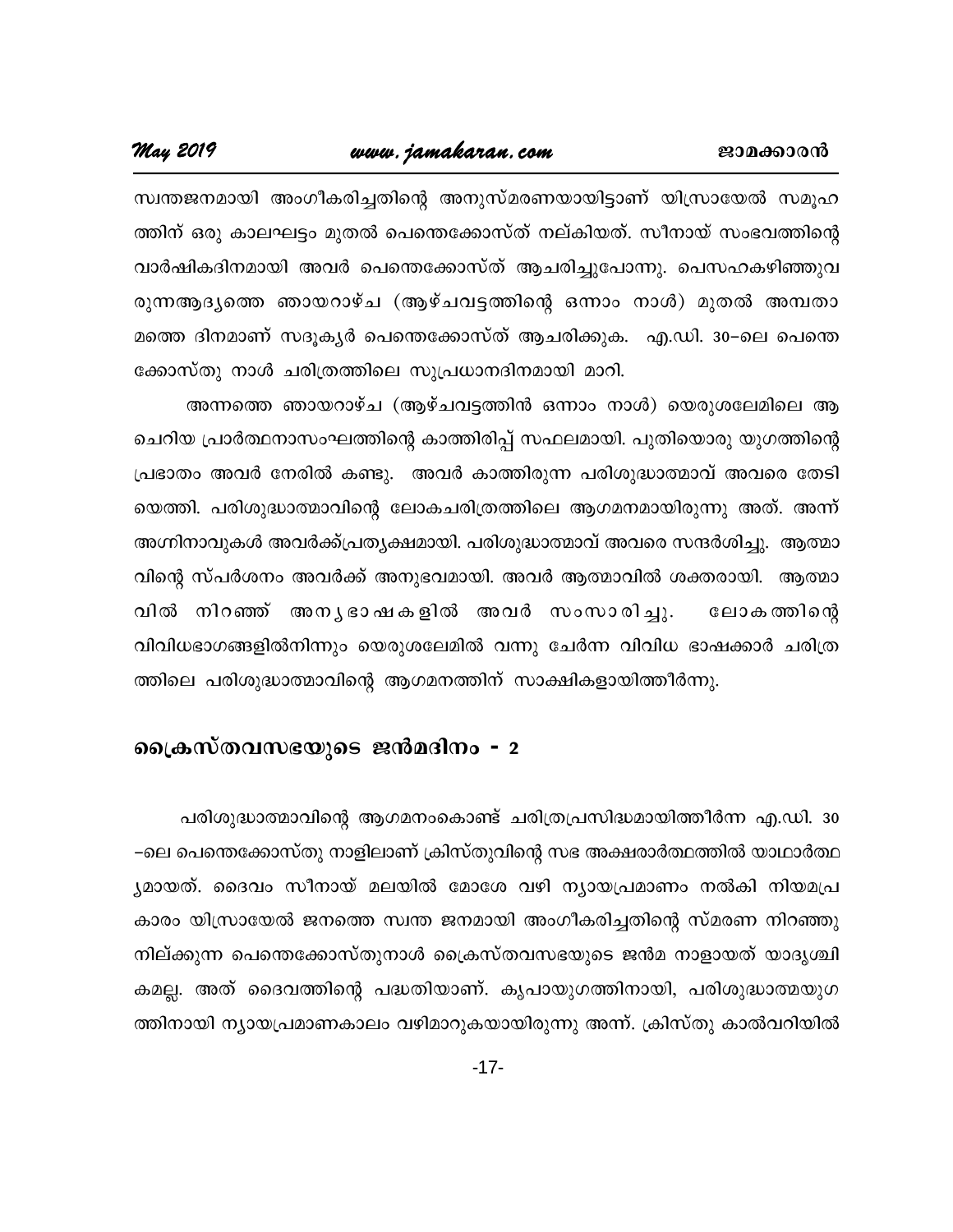സ്വന്തജനമായി അംഗീകരിച്ചതിന്റെ അനുസ്മരണയായിട്ടാണ് യിസ്രായേൽ സമൂഹത്തിന് ഒരു കാലഘട്ടം മുതൽ പെന്തെക്കോസ്ത് നല്കിയത്. സീനായ് സംഭവത്തിന്റെ വാർഷികദിനമായി അവർ പെന്തെക്കോസ്ത് ആചരിച്ചുപോന്നു. പെസഹകഴിഞ്ഞുവരുന്നആദ്യത്തെ ഞായറാഴ്ച (ആഴ്ചവട്ടത്തിന്റെ ഒന്നാം നാൾ) മുതൽ അമ്പതാമത്തെ ദിനമാണ് സദൂക്യർ പെന്തെക്കോസ്ത് ആചരിക്കുക. എ.ഡി. 30–ലെ പെന്തെക്കോസ്തു നാൾ ചരിത്രത്തിലെ സുപ്രധാനദിനമായി മാറി.

അന്നത്തെ ഞായറാഴ്ച (ആഴ്ചവട്ടത്തിൻ ഒന്നാം നാൾ) യെരുശലേമിലെ ആ ചെറിയ പ്രാർത്ഥനാസംഘത്തിന്റെ കാത്തിരിപ്പ് സഫലമായി. പുതിയൊരു യുഗത്തിന്റെ പ്രഭാതം അവർ നേരിൽ കണ്ടു. അവർ കാത്തിരുന്ന പരിശുദ്ധാത്മാവ് അവരെ തേടിയെത്തി. പരിശുദ്ധാത്മാവിന്റെ ലോകചരിത്രത്തിലെ ആഗമനമായിരുന്നു അത്. അന്ന് അഗ്നിനാവുകൾ അവർക്ക്പ്രത്യക്ഷമായി. പരിശുദ്ധാത്മാവ് അവരെ സന്ദർശിച്ചു. ആത്മാവിന്റെ സ്പർശനം അവർക്ക് അനുഭവമായി. അവർ ആത്മാവിൽ ശക്തരായി. ആത്മാവിൽ നിറഞ്ഞ് അന്യഭാഷകളിൽ അവർ സംസാരിച്ചു. ലോകത്തിന്റെ വിവിധഭാഗങ്ങളിൽനിന്നും യെരുശലേമിൽ വന്നു ചേർന്ന വിവിധ ഭാഷക്കാർ ചരിത്രത്തിലെ പരിശുദ്ധാത്മാവിന്റെ ആഗമനത്തിന് സാക്ഷികളായിത്തീർന്നു.

## ക്രൈസ്തവസഭയുടെ ജൻമദിനം - 2

പരിശുദ്ധാത്മാവിന്റെ ആഗമനംകൊണ്ട് ചരിത്രപ്രസിദ്ധമായിത്തീർന്ന എ.ഡി. 30–ലെ പെന്തെക്കോസ്തു നാളിലാണ് ക്രിസ്തുവിന്റെ സഭ അക്ഷരാർത്ഥത്തിൽ യാഥാർത്ഥ്യമായത്. ദൈവം സീനായ് മലയിൽ മോശേ വഴി ന്യായപ്രമാണം നൽകി നിയമപ്രകാരം യിസ്രായേൽ ജനത്തെ സ്വന്ത ജനമായി അംഗീകരിച്ചതിന്റെ സ്മരണ നിറഞ്ഞുനില്ക്കുന്ന പെന്തെക്കോസ്തുനാൾ ക്രൈസ്തവസഭയുടെ ജൻമ നാളായത് യാദൃശ്ചികമല്ല. അത് ദൈവത്തിന്റെ പദ്ധതിയാണ്. കൃപായുഗത്തിനായി, പരിശുദ്ധാത്മയുഗത്തിനായി ന്യായപ്രമാണകാലം വഴിമാറുകയായിരുന്നു അന്ന്. ക്രിസ്തു കാൽവറിയിൽ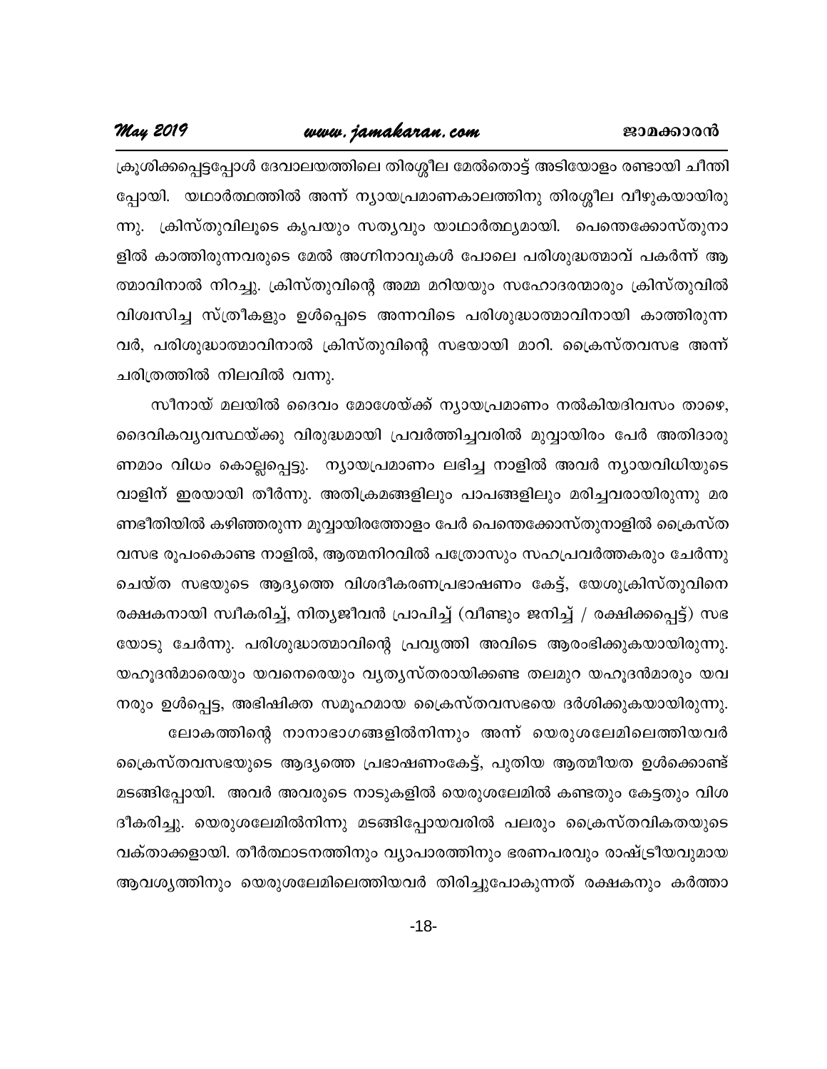ക്രൂശിക്കപ്പെട്ടപ്പോൾ ദേവാലയത്തിലെ തിരശ്ശീല മേൽതൊട്ട് അടിയോളം രണ്ടായി ചീന്തിപ്പോയി. യഥാർത്ഥത്തിൽ അന്ന് ന്യായപ്രമാണകാലത്തിനു തിരശ്ശീല വീഴുകയായിരുന്നു. ക്രിസ്തുവിലൂടെ കൃപയും സത്യവും യാഥാർത്ഥ്യമായി. പെന്തെക്കോസ്തുനാളിൽ കാത്തിരുന്നവരുടെ മേൽ അഗ്നിനാവുകൾ പോലെ പരിശുദ്ധത്മാവ് പകർന്ന് ആത്മാവിനാൽ നിറച്ചു. ക്രിസ്തുവിന്റെ അമ്മ മറിയയും സഹോദരന്മാരും ക്രിസ്തുവിൽ വിശ്വസിച്ച സ്ത്രീകളും ഉൾപ്പെടെ അന്നവിടെ പരിശുദ്ധാത്മാവിനായി കാത്തിരുന്നവർ, പരിശുദ്ധാത്മാവിനാൽ ക്രിസ്തുവിന്റെ സഭയായി മാറി. ക്രൈസ്തവസഭ അന്ന് ചരിത്രത്തിൽ നിലവിൽ വന്നു.

സീനായ് മലയിൽ ദൈവം മോശേയ്ക്ക് ന്യായപ്രമാണം നൽകിയദിവസം താഴെ, ദൈവികവ്യവസ്ഥയ്ക്കു വിരുദ്ധമായി പ്രവർത്തിച്ചവരിൽ മുവ്വായിരം പേർ അതിദാരുണമാം വിധം കൊല്ലപ്പെട്ടു. ന്യായപ്രമാണം ലഭിച്ച നാളിൽ അവർ ന്യായവിധിയുടെ വാളിന് ഇരയായി തീർന്നു. അതിക്രമങ്ങളിലും പാപങ്ങളിലും മരിച്ചവരായിരുന്നു മരണഭീതിയിൽ കഴിഞ്ഞരുന്ന മൂവ്വായിരത്തോളം പേർ പെന്തെക്കോസ്തുനാളിൽ ക്രൈസ്തവസഭ രൂപംകൊണ്ട നാളിൽ, ആത്മനിറവിൽ പത്രോസും സഹപ്രവർത്തകരും ചേർന്നു ചെയ്ത സഭയുടെ ആദ്യത്തെ വിശദീകരണപ്രഭാഷണം കേട്ട്, യേശുക്രിസ്തുവിനെ രക്ഷകനായി സ്വീകരിച്ച്, നിത്യജീവൻ പ്രാപിച്ച് (വീണ്ടും ജനിച്ച് / രക്ഷിക്കപ്പെട്ട്) സഭയോടു ചേർന്നു. പരിശുദ്ധാത്മാവിന്റെ പ്രവൃത്തി അവിടെ ആരംഭിക്കുകയായിരുന്നു. യഹൂദൻമാരെയും യവനെരെയും വ്യത്യസ്തരായിക്കണ്ട തലമുറ യഹൂദൻമാരും യവനരും ഉൾപ്പെട്ട, അഭിഷിക്ത സമൂഹമായ ക്രൈസ്തവസഭയെ ദർശിക്കുകയായിരുന്നു.

ലോകത്തിന്റെ നാനാഭാഗങ്ങളിൽനിന്നും അന്ന് യെരുശലേമിലെത്തിയവർ ക്രൈസ്തവസഭയുടെ ആദ്യത്തെ പ്രഭാഷണംകേട്ട്, പുതിയ ആത്മീയത ഉൾക്കൊണ്ട് മടങ്ങിപ്പോയി. അവർ അവരുടെ നാടുകളിൽ യെരുശലേമിൽ കണ്ടതും കേട്ടതും വിശദീകരിച്ചു. യെരുശലേമിൽനിന്നു മടങ്ങിപ്പോയവരിൽ പലരും ക്രൈസ്തവികതയുടെ വക്താക്കളായി. തീർത്ഥാടനത്തിനും വ്യാപാരത്തിനും ഭരണപരവും രാഷ്ട്രീയവുമായ ആവശ്യത്തിനും യെരുശലേമിലെത്തിയവർ തിരിച്ചുപോകുന്നത് രക്ഷകനും കർത്താ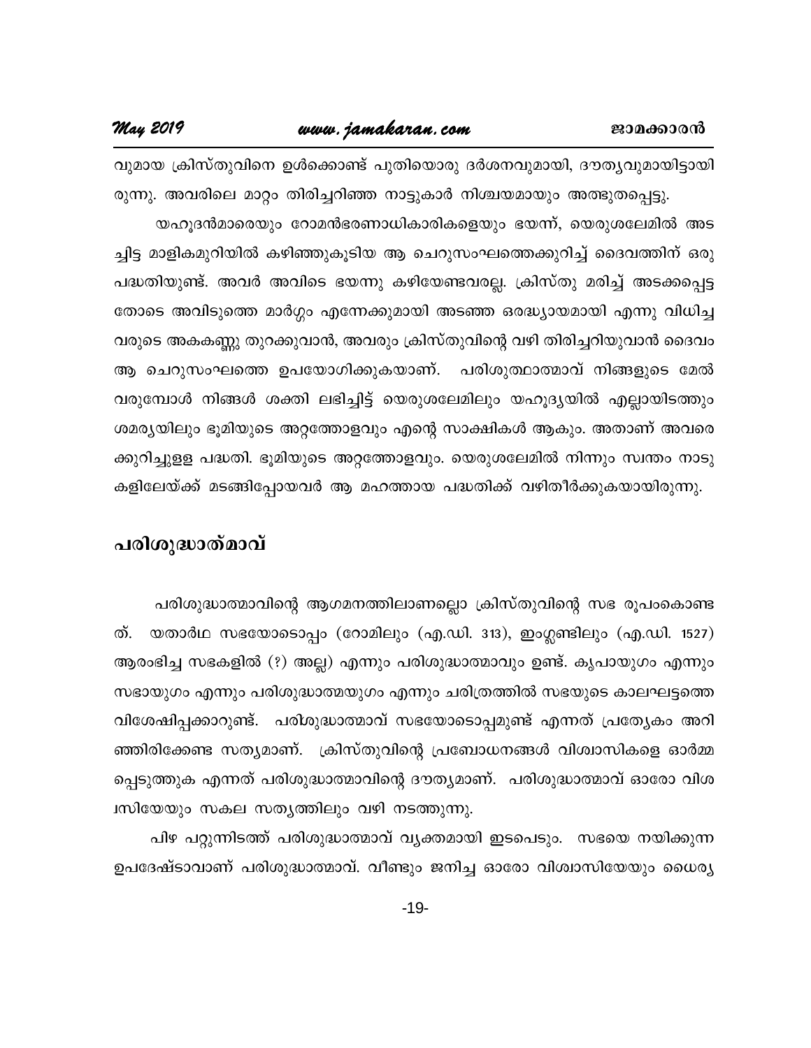വുമായ ക്രിസ്തുവിനെ ഉൾക്കൊണ്ട് പുതിയൊരു ദർശനവുമായി, ദൗത്യവുമായിട്ടായിരുന്നു. അവരിലെ മാറ്റം തിരിച്ചറിഞ്ഞ നാട്ടുകാർ നിശ്ചയമായും അത്ഭുതപ്പെട്ടു.

യഹൂദൻമാരെയും റോമൻഭരണാധികാരികളെയും ഭയന്ന്, യെരുശലേമിൽ അടച്ചിട്ട മാളികമുറിയിൽ കഴിഞ്ഞുകൂടിയ ആ ചെറുസംഘത്തെക്കുറിച്ച് ദൈവത്തിന് ഒരു പദ്ധതിയുണ്ട്. അവർ അവിടെ ഭയന്നു കഴിയേണ്ടവരല്ല. ക്രിസ്തു മരിച്ച് അടക്കപ്പെട്ടതോടെ അവിടുത്തെ മാർഗ്ഗം എന്നേക്കുമായി അടഞ്ഞ ഒരദ്ധ്യായമായി എന്നു വിധിച്ചവരുടെ അകക്കണ്ണു തുറക്കുവാൻ, അവരും ക്രിസ്തുവിന്റെ വഴി തിരിച്ചറിയുവാൻ ദൈവം ആ ചെറുസംഘത്തെ ഉപയോഗിക്കുകയാണ്. പരിശുദ്ധാത്മാവ് നിങ്ങളുടെ മേൽ വരുമ്പോൾ നിങ്ങൾ ശക്തി ലഭിച്ചിട്ട് യെരുശലേമിലും യഹൂദ്യയിൽ എല്ലായിടത്തും ശമര്യയിലും ഭൂമിയുടെ അറ്റത്തോളവും എന്റെ സാക്ഷികൾ ആകും. അതാണ് അവരെക്കുറിച്ചുള്ള പദ്ധതി. ഭൂമിയുടെ അറ്റത്തോളവും. യെരുശലേമിൽ നിന്നും സ്വന്തം നാടുകളിലേയ്ക്ക് മടങ്ങിപ്പോയവർ ആ മഹത്തായ പദ്ധതിക്ക് വഴിതീർക്കുകയായിരുന്നു.

## പരിശുദ്ധാത്മാവ്

പരിശുദ്ധാത്മാവിന്റെ ആഗമനത്തിലാണല്ലൊ ക്രിസ്തുവിന്റെ സഭ രൂപംകൊണ്ടത്. യതാർഥ സഭയോടൊപ്പം (റോമിലും (എ.ഡി. 313), ഇംഗ്ലണ്ടിലും (എ.ഡി. 1527) ആരംഭിച്ച സഭകളിൽ (?) അല്ല) എന്നും പരിശുദ്ധാത്മാവും ഉണ്ട്. കൃപായുഗം എന്നും സഭായുഗം എന്നും പരിശുദ്ധാത്മയുഗം എന്നും ചരിത്രത്തിൽ സഭയുടെ കാലഘട്ടത്തെ വിശേഷിപ്പക്കാറുണ്ട്. പരിശുദ്ധാത്മാവ് സഭയോടൊപ്പമുണ്ട് എന്നത് പ്രത്യേകം അറിഞ്ഞിരിക്കേണ്ട സത്യമാണ്. ക്രിസ്തുവിന്റെ പ്രബോധനങ്ങൾ വിശ്വാസികളെ ഓർമ്മപ്പെടുത്തുക എന്നത് പരിശുദ്ധാത്മാവിന്റെ ദൗത്യമാണ്. പരിശുദ്ധാത്മാവ് ഓരോ വിശ്വസിയേയും സകല സത്യത്തിലും വഴി നടത്തുന്നു.

പിഴ പറ്റുന്നിടത്ത് പരിശുദ്ധാത്മാവ് വ്യക്തമായി ഇടപെടും. സഭയെ നയിക്കുന്ന ഉപദേഷ്ടാവാണ് പരിശുദ്ധാത്മാവ്. വീണ്ടും ജനിച്ച ഓരോ വിശ്വാസിയേയും ധൈര്യ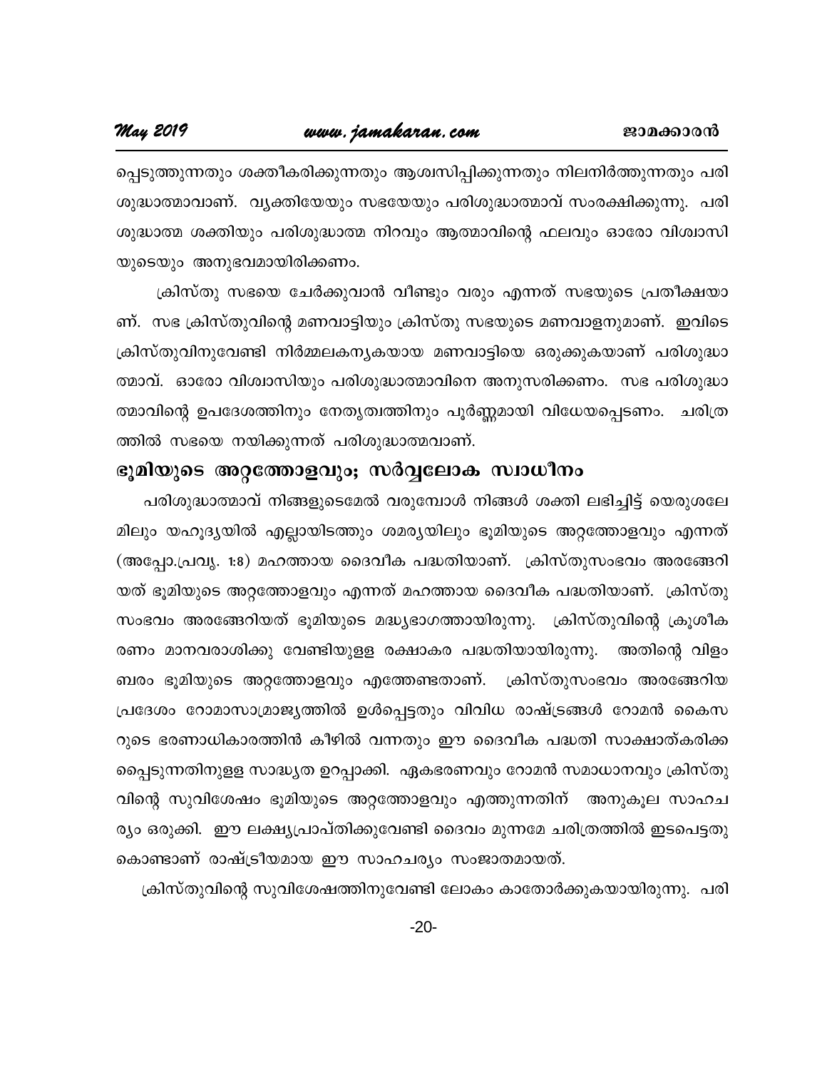പ്പെടുത്തുന്നതും ശക്തീകരിക്കുന്നതും ആശ്വസിപ്പിക്കുന്നതും നിലനിർത്തുന്നതും പരിശുദ്ധാത്മാവാണ്. വ്യക്തിയേയും സഭയേയും പരിശുദ്ധാത്മാവ് സംരക്ഷിക്കുന്നു. പരിശുദ്ധാത്മ ശക്തിയും പരിശുദ്ധാത്മ നിറവും ആത്മാവിന്റെ ഫലവും ഓരോ വിശ്വാസിയുടെയും അനുഭവമായിരിക്കണം.

ക്രിസ്തു സഭയെ ചേർക്കുവാൻ വീണ്ടും വരും എന്നത് സഭയുടെ പ്രതീക്ഷയാണ്. സഭ ക്രിസ്തുവിന്റെ മണവാട്ടിയും ക്രിസ്തു സഭയുടെ മണവാളനുമാണ്. ഇവിടെ ക്രിസ്തുവിനുവേണ്ടി നിർമ്മലകന്യകയായ മണവാട്ടിയെ ഒരുക്കുകയാണ് പരിശുദ്ധാത്മാവ്. ഓരോ വിശ്വാസിയും പരിശുദ്ധാത്മാവിനെ അനുസരിക്കണം. സഭ പരിശുദ്ധാത്മാവിന്റെ ഉപദേശത്തിനും നേതൃത്വത്തിനും പൂർണ്ണമായി വിധേയപ്പെടണം. ചരിത്രത്തിൽ സഭയെ നയിക്കുന്നത് പരിശുദ്ധാത്മവാണ്.

## ഭൂമിയുടെ അറ്റത്തോളവും; സർവ്വലോക സ്വാധീനം

പരിശുദ്ധാത്മാവ് നിങ്ങളുടെമേൽ വരുമ്പോൾ നിങ്ങൾ ശക്തി ലഭിച്ചിട്ട് യെരുശലേമിലും യഹൂദ്യയിൽ എല്ലായിടത്തും ശമര്യയിലും ഭൂമിയുടെ അറ്റത്തോളവും എന്നത് (അപ്പോ.പ്രവൃ. 1:8) മഹത്തായ ദൈവീക പദ്ധതിയാണ്. ക്രിസ്തുസംഭവം അരങ്ങേറിയത് ഭൂമിയുടെ അറ്റത്തോളവും എന്നത് മഹത്തായ ദൈവീക പദ്ധതിയാണ്. ക്രിസ്തുസംഭവം അരങ്ങേറിയത് ഭൂമിയുടെ മദ്ധ്യഭാഗത്തായിരുന്നു. ക്രിസ്തുവിന്റെ ക്രൂശീകരണം മാനവരാശിക്കു വേണ്ടിയുള്ള രക്ഷാകര പദ്ധതിയായിരുന്നു. അതിന്റെ വിളംബരം ഭൂമിയുടെ അറ്റത്തോളവും എത്തേണ്ടതാണ്. ക്രിസ്തുസംഭവം അരങ്ങേറിയ പ്രദേശം റോമാസാമ്രാജ്യത്തിൽ ഉൾപ്പെട്ടതും വിവിധ രാഷ്ട്രങ്ങൾ റോമൻ കൈസറുടെ ഭരണാധികാരത്തിൻ കീഴിൽ വന്നതും ഈ ദൈവീക പദ്ധതി സാക്ഷാത്കരിക്കപ്പെടുന്നതിനുള്ള സാദ്ധ്യത ഉറപ്പാക്കി. ഏകഭരണവും റോമൻ സമാധാനവും ക്രിസ്തുവിന്റെ സുവിശേഷം ഭൂമിയുടെ അറ്റത്തോളവും എത്തുന്നതിന് അനുകൂല സാഹചര്യം ഒരുക്കി. ഈ ലക്ഷ്യപ്രാപ്തിക്കുവേണ്ടി ദൈവം മുന്നമേ ചരിത്രത്തിൽ ഇടപെട്ടതുകൊണ്ടാണ് രാഷ്ട്രീയമായ ഈ സാഹചര്യം സംജാതമായത്.

ക്രിസ്തുവിന്റെ സുവിശേഷത്തിനുവേണ്ടി ലോകം കാതോർക്കുകയായിരുന്നു. പരി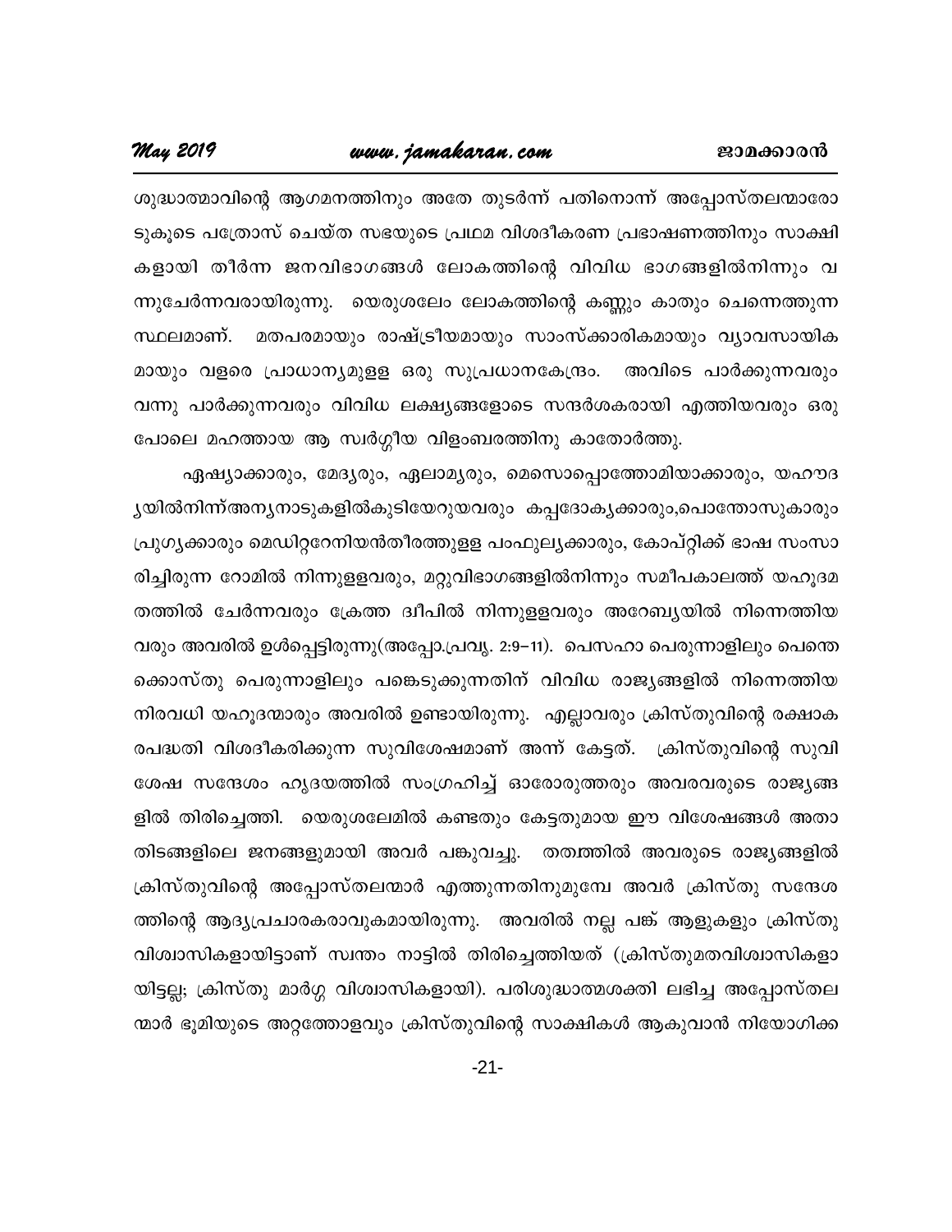ശുദ്ധാത്മാവിന്റെ ആഗമനത്തിനും അതേ തുടർന്ന് പതിനൊന്ന് അപ്പോസ്തലന്മാരോടുകൂടെ പത്രോസ് ചെയ്ത സഭയുടെ പ്രഥമ വിശദീകരണ പ്രഭാഷണത്തിനും സാക്ഷികളായി തീർന്ന ജനവിഭാഗങ്ങൾ ലോകത്തിന്റെ വിവിധ ഭാഗങ്ങളിൽനിന്നും വന്നുചേർന്നവരായിരുന്നു. യെരുശലേം ലോകത്തിന്റെ കണ്ണും കാതും ചെന്നെത്തുന്ന സ്ഥലമാണ്. മതപരമായും രാഷ്ട്രീയമായും സാംസ്ക്കാരികമായും വ്യാവസായികമായും വളരെ പ്രാധാന്യമുളള ഒരു സുപ്രധാനകേന്ദ്രം. അവിടെ പാർക്കുന്നവരും വന്നു പാർക്കുന്നവരും വിവിധ ലക്ഷ്യങ്ങളോടെ സന്ദർശകരായി എത്തിയവരും ഒരുപോലെ മഹത്തായ ആ സ്വർഗ്ഗീയ വിളംബരത്തിനു കാതോർത്തു.

ഏഷ്യാക്കാരും, മേദ്യരും, ഏലാമ്യരും, മെസൊപ്പൊത്തോമിയാക്കാരും, യഹൗദ്യയിൽനിന്ന്അന്യനാടുകളിൽകുടിയേറുയവരും കപ്പദോക്യക്കാരും,പൊന്തോസുകാരും പ്രുഗ്യക്കാരും മെഡിറ്ററേനിയൻതീരത്തുള്ള പംഫുല്യക്കാരും, കോപ്റ്റിക്ക് ഭാഷ സംസാരിച്ചിരുന്ന റോമിൽ നിന്നുള്ളവരും, മറ്റുവിഭാഗങ്ങളിൽനിന്നും സമീപകാലത്ത് യഹൂദമതത്തിൽ ചേർന്നവരും ക്രേത്ത ദ്വീപിൽ നിന്നുള്ളവരും അറേബ്യയിൽ നിന്നെത്തിയവരും അവരിൽ ഉൾപ്പെട്ടിരുന്നു(അപ്പോ.പ്രവൃ. 2:9–11). പെസഹാ പെരുന്നാളിലും പെന്തെക്കൊസ്തു പെരുന്നാളിലും പങ്കെടുക്കുന്നതിന് വിവിധ രാജ്യങ്ങളിൽ നിന്നെത്തിയ നിരവധി യഹൂദന്മാരും അവരിൽ ഉണ്ടായിരുന്നു. എല്ലാവരും ക്രിസ്തുവിന്റെ രക്ഷാകരപദ്ധതി വിശദീകരിക്കുന്ന സുവിശേഷമാണ് അന്ന് കേട്ടത്. ക്രിസ്തുവിന്റെ സുവിശേഷ സന്ദേശം ഹൃദയത്തിൽ സംഗ്രഹിച്ച് ഓരോരുത്തരും അവരവരുടെ രാജ്യങ്ങളിൽ തിരിച്ചെത്തി. യെരുശലേമിൽ കണ്ടതും കേട്ടതുമായ ഈ വിശേഷങ്ങൾ അതാതിടങ്ങളിലെ ജനങ്ങളുമായി അവർ പങ്കുവച്ചു. തത്വത്തിൽ അവരുടെ രാജ്യങ്ങളിൽ ക്രിസ്തുവിന്റെ അപ്പോസ്തലന്മാർ എത്തുന്നതിനുമുമ്പേ അവർ ക്രിസ്തു സന്ദേശത്തിന്റെ ആദ്യപ്രചാരകരാവുകമായിരുന്നു. അവരിൽ നല്ല പങ്ക് ആളുകളും ക്രിസ്തുവിശ്വാസികളായിട്ടാണ് സ്വന്തം നാട്ടിൽ തിരിച്ചെത്തിയത് (ക്രിസ്തുമതവിശ്വാസികളായിട്ടല്ല; ക്രിസ്തു മാർഗ്ഗ വിശ്വാസികളായി). പരിശുദ്ധാത്മശക്തി ലഭിച്ച അപ്പോസ്തലന്മാർ ഭൂമിയുടെ അറ്റത്തോളവും ക്രിസ്തുവിന്റെ സാക്ഷികൾ ആകുവാൻ നിയോഗിക്ക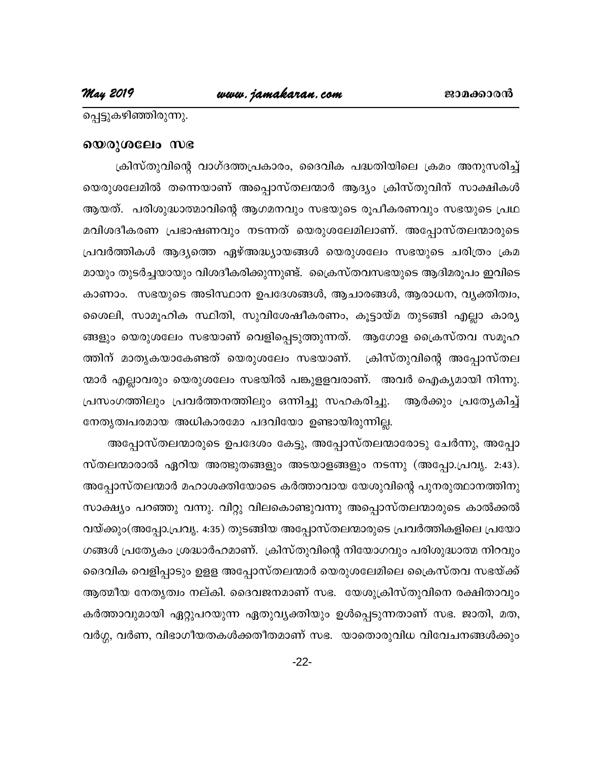പ്പെട്ടുകഴിഞ്ഞിരുന്നു.

## യെരുശലേം സഭ

ക്രിസ്തുവിന്റെ വാഗ്ദത്തപ്രകാരം, ദൈവിക പദ്ധതിയിലെ ക്രമം അനുസരിച്ച് യെരുശലേമിൽ തന്നെയാണ് അപ്പൊസ്തലന്മാർ ആദ്യം ക്രിസ്തുവിന് സാക്ഷികൾ ആയത്. പരിശുദ്ധാത്മാവിന്റെ ആഗമനവും സഭയുടെ രൂപീകരണവും സഭയുടെ പ്രഥമവിശദീകരണ പ്രഭാഷണവും നടന്നത് യെരുശലേമിലാണ്. അപ്പോസ്തലന്മാരുടെ പ്രവർത്തികൾ ആദ്യത്തെ ഏഴ്അദ്ധ്യായങ്ങൾ യെരുശലേം സഭയുടെ ചരിത്രം ക്രമമായും തുടർച്ചയായും വിശദീകരിക്കുന്നുണ്ട്. ക്രൈസ്തവസഭയുടെ ആദിമരൂപം ഇവിടെ കാണാം. സഭയുടെ അടിസ്ഥാന ഉപദേശങ്ങൾ, ആചാരങ്ങൾ, ആരാധന, വ്യക്തിത്വം, ശൈലി, സാമൂഹിക സ്ഥിതി, സുവിശേഷീകരണം, കൂട്ടായ്മ തുടങ്ങി എല്ലാ കാര്യങ്ങളും യെരുശലേം സഭയാണ് വെളിപ്പെടുത്തുന്നത്. ആഗോള ക്രൈസ്തവ സമൂഹത്തിന് മാതൃകയാകേണ്ടത് യെരുശലേം സഭയാണ്. ക്രിസ്തുവിന്റെ അപ്പോസ്തലന്മാർ എല്ലാവരും യെരുശലേം സഭയിൽ പങ്കുള്ളവരാണ്. അവർ ഐക്യമായി നിന്നു. പ്രസംഗത്തിലും പ്രവർത്തനത്തിലും ഒന്നിച്ചു സഹകരിച്ചു. ആർക്കും പ്രത്യേകിച്ച് നേതൃത്വപരമായ അധികാരമോ പദവിയോ ഉണ്ടായിരുന്നില്ല.

അപ്പോസ്തലന്മാരുടെ ഉപദേശം കേട്ടു, അപ്പോസ്തലന്മാരോടു ചേർന്നു, അപ്പോസ്തലന്മാരാൽ ഏറിയ അത്ഭുതങ്ങളും അടയാളങ്ങളും നടന്നു (അപ്പോ.പ്രവൃ. 2:43). അപ്പോസ്തലന്മാർ മഹാശക്തിയോടെ കർത്താവായ യേശുവിന്റെ പുനരുത്ഥാനത്തിനു സാക്ഷ്യം പറഞ്ഞു വന്നു. വിറ്റു വിലകൊണ്ടുവന്നു അപ്പൊസ്തലന്മാരുടെ കാൽക്കൽ വയ്ക്കും(അപ്പോ.പ്രവൃ. 4:35) തുടങ്ങിയ അപ്പോസ്തലന്മാരുടെ പ്രവർത്തികളിലെ പ്രയോഗങ്ങൾ പ്രത്യേകം ശ്രദ്ധാർഹമാണ്. ക്രിസ്തുവിന്റെ നിയോഗവും പരിശുദ്ധാത്മ നിറവും ദൈവിക വെളിപ്പാടും ഉള്ള അപ്പോസ്തലന്മാർ യെരുശലേമിലെ ക്രൈസ്തവ സഭയ്ക്ക് ആത്മീയ നേതൃത്വം നല്കി. ദൈവജനമാണ് സഭ. യേശുക്രിസ്തുവിനെ രക്ഷിതാവും കർത്താവുമായി ഏറ്റുപറയുന്ന ഏതുവ്യക്തിയും ഉൾപ്പെടുന്നതാണ് സഭ. ജാതി, മത, വർഗ്ഗ, വർണ, വിഭാഗീയതകൾക്കതീതമാണ് സഭ. യാതൊരുവിധ വിവേചനങ്ങൾക്കും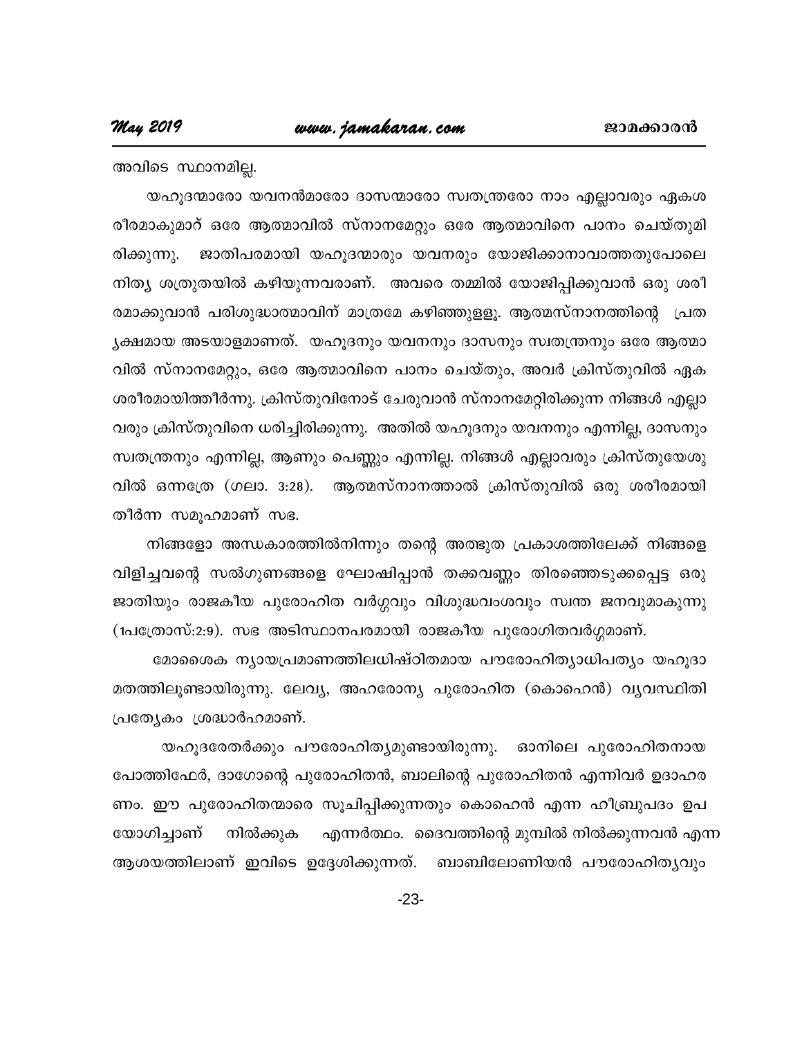അവിടെ സ്ഥാനമില്ല.

യഹൂദന്മാരോ യവനൻമാരോ ദാസന്മാരോ സ്വതന്ത്രരോ നാം എല്ലാവരും ഏകശരീരമാകുമാറ് ഒരേ ആത്മാവിൽ സ്നാനമേറ്റും ഒരേ ആത്മാവിനെ പാനം ചെയ്തുമിരിക്കുന്നു. ജാതിപരമായി യഹൂദന്മാരും യവനരും യോജിക്കാനാവാത്തതുപോലെ നിത്യ ശത്രുതയിൽ കഴിയുന്നവരാണ്. അവരെ തമ്മിൽ യോജിപ്പിക്കുവാൻ ഒരു ശരീരമാക്കുവാൻ പരിശുദ്ധാത്മാവിന് മാത്രമേ കഴിഞ്ഞുള്ളൂ. ആത്മസ്നാനത്തിന്റെ പ്രത്യക്ഷമായ അടയാളമാണത്. യഹൂദനും യവനനും ദാസനും സ്വതന്ത്രനും ഒരേ ആത്മാവിൽ സ്നാനമേറ്റും, ഒരേ ആത്മാവിനെ പാനം ചെയ്തും, അവർ ക്രിസ്തുവിൽ ഏകശരീരമായിത്തീർന്നു. ക്രിസ്തുവിനോട് ചേരുവാൻ സ്നാനമേറ്റിരിക്കുന്ന നിങ്ങൾ എല്ലാവരും ക്രിസ്തുവിനെ ധരിച്ചിരിക്കുന്നു. അതിൽ യഹൂദനും യവനനും എന്നില്ല, ദാസനും സ്വതന്ത്രനും എന്നില്ല, ആണും പെണ്ണും എന്നില്ല. നിങ്ങൾ എല്ലാവരും ക്രിസ്തുയേശുവിൽ ഒന്നത്രേ (ഗലാ. 3:28). ആത്മസ്നാനത്താൽ ക്രിസ്തുവിൽ ഒരു ശരീരമായി തീർന്ന സമൂഹമാണ് സഭ.

നിങ്ങളോ അന്ധകാരത്തിൽനിന്നും തന്റെ അത്ഭുത പ്രകാശത്തിലേക്ക് നിങ്ങളെ വിളിച്ചവന്റെ സൽഗുണങ്ങളെ ഘോഷിപ്പാൻ തക്കവണ്ണം തിരഞ്ഞെടുക്കപ്പെട്ട ഒരു ജാതിയും രാജകീയ പുരോഹിത വർഗ്ഗവും വിശുദ്ധവംശവും സ്വന്ത ജനവുമാകുന്നു (1പത്രോസ്:2:9). സഭ അടിസ്ഥാനപരമായി രാജകീയ പുരോഗിതവർഗ്ഗമാണ്.

മോശൈക ന്യായപ്രമാണത്തിലധിഷ്ഠിതമായ പൗരോഹിത്യാധിപത്യം യഹൂദാമതത്തിലുണ്ടായിരുന്നു. ലേവ്യ, അഹരോന്യ പുരോഹിത (കൊഹെൻ) വ്യവസ്ഥിതി പ്രത്യേകം ശ്രദ്ധാർഹമാണ്.

യഹൂദരേതർക്കും പൗരോഹിത്യമുണ്ടായിരുന്നു. ഓനിലെ പുരോഹിതനായ പോത്തിഫേർ, ദാഗോന്റെ പുരോഹിതൻ, ബാലിന്റെ പുരോഹിതൻ എന്നിവർ ഉദാഹരണം. ഈ പുരോഹിതന്മാരെ സൂചിപ്പിക്കുന്നതും കൊഹെൻ എന്ന ഹീബ്രുപദം ഉപയോഗിച്ചാണ് നിൽക്കുക എന്നർത്ഥം. ദൈവത്തിന്റെ മുമ്പിൽ നിൽക്കുന്നവൻ എന്ന ആശയത്തിലാണ് ഇവിടെ ഉദ്ദേശിക്കുന്നത്. ബാബിലോണിയൻ പൗരോഹിത്യവും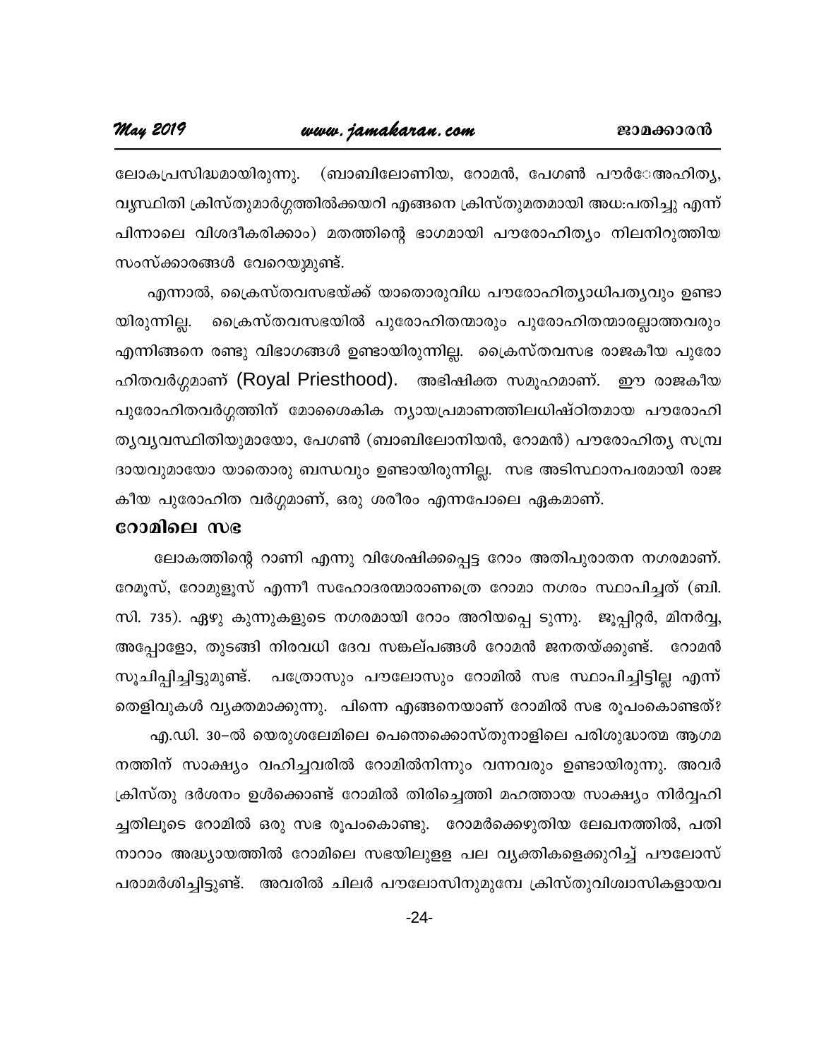ലോകപ്രസിദ്ധമായിരുന്നു. (ബാബിലോണിയ, റോമൻ, പേഗൺ പൗരോഹിത്യ, വ്യസ്ഥിതി ക്രിസ്തുമാർഗ്ഗത്തിൽക്കയറി എങ്ങനെ ക്രിസ്തുമതമായി അധ:പതിച്ചു എന്ന് പിന്നാലെ വിശദീകരിക്കാം) മതത്തിന്റെ ഭാഗമായി പൗരോഹിത്യം നിലനിറുത്തിയ സംസ്ക്കാരങ്ങൾ വേറെയുമുണ്ട്.

എന്നാൽ, ക്രൈസ്തവസഭയ്ക്ക് യാതൊരുവിധ പൗരോഹിത്യാധിപത്യവും ഉണ്ടായിരുന്നില്ല. ക്രൈസ്തവസഭയിൽ പുരോഹിതന്മാരും പുരോഹിതന്മാരല്ലാത്തവരും എന്നിങ്ങനെ രണ്ടു വിഭാഗങ്ങൾ ഉണ്ടായിരുന്നില്ല. ക്രൈസ്തവസഭ രാജകീയ പുരോഹിതവർഗ്ഗമാണ് (Royal Priesthood). അഭിഷിക്ത സമൂഹമാണ്. ഈ രാജകീയ പുരോഹിതവർഗ്ഗത്തിന് മോശൈകിക ന്യായപ്രമാണത്തിലധിഷ്ഠിതമായ പൗരോഹിത്യവ്യവസ്ഥിതിയുമായോ, പേഗൺ (ബാബിലോനിയൻ, റോമൻ) പൗരോഹിത്യ സമ്പ്രദായവുമായോ യാതൊരു ബന്ധവും ഉണ്ടായിരുന്നില്ല. സഭ അടിസ്ഥാനപരമായി രാജകീയ പുരോഹിത വർഗ്ഗമാണ്, ഒരു ശരീരം എന്നപോലെ ഏകമാണ്.

## റോമിലെ സഭ

ലോകത്തിന്റെ റാണി എന്നു വിശേഷിക്കപ്പെട്ട റോം അതിപുരാതന നഗരമാണ്. റേമൂസ്, റോമുളൂസ് എന്നീ സഹോദരന്മാരാണത്രെ റോമാ നഗരം സ്ഥാപിച്ചത് (ബി. സി. 735). ഏഴു കുന്നുകളുടെ നഗരമായി റോം അറിയപ്പെ ടുന്നു. ജൂപ്പിറ്റർ, മിനർവ്വ, അപ്പോളോ, തുടങ്ങി നിരവധി ദേവ സങ്കല്പങ്ങൾ റോമൻ ജനതയ്ക്കുണ്ട്. റോമൻ സൂചിപ്പിച്ചിട്ടുമുണ്ട്. പത്രോസും പൗലോസും റോമിൽ സഭ സ്ഥാപിച്ചിട്ടില്ല എന്ന് തെളിവുകൾ വ്യക്തമാക്കുന്നു. പിന്നെ എങ്ങനെയാണ് റോമിൽ സഭ രൂപംകൊണ്ടത്?

എ.ഡി. 30–ൽ യെരുശലേമിലെ പെന്തെക്കൊസ്തുനാളിലെ പരിശുദ്ധാത്മ ആഗമനത്തിന് സാക്ഷ്യം വഹിച്ചവരിൽ റോമിൽനിന്നും വന്നവരും ഉണ്ടായിരുന്നു. അവർ ക്രിസ്തു ദർശനം ഉൾക്കൊണ്ട് റോമിൽ തിരിച്ചെത്തി മഹത്തായ സാക്ഷ്യം നിർവ്വഹിച്ചതിലൂടെ റോമിൽ ഒരു സഭ രൂപംകൊണ്ടു. റോമർക്കെഴുതിയ ലേഖനത്തിൽ, പതിനാറാം അദ്ധ്യായത്തിൽ റോമിലെ സഭയിലുള്ള പല വ്യക്തികളെക്കുറിച്ച് പൗലോസ് പരാമർശിച്ചിട്ടുണ്ട്. അവരിൽ ചിലർ പൗലോസിനുമുമ്പേ ക്രിസ്തുവിശ്വാസികളായവ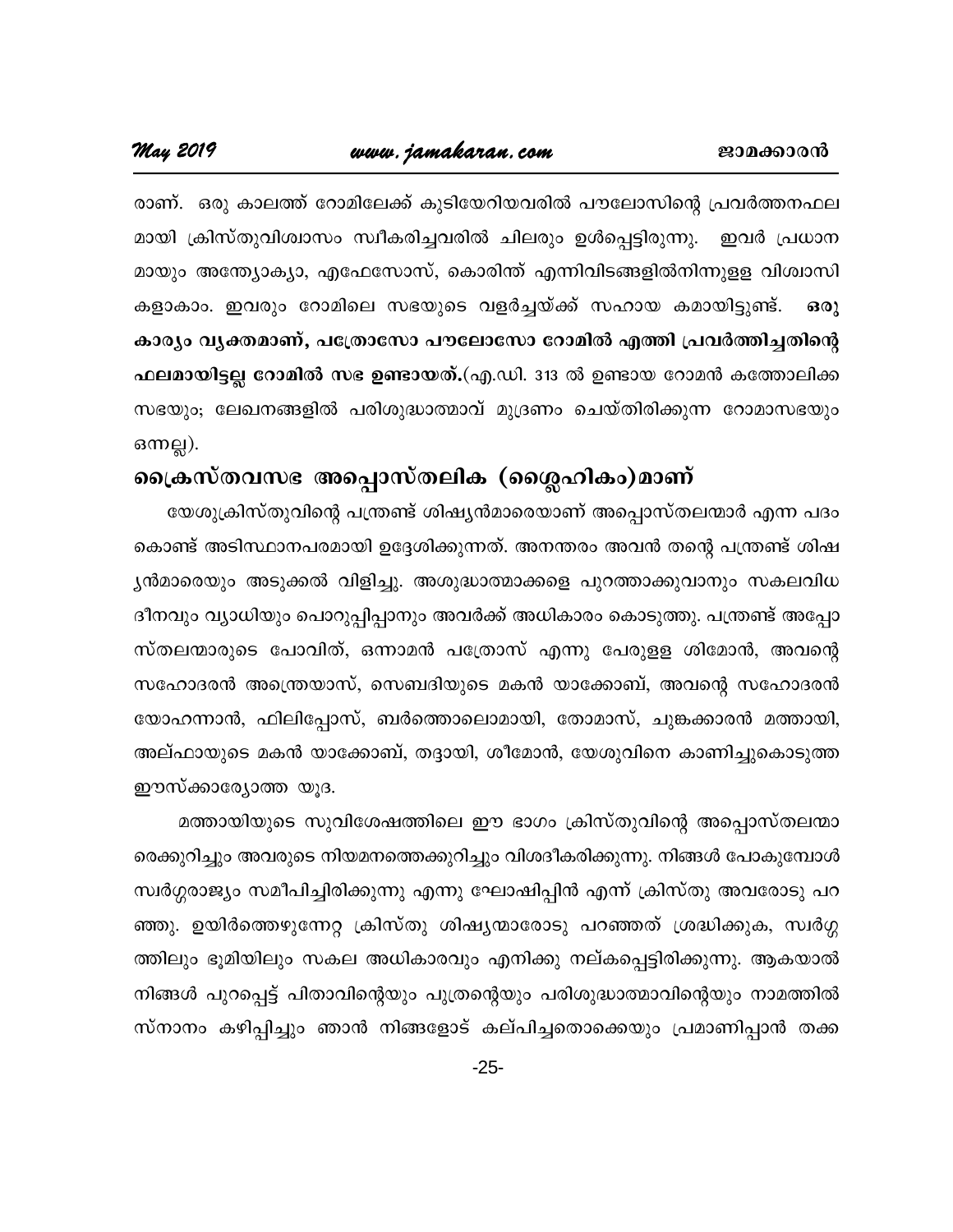രാണ്. ഒരു കാലത്ത് റോമിലേക്ക് കുടിയേറിയവരിൽ പൗലോസിന്റെ പ്രവർത്തനഫല മായി ക്രിസ്തുവിശ്വാസം സ്വീകരിച്ചവരിൽ ചിലരും ഉൾപ്പെട്ടിരുന്നു. ഇവർ പ്രധാന മായും അന്ത്യോക്യാ, എഫേസോസ്, കൊരിന്ത് എന്നിവിടങ്ങളിൽനിന്നുളള വിശ്വാസി കളാകാം. ഇവരും റോമിലെ സഭയുടെ വളർച്ചയ്ക്ക് സഹായ കമായിട്ടുണ്ട്. **ഒരു കാര്യം വ്യക്തമാണ്, പത്രോസോ പൗലോസോ റോമിൽ എത്തി പ്രവർത്തിച്ചതിന്റെ ഫലമായിട്ടല്ല റോമിൽ സഭ ഉണ്ടായത്.**(എ.ഡി. 313 ൽ ഉണ്ടായ റോമൻ കത്തോലിക്ക സഭയും; ലേഖനങ്ങളിൽ പരിശുദ്ധാത്മാവ് മുദ്രണം ചെയ്തിരിക്കുന്ന റോമാസഭയും ഒന്നല്ല).

## ക്രൈസ്തവസഭ അപ്പൊസ്തലിക (ശ്ലൈഹികം)മാണ്

യേശുക്രിസ്തുവിന്റെ പന്ത്രണ്ട് ശിഷ്യൻമാരെയാണ് അപ്പൊസ്തലന്മാർ എന്ന പദം കൊണ്ട് അടിസ്ഥാനപരമായി ഉദ്ദേശിക്കുന്നത്. അനന്തരം അവൻ തന്റെ പന്ത്രണ്ട് ശിഷ്യൻമാരെയും അടുക്കൽ വിളിച്ചു. അശുദ്ധാത്മാക്കളെ പുറത്താക്കുവാനും സകലവിധ ദീനവും വ്യാധിയും പൊറുപ്പിപ്പാനും അവർക്ക് അധികാരം കൊടുത്തു. പന്ത്രണ്ട് അപ്പോസ്തലന്മാരുടെ പോവിത്, ഒന്നാമൻ പത്രോസ് എന്നു പേരുള്ള ശിമോൻ, അവന്റെ സഹോദരൻ അന്ത്രെയാസ്, സെബദിയുടെ മകൻ യാക്കോബ്, അവന്റെ സഹോദരൻ യോഹന്നാൻ, ഫിലിപ്പോസ്, ബർത്തൊലൊമായി, തോമാസ്, ചുങ്കക്കാരൻ മത്തായി, അല്ഫായുടെ മകൻ യാക്കോബ്, തദ്ദായി, ശീമോൻ, യേശുവിനെ കാണിച്ചുകൊടുത്ത ഈസ്ക്കാര്യോത്ത യൂദ.

മത്തായിയുടെ സുവിശേഷത്തിലെ ഈ ഭാഗം ക്രിസ്തുവിന്റെ അപ്പൊസ്തലന്മാരെക്കുറിച്ചും അവരുടെ നിയമനത്തെക്കുറിച്ചും വിശദീകരിക്കുന്നു. നിങ്ങൾ പോകുമ്പോൾ സ്വർഗ്ഗരാജ്യം സമീപിച്ചിരിക്കുന്നു എന്നു ഘോഷിപ്പിൻ എന്ന് ക്രിസ്തു അവരോടു പറഞ്ഞു. ഉയിർത്തെഴുന്നേറ്റ ക്രിസ്തു ശിഷ്യന്മാരോടു പറഞ്ഞത് ശ്രദ്ധിക്കുക, സ്വർഗ്ഗത്തിലും ഭൂമിയിലും സകല അധികാരവും എനിക്കു നല്കപ്പെട്ടിരിക്കുന്നു. ആകയാൽ നിങ്ങൾ പുറപ്പെട്ട് പിതാവിന്റെയും പുത്രന്റെയും പരിശുദ്ധാത്മാവിന്റെയും നാമത്തിൽ സ്നാനം കഴിപ്പിച്ചും ഞാൻ നിങ്ങളോട് കല്പിച്ചതൊക്കെയും പ്രമാണിപ്പാൻ തക്ക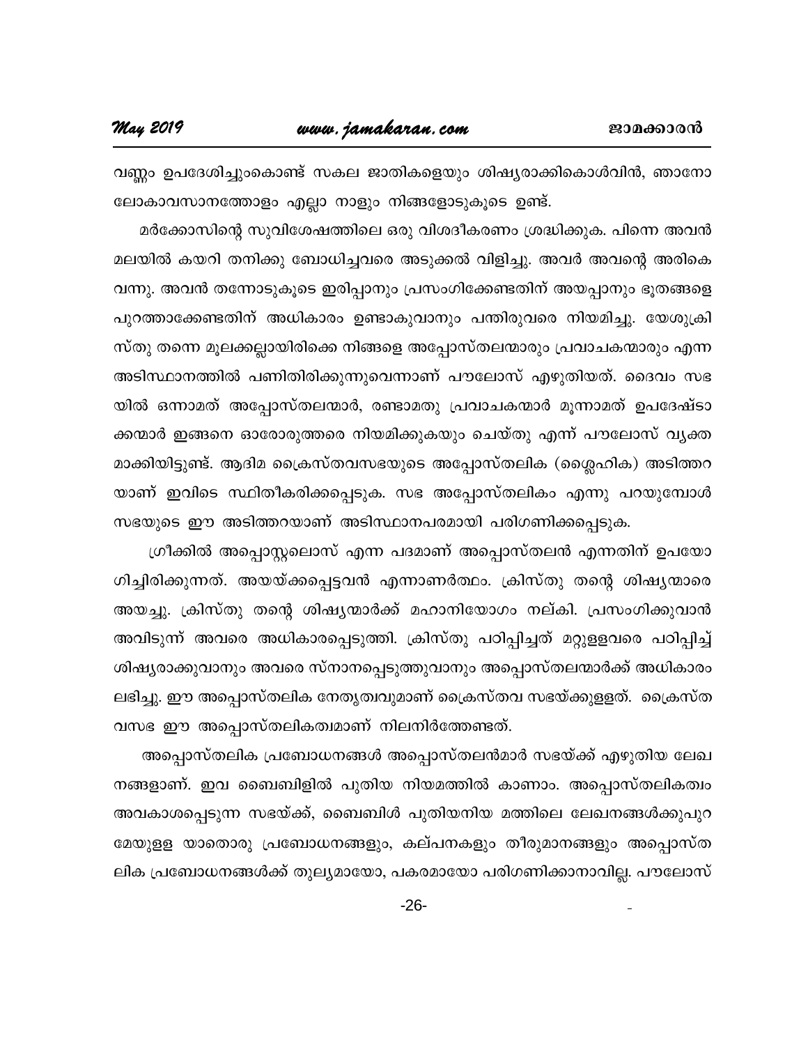വണ്ണം ഉപദേശിച്ചുംകൊണ്ട് സകല ജാതികളെയും ശിഷ്യരാക്കികൊൾവിൻ, ഞാനോ ലോകാവസാനത്തോളം എല്ലാ നാളും നിങ്ങളോടുകൂടെ ഉണ്ട്.

മർക്കോസിന്റെ സുവിശേഷത്തിലെ ഒരു വിശദീകരണം ശ്രദ്ധിക്കുക. പിന്നെ അവൻ മലയിൽ കയറി തനിക്കു ബോധിച്ചവരെ അടുക്കൽ വിളിച്ചു. അവർ അവന്റെ അരികെ വന്നു. അവൻ തന്നോടുകൂടെ ഇരിപ്പാനും പ്രസംഗിക്കേണ്ടതിന് അയപ്പാനും ഭൂതങ്ങളെ പുറത്താക്കേണ്ടതിന് അധികാരം ഉണ്ടാകുവാനും പന്തിരുവരെ നിയമിച്ചു. യേശുക്രിസ്തു തന്നെ മൂലക്കല്ലായിരിക്കെ നിങ്ങളെ അപ്പോസ്തലന്മാരും പ്രവാചകന്മാരും എന്ന അടിസ്ഥാനത്തിൽ പണിതിരിക്കുന്നുവെന്നാണ് പൗലോസ് എഴുതിയത്. ദൈവം സഭയിൽ ഒന്നാമത് അപ്പോസ്തലന്മാർ, രണ്ടാമതു പ്രവാചകന്മാർ മൂന്നാമത് ഉപദേഷ്ടാക്കന്മാർ ഇങ്ങനെ ഓരോരുത്തരെ നിയമിക്കുകയും ചെയ്തു എന്ന് പൗലോസ് വ്യക്തമാക്കിയിട്ടുണ്ട്. ആദിമ ക്രൈസ്തവസഭയുടെ അപ്പോസ്തലിക (ശ്ലൈഹിക) അടിത്തറയാണ് ഇവിടെ സ്ഥിതീകരിക്കപ്പെടുക. സഭ അപ്പോസ്തലികം എന്നു പറയുമ്പോൾ സഭയുടെ ഈ അടിത്തറയാണ് അടിസ്ഥാനപരമായി പരിഗണിക്കപ്പെടുക.

ഗ്രീക്കിൽ അപ്പൊസ്റ്റലൊസ് എന്ന പദമാണ് അപ്പൊസ്തലൻ എന്നതിന് ഉപയോഗിച്ചിരിക്കുന്നത്. അയയ്ക്കപ്പെട്ടവൻ എന്നാണർത്ഥം. ക്രിസ്തു തന്റെ ശിഷ്യന്മാരെ അയച്ചു. ക്രിസ്തു തന്റെ ശിഷ്യന്മാർക്ക് മഹാനിയോഗം നല്കി. പ്രസംഗിക്കുവാൻ അവിടുന്ന് അവരെ അധികാരപ്പെടുത്തി. ക്രിസ്തു പഠിപ്പിച്ചത് മറ്റുള്ളവരെ പഠിപ്പിച്ച് ശിഷ്യരാക്കുവാനും അവരെ സ്നാനപ്പെടുത്തുവാനും അപ്പൊസ്തലന്മാർക്ക് അധികാരം ലഭിച്ചു. ഈ അപ്പൊസ്തലിക നേതൃത്വവുമാണ് ക്രൈസ്തവ സഭയ്ക്കുള്ളത്. ക്രൈസ്തവസഭ ഈ അപ്പൊസ്തലികത്വമാണ് നിലനിർത്തേണ്ടത്.

അപ്പൊസ്തലിക പ്രബോധനങ്ങൾ അപ്പൊസ്തലൻമാർ സഭയ്ക്ക് എഴുതിയ ലേഖനങ്ങളാണ്. ഇവ ബൈബിളിൽ പുതിയ നിയമത്തിൽ കാണാം. അപ്പൊസ്തലികത്വം അവകാശപ്പെടുന്ന സഭയ്ക്ക്, ബൈബിൾ പുതിയനിയ മത്തിലെ ലേഖനങ്ങൾക്കുപുറമേയുള്ള യാതൊരു പ്രബോധനങ്ങളും, കല്പനകളും തീരുമാനങ്ങളും അപ്പൊസ്തലിക പ്രബോധനങ്ങൾക്ക് തുല്യമായോ, പകരമായോ പരിഗണിക്കാനാവില്ല. പൗലോസ്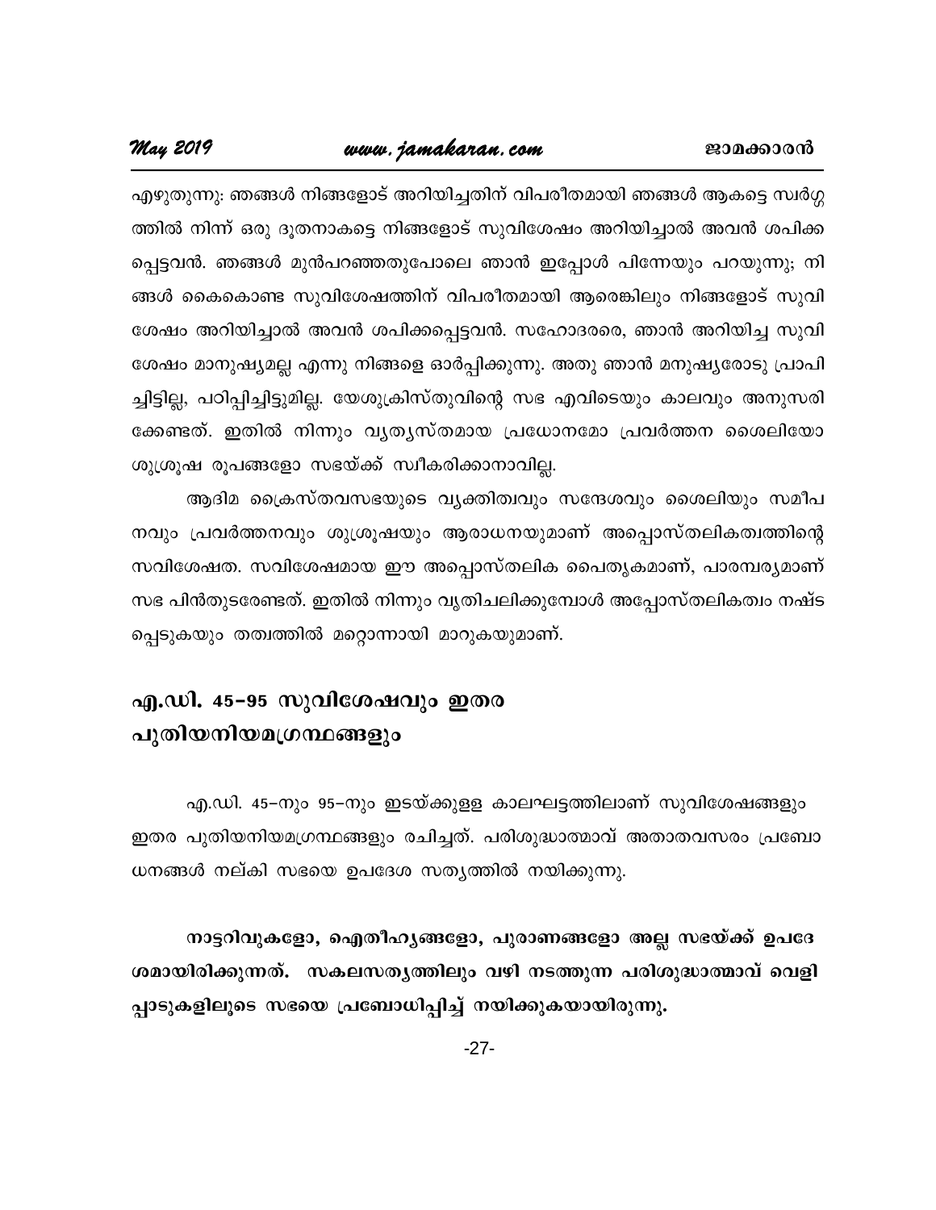എഴുതുന്നു: ഞങ്ങൾ നിങ്ങളോട് അറിയിച്ചതിന് വിപരീതമായി ഞങ്ങൾ ആകട്ടെ സ്വർഗ്ഗത്തിൽ നിന്ന് ഒരു ദൂതനാകട്ടെ നിങ്ങളോട് സുവിശേഷം അറിയിച്ചാൽ അവൻ ശപിക്കപ്പെട്ടവൻ. ഞങ്ങൾ മുൻപറഞ്ഞതുപോലെ ഞാൻ ഇപ്പോൾ പിന്നേയും പറയുന്നു; നിങ്ങൾ കൈകൊണ്ട സുവിശേഷത്തിന് വിപരീതമായി ആരെങ്കിലും നിങ്ങളോട് സുവിശേഷം അറിയിച്ചാൽ അവൻ ശപിക്കപ്പെട്ടവൻ. സഹോദരരെ, ഞാൻ അറിയിച്ച സുവിശേഷം മാനുഷ്യമല്ല എന്നു നിങ്ങളെ ഓർപ്പിക്കുന്നു. അതു ഞാൻ മനുഷ്യരോടു പ്രാപിച്ചിട്ടില്ല, പഠിപ്പിച്ചിട്ടുമില്ല. യേശുക്രിസ്തുവിന്റെ സഭ എവിടെയും കാലവും അനുസരിക്കേണ്ടത്. ഇതിൽ നിന്നും വ്യത്യസ്തമായ പ്രധോനമോ പ്രവർത്തന ശൈലിയോ ശുശ്രൂഷ രൂപങ്ങളോ സഭയ്ക്ക് സ്വീകരിക്കാനാവില്ല.

ആദിമ ക്രൈസ്തവസഭയുടെ വ്യക്തിത്വവും സന്ദേശവും ശൈലിയും സമീപനവും പ്രവർത്തനവും ശുശ്രൂഷയും ആരാധനയുമാണ് അപ്പൊസ്തലികത്വത്തിന്റെ സവിശേഷത. സവിശേഷമായ ഈ അപ്പൊസ്തലിക പൈതൃകമാണ്, പാരമ്പര്യമാണ് സഭ പിൻതുടരേണ്ടത്. ഇതിൽ നിന്നും വ്യതിചലിക്കുമ്പോൾ അപ്പോസ്തലികത്വം നഷ്ടപ്പെടുകയും തത്വത്തിൽ മറ്റൊന്നായി മാറുകയുമാണ്.

## എ.ഡി. 45-95 സുവിശേഷവും ഇതര പുതിയനിയമഗ്രന്ഥങ്ങളും

എ.ഡി. 45-നും 95-നും ഇടയ്ക്കുള്ള കാലഘട്ടത്തിലാണ് സുവിശേഷങ്ങളും ഇതര പുതിയനിയമഗ്രന്ഥങ്ങളും രചിച്ചത്. പരിശുദ്ധാത്മാവ് അതാതവസരം പ്രബോധനങ്ങൾ നല്കി സഭയെ ഉപദേശ സത്യത്തിൽ നയിക്കുന്നു.

**നാട്ടറിവുകളോ, ഐതീഹ്യങ്ങളോ, പുരാണങ്ങളോ അല്ല സഭയ്ക്ക് ഉപദേശമായിരിക്കുന്നത്. സകലസത്യത്തിലും വഴി നടത്തുന്ന പരിശുദ്ധാത്മാവ് വെളിപ്പാടുകളിലൂടെ സഭയെ പ്രബോധിപ്പിച്ച് നയിക്കുകയായിരുന്നു.**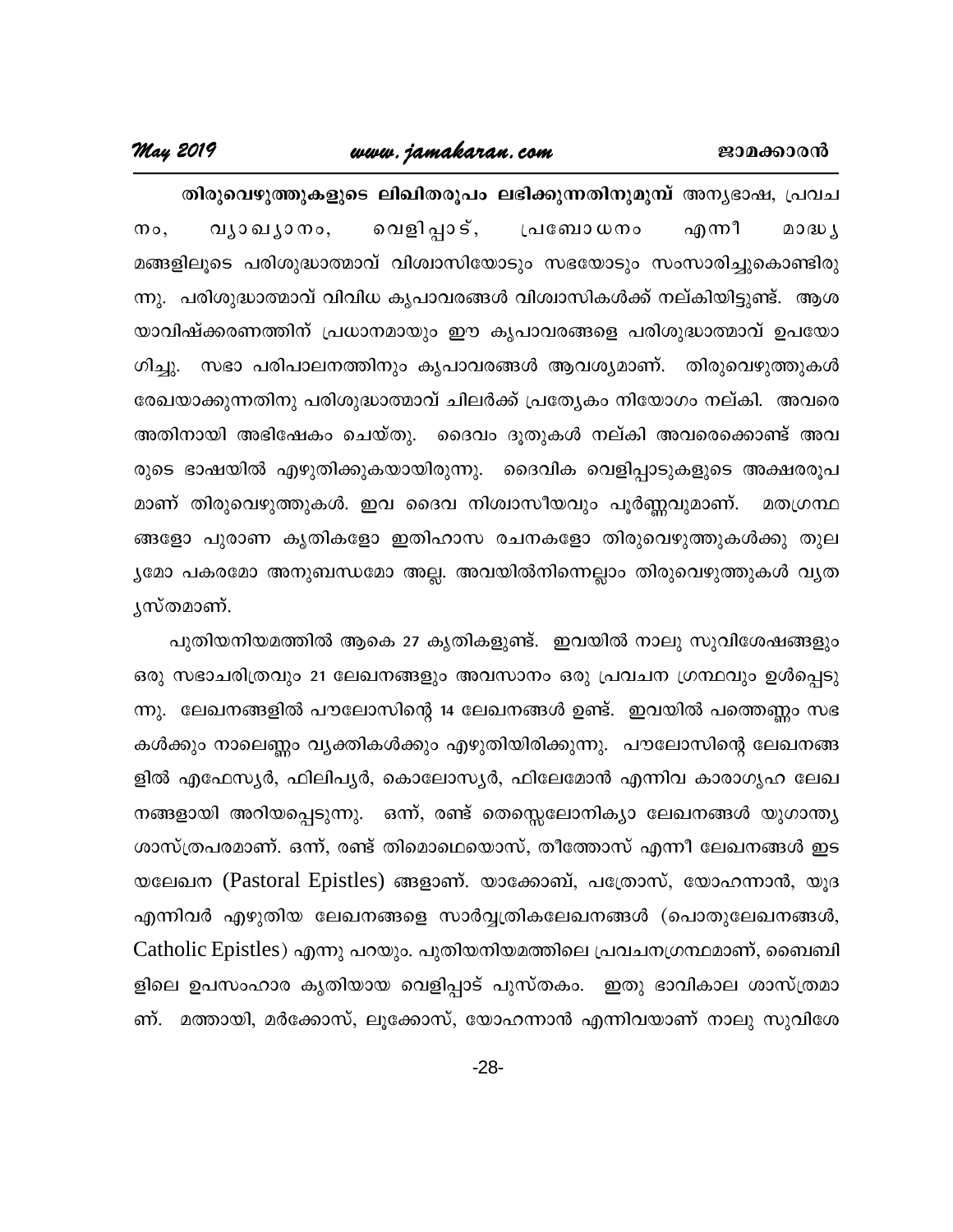**തിരുവെഴുത്തുകളുടെ ലിഖിതരൂപം ലഭിക്കുന്നതിനുമുമ്പ്** അന്യഭാഷ, പ്രവചനം, വ്യാഖ്യാനം, വെളിപ്പാട്, പ്രബോധനം എന്നീ മാദ്ധ്യമങ്ങളിലൂടെ പരിശുദ്ധാത്മാവ് വിശ്വാസിയോടും സഭയോടും സംസാരിച്ചുകൊണ്ടിരുന്നു. പരിശുദ്ധാത്മാവ് വിവിധ കൃപാവരങ്ങൾ വിശ്വാസികൾക്ക് നല്കിയിട്ടുണ്ട്. ആശയാവിഷ്ക്കരണത്തിന് പ്രധാനമായും ഈ കൃപാവരങ്ങളെ പരിശുദ്ധാത്മാവ് ഉപയോഗിച്ചു. സഭാ പരിപാലനത്തിനും കൃപാവരങ്ങൾ ആവശ്യമാണ്. തിരുവെഴുത്തുകൾ രേഖയാക്കുന്നതിനു പരിശുദ്ധാത്മാവ് ചിലർക്ക് പ്രത്യേകം നിയോഗം നല്കി. അവരെ അതിനായി അഭിഷേകം ചെയ്തു. ദൈവം ദൂതുകൾ നല്കി അവരെക്കൊണ്ട് അവരുടെ ഭാഷയിൽ എഴുതിക്കുകയായിരുന്നു. ദൈവിക വെളിപ്പാടുകളുടെ അക്ഷരരൂപമാണ് തിരുവെഴുത്തുകൾ. ഇവ ദൈവ നിശ്വാസീയവും പൂർണ്ണവുമാണ്. മതഗ്രന്ഥങ്ങളോ പുരാണ കൃതികളോ ഇതിഹാസ രചനകളോ തിരുവെഴുത്തുകൾക്കു തുല്യമോ പകരമോ അനുബന്ധമോ അല്ല. അവയിൽനിന്നെല്ലാം തിരുവെഴുത്തുകൾ വ്യത്യസ്തമാണ്.

പുതിയനിയമത്തിൽ ആകെ 27 കൃതികളുണ്ട്. ഇവയിൽ നാലു സുവിശേഷങ്ങളും ഒരു സഭാചരിത്രവും 21 ലേഖനങ്ങളും അവസാനം ഒരു പ്രവചന ഗ്രന്ഥവും ഉൾപ്പെടുന്നു. ലേഖനങ്ങളിൽ പൗലോസിന്റെ 14 ലേഖനങ്ങൾ ഉണ്ട്. ഇവയിൽ പത്തെണ്ണം സഭകൾക്കും നാലെണ്ണം വ്യക്തികൾക്കും എഴുതിയിരിക്കുന്നു. പൗലോസിന്റെ ലേഖനങ്ങളിൽ എഫേസ്യർ, ഫിലിപ്യർ, കൊലോസ്യർ, ഫിലേമോൻ എന്നിവ കാരാഗൃഹ ലേഖനങ്ങളായി അറിയപ്പെടുന്നു. ഒന്ന്, രണ്ട് തെസ്സലോനിക്യാ ലേഖനങ്ങൾ യുഗാന്ത്യശാസ്ത്രപരമാണ്. ഒന്ന്, രണ്ട് തിമൊഥെയൊസ്, തീത്തോസ് എന്നീ ലേഖനങ്ങൾ ഇടയലേഖന (Pastoral Epistles) ങ്ങളാണ്. യാക്കോബ്, പത്രോസ്, യോഹന്നാൻ, യൂദ എന്നിവർ എഴുതിയ ലേഖനങ്ങളെ സാർവ്വത്രികലേഖനങ്ങൾ (പൊതുലേഖനങ്ങൾ, Catholic Epistles) എന്നു പറയും. പുതിയനിയമത്തിലെ പ്രവചനഗ്രന്ഥമാണ്, ബൈബിളിലെ ഉപസംഹാര കൃതിയായ വെളിപ്പാട് പുസ്തകം. ഇതു ഭാവികാല ശാസ്ത്രമാണ്. മത്തായി, മർക്കോസ്, ലൂക്കോസ്, യോഹന്നാൻ എന്നിവയാണ് നാലു സുവിശേ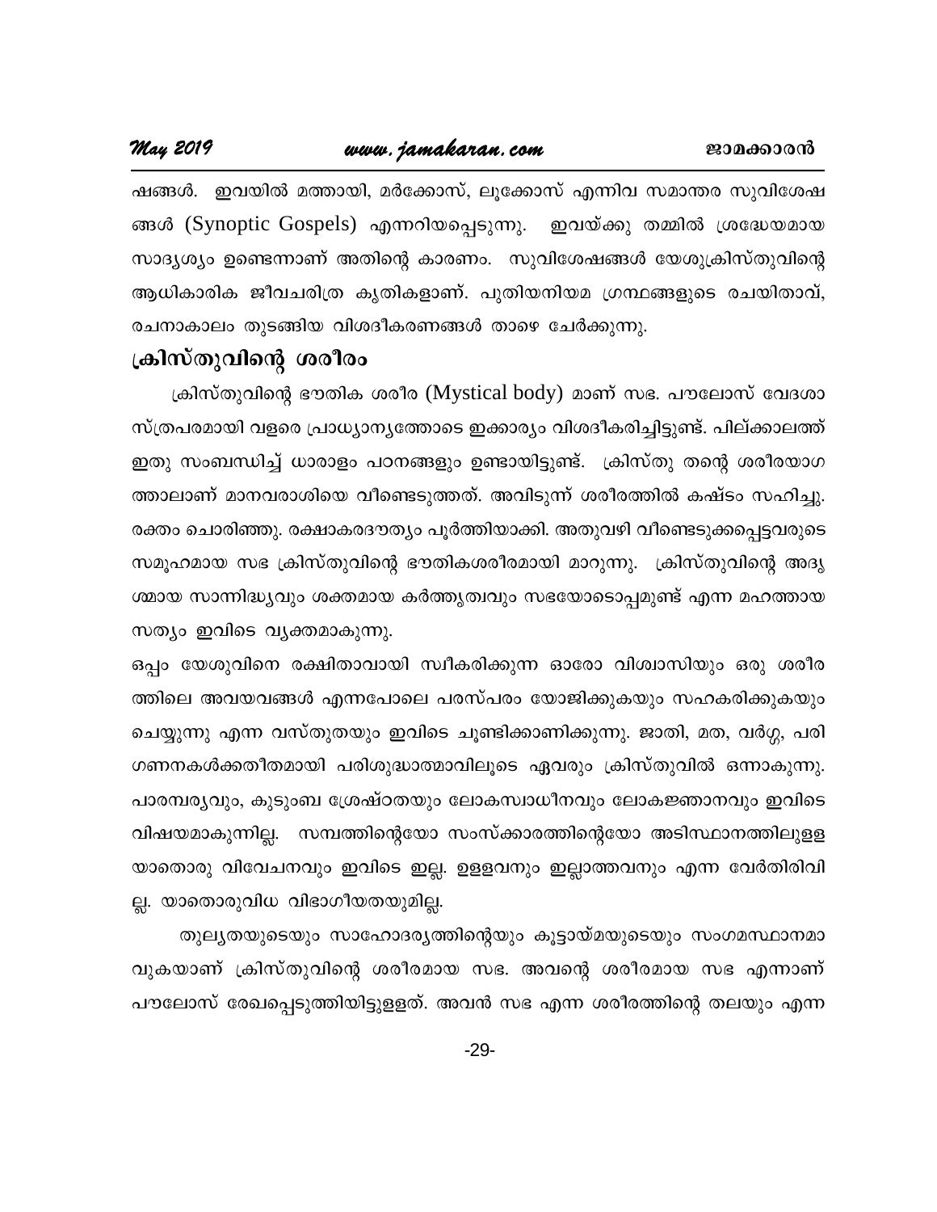ഷങ്ങൾ. ഇവയിൽ മത്തായി, മർക്കോസ്, ലൂക്കോസ് എന്നിവ സമാന്തര സുവിശേഷ ങ്ങൾ (Synoptic Gospels) എന്നറിയപ്പെടുന്നു. ഇവയ്ക്കു തമ്മിൽ ശ്രദ്ധേയമായ സാദൃശ്യം ഉണ്ടെന്നാണ് അതിന്റെ കാരണം. സുവിശേഷങ്ങൾ യേശുക്രിസ്തുവിന്റെ ആധികാരിക ജീവചരിത്ര കൃതികളാണ്. പുതിയനിയമ ഗ്രന്ഥങ്ങളുടെ രചയിതാവ്, രചനാകാലം തുടങ്ങിയ വിശദീകരണങ്ങൾ താഴെ ചേർക്കുന്നു.

## ക്രിസ്തുവിന്റെ ശരീരം

ക്രിസ്തുവിന്റെ ഭൗതിക ശരീര (Mystical body) മാണ് സഭ. പൗലോസ് വേദശാസ്ത്രപരമായി വളരെ പ്രാധ്യാന്യത്തോടെ ഇക്കാര്യം വിശദീകരിച്ചിട്ടുണ്ട്. പില്ക്കാലത്ത് ഇതു സംബന്ധിച്ച് ധാരാളം പഠനങ്ങളും ഉണ്ടായിട്ടുണ്ട്. ക്രിസ്തു തന്റെ ശരീരയാഗത്താലാണ് മാനവരാശിയെ വീണ്ടെടുത്തത്. അവിടുന്ന് ശരീരത്തിൽ കഷ്ടം സഹിച്ചു. രക്തം ചൊരിഞ്ഞു. രക്ഷാകരദൗത്യം പൂർത്തിയാക്കി. അതുവഴി വീണ്ടെടുക്കപ്പെട്ടവരുടെ സമൂഹമായ സഭ ക്രിസ്തുവിന്റെ ഭൗതികശരീരമായി മാറുന്നു. ക്രിസ്തുവിന്റെ അദൃശ്യമായ സാന്നിദ്ധ്യവും ശക്തമായ കർത്തൃത്വവും സഭയോടൊപ്പമുണ്ട് എന്ന മഹത്തായ സത്യം ഇവിടെ വ്യക്തമാകുന്നു.

ഒപ്പം യേശുവിനെ രക്ഷിതാവായി സ്വീകരിക്കുന്ന ഓരോ വിശ്വാസിയും ഒരു ശരീരത്തിലെ അവയവങ്ങൾ എന്നപോലെ പരസ്പരം യോജിക്കുകയും സഹകരിക്കുകയും ചെയ്യുന്നു എന്ന വസ്തുതയും ഇവിടെ ചൂണ്ടിക്കാണിക്കുന്നു. ജാതി, മത, വർഗ്ഗ, പരിഗണനകൾക്കതീതമായി പരിശുദ്ധാത്മാവിലൂടെ ഏവരും ക്രിസ്തുവിൽ ഒന്നാകുന്നു. പാരമ്പര്യവും, കുടുംബ ശ്രേഷ്ഠതയും ലോകസ്വാധീനവും ലോകജ്ഞാനവും ഇവിടെ വിഷയമാകുന്നില്ല. സമ്പത്തിന്റെയോ സംസ്ക്കാരത്തിന്റെയോ അടിസ്ഥാനത്തിലുള്ള യാതൊരു വിവേചനവും ഇവിടെ ഇല്ല. ഉള്ളവനും ഇല്ലാത്തവനും എന്ന വേർതിരിവില്ല. യാതൊരുവിധ വിഭാഗീയതയുമില്ല.

തുല്യതയുടെയും സാഹോദര്യത്തിന്റെയും കൂട്ടായ്മയുടെയും സംഗമസ്ഥാനമാവുകയാണ് ക്രിസ്തുവിന്റെ ശരീരമായ സഭ. അവന്റെ ശരീരമായ സഭ എന്നാണ് പൗലോസ് രേഖപ്പെടുത്തിയിട്ടുള്ളത്. അവൻ സഭ എന്ന ശരീരത്തിന്റെ തലയും എന്ന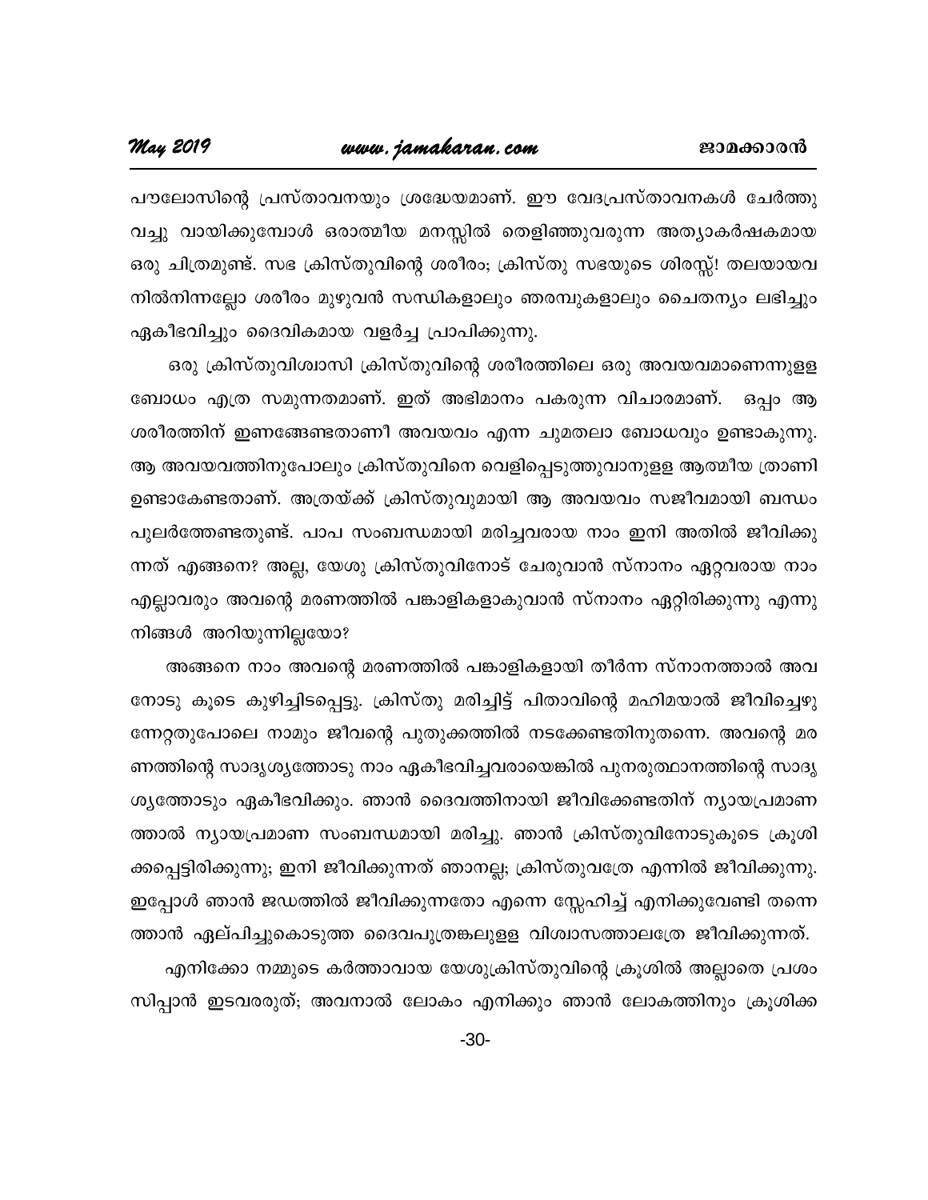പൗലോസിന്റെ പ്രസ്താവനയും ശ്രദ്ധേയമാണ്. ഈ വേദപ്രസ്താവനകൾ ചേർത്തു വച്ചു വായിക്കുമ്പോൾ ഒരാത്മീയ മനസ്സിൽ തെളിഞ്ഞുവരുന്ന അത്യാകർഷകമായ ഒരു ചിത്രമുണ്ട്. സഭ ക്രിസ്തുവിന്റെ ശരീരം; ക്രിസ്തു സഭയുടെ ശിരസ്സ്! തലയായവ നിൽനിന്നല്ലോ ശരീരം മുഴുവൻ സന്ധികളാലും ഞരമ്പുകളാലും ചൈതന്യം ലഭിച്ചും ഏകീഭവിച്ചും ദൈവികമായ വളർച്ച പ്രാപിക്കുന്നു.

ഒരു ക്രിസ്തുവിശ്വാസി ക്രിസ്തുവിന്റെ ശരീരത്തിലെ ഒരു അവയവമാണെന്നുള്ള ബോധം എത്ര സമുന്നതമാണ്. ഇത് അഭിമാനം പകരുന്ന വിചാരമാണ്. ഒപ്പം ആ ശരീരത്തിന് ഇണങ്ങേണ്ടതാണീ അവയവം എന്ന ചുമതലാ ബോധവും ഉണ്ടാകുന്നു. ആ അവയവത്തിനുപോലും ക്രിസ്തുവിനെ വെളിപ്പെടുത്തുവാനുള്ള ആത്മീയ ത്രാണി ഉണ്ടാകേണ്ടതാണ്. അത്രയ്ക്ക് ക്രിസ്തുവുമായി ആ അവയവം സജീവമായി ബന്ധം പുലർത്തേണ്ടതുണ്ട്. പാപ സംബന്ധമായി മരിച്ചവരായ നാം ഇനി അതിൽ ജീവിക്കുന്നത് എങ്ങനെ? അല്ല, യേശു ക്രിസ്തുവിനോട് ചേരുവാൻ സ്നാനം ഏറ്റവരായ നാം എല്ലാവരും അവന്റെ മരണത്തിൽ പങ്കാളികളാകുവാൻ സ്നാനം ഏറ്റിരിക്കുന്നു എന്നു നിങ്ങൾ അറിയുന്നില്ലയോ?

അങ്ങനെ നാം അവന്റെ മരണത്തിൽ പങ്കാളികളായി തീർന്ന സ്നാനത്താൽ അവനോടു കൂടെ കുഴിച്ചിടപ്പെട്ടു. ക്രിസ്തു മരിച്ചിട്ട് പിതാവിന്റെ മഹിമയാൽ ജീവിച്ചെഴുന്നേറ്റതുപോലെ നാമും ജീവന്റെ പുതുക്കത്തിൽ നടക്കേണ്ടതിനുതന്നെ. അവന്റെ മരണത്തിന്റെ സാദൃശ്യത്തോടു നാം ഏകീഭവിച്ചവരായെങ്കിൽ പുനരുത്ഥാനത്തിന്റെ സാദൃശ്യത്തോടും ഏകീഭവിക്കും. ഞാൻ ദൈവത്തിനായി ജീവിക്കേണ്ടതിന് ന്യായപ്രമാണത്താൽ ന്യായപ്രമാണ സംബന്ധമായി മരിച്ചു. ഞാൻ ക്രിസ്തുവിനോടുകൂടെ ക്രൂശിക്കപ്പെട്ടിരിക്കുന്നു; ഇനി ജീവിക്കുന്നത് ഞാനല്ല; ക്രിസ്തുവത്രേ എന്നിൽ ജീവിക്കുന്നു. ഇപ്പോൾ ഞാൻ ജഡത്തിൽ ജീവിക്കുന്നതോ എന്നെ സ്നേഹിച്ച് എനിക്കുവേണ്ടി തന്നെത്താൻ ഏല്പിച്ചുകൊടുത്ത ദൈവപുത്രങ്കലുള്ള വിശ്വാസത്താലത്രേ ജീവിക്കുന്നത്.

എനിക്കോ നമ്മുടെ കർത്താവായ യേശുക്രിസ്തുവിന്റെ ക്രൂശിൽ അല്ലാതെ പ്രശംസിപ്പാൻ ഇടവരരുത്; അവനാൽ ലോകം എനിക്കും ഞാൻ ലോകത്തിനും ക്രൂശിക്ക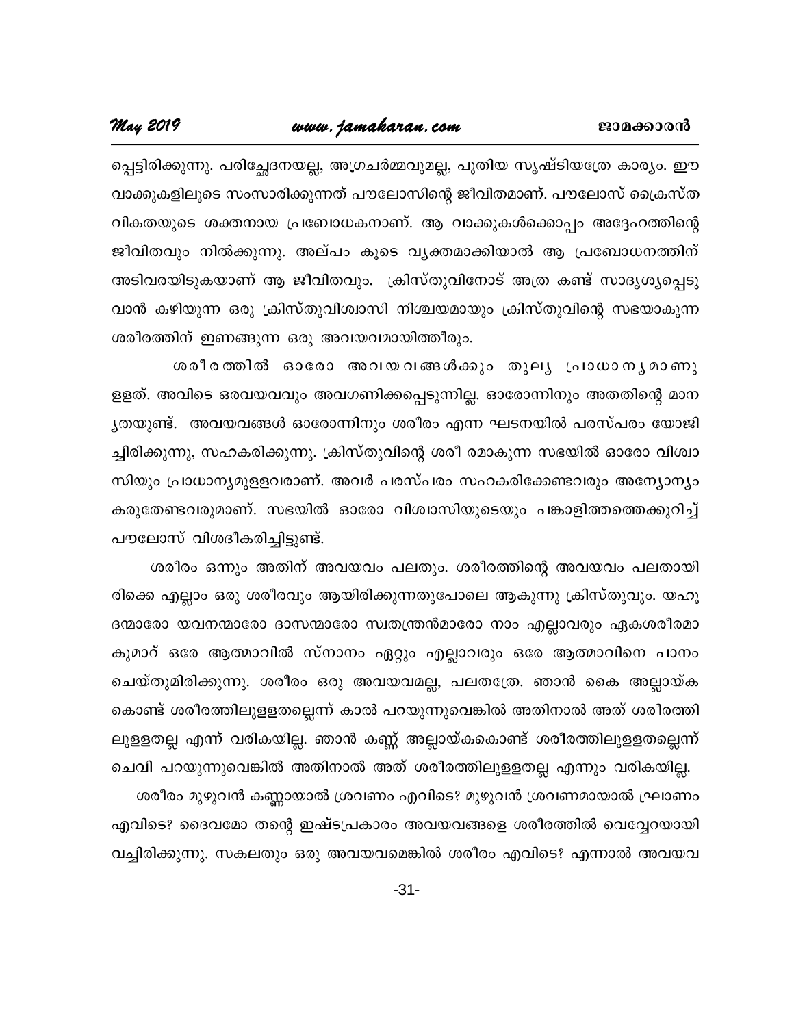പ്പെട്ടിരിക്കുന്നു. പരിച്ഛേദനയല്ല, അഗ്രചർമ്മവുമല്ല, പുതിയ സൃഷ്ടിയത്രേ കാര്യം. ഈ വാക്കുകളിലൂടെ സംസാരിക്കുന്നത് പൗലോസിന്റെ ജീവിതമാണ്. പൗലോസ് ക്രൈസ്തവികതയുടെ ശക്തനായ പ്രബോധകനാണ്. ആ വാക്കുകൾക്കൊപ്പം അദ്ദേഹത്തിന്റെ ജീവിതവും നിൽക്കുന്നു. അല്പം കൂടെ വ്യക്തമാക്കിയാൽ ആ പ്രബോധനത്തിന് അടിവരയിടുകയാണ് ആ ജീവിതവും. ക്രിസ്തുവിനോട് അത്ര കണ്ട് സാദൃശ്യപ്പെടുവാൻ കഴിയുന്ന ഒരു ക്രിസ്തുവിശ്വാസി നിശ്ചയമായും ക്രിസ്തുവിന്റെ സഭയാകുന്ന ശരീരത്തിന് ഇണങ്ങുന്ന ഒരു അവയവമായിത്തീരും.

ശരീരത്തിൽ ഓരോ അവയവങ്ങൾക്കും തുല്യ പ്രാധാന്യമാണുള്ളത്. അവിടെ ഒരവയവവും അവഗണിക്കപ്പെടുന്നില്ല. ഓരോന്നിനും അതതിന്റെ മാനൃതയുണ്ട്. അവയവങ്ങൾ ഓരോന്നിനും ശരീരം എന്ന ഘടനയിൽ പരസ്പരം യോജിച്ചിരിക്കുന്നു, സഹകരിക്കുന്നു. ക്രിസ്തുവിന്റെ ശരീ രമാകുന്ന സഭയിൽ ഓരോ വിശ്വാസിയും പ്രാധാന്യമുളളവരാണ്. അവർ പരസ്പരം സഹകരിക്കേണ്ടവരും അന്യോന്യം കരുതേണ്ടവരുമാണ്. സഭയിൽ ഓരോ വിശ്വാസിയുടെയും പങ്കാളിത്തത്തെക്കുറിച്ച് പൗലോസ് വിശദീകരിച്ചിട്ടുണ്ട്.

ശരീരം ഒന്നും അതിന് അവയവം പലതും. ശരീരത്തിന്റെ അവയവം പലതായിരിക്കെ എല്ലാം ഒരു ശരീരവും ആയിരിക്കുന്നതുപോലെ ആകുന്നു ക്രിസ്തുവും. യഹൂദന്മാരോ യവനന്മാരോ ദാസന്മാരോ സ്വതന്ത്രൻമാരോ നാം എല്ലാവരും ഏകശരീരമാകുമാറ് ഒരേ ആത്മാവിൽ സ്നാനം ഏറ്റും എല്ലാവരും ഒരേ ആത്മാവിനെ പാനം ചെയ്തുമിരിക്കുന്നു. ശരീരം ഒരു അവയവമല്ല, പലതത്രേ. ഞാൻ കൈ അല്ലായ്കകൊണ്ട് ശരീരത്തിലുള്ളതല്ലെന്ന് കാൽ പറയുന്നുവെങ്കിൽ അതിനാൽ അത് ശരീരത്തിലുള്ളതല്ല എന്ന് വരികയില്ല. ഞാൻ കണ്ണ് അല്ലായ്കകൊണ്ട് ശരീരത്തിലുള്ളതല്ലെന്ന് ചെവി പറയുന്നുവെങ്കിൽ അതിനാൽ അത് ശരീരത്തിലുള്ളതല്ല എന്നും വരികയില്ല.

ശരീരം മുഴുവൻ കണ്ണായാൽ ശ്രവണം എവിടെ? മുഴുവൻ ശ്രവണമായാൽ ഘ്രാണം എവിടെ? ദൈവമോ തന്റെ ഇഷ്ടപ്രകാരം അവയവങ്ങളെ ശരീരത്തിൽ വെവ്വേറയായി വച്ചിരിക്കുന്നു. സകലതും ഒരു അവയവമെങ്കിൽ ശരീരം എവിടെ? എന്നാൽ അവയവ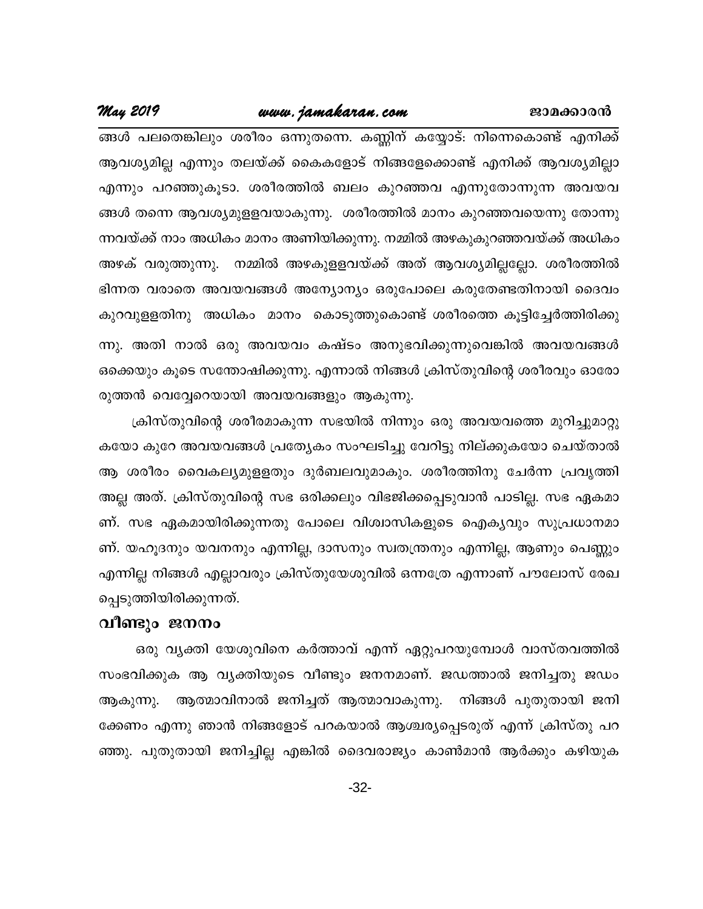ങ്ങൾ പലതെങ്കിലും ശരീരം ഒന്നുതന്നെ. കണ്ണിന് കയ്യോട്: നിന്നെകൊണ്ട് എനിക്ക് ആവശ്യമില്ല എന്നും തലയ്ക്ക് കൈകളോട് നിങ്ങളേക്കൊണ്ട് എനിക്ക് ആവശ്യമില്ലാ എന്നും പറഞ്ഞുകൂടാ. ശരീരത്തിൽ ബലം കുറഞ്ഞവ എന്നുതോന്നുന്ന അവയവ ങ്ങൾ തന്നെ ആവശ്യമുള്ളവയാകുന്നു. ശരീരത്തിൽ മാനം കുറഞ്ഞവയെന്നു തോന്നു ന്നവയ്ക്ക് നാം അധികം മാനം അണിയിക്കുന്നു. നമ്മിൽ അഴകുകുറഞ്ഞവയ്ക്ക് അധികം അഴക് വരുത്തുന്നു. നമ്മിൽ അഴകുള്ളവയ്ക്ക് അത് ആവശ്യമില്ലല്ലോ. ശരീരത്തിൽ ഭിന്നത വരാതെ അവയവങ്ങൾ അന്യോന്യം ഒരുപോലെ കരുതേണ്ടതിനായി ദൈവം കുറവുള്ളതിനു അധികം മാനം കൊടുത്തുകൊണ്ട് ശരീരത്തെ കൂട്ടിച്ചേർത്തിരിക്കു ന്നു. അതി നാൽ ഒരു അവയവം കഷ്ടം അനുഭവിക്കുന്നുവെങ്കിൽ അവയവങ്ങൾ ഒക്കെയും കൂടെ സന്തോഷിക്കുന്നു. എന്നാൽ നിങ്ങൾ ക്രിസ്തുവിന്റെ ശരീരവും ഓരോ രുത്തൻ വെവ്വേറെയായി അവയവങ്ങളും ആകുന്നു.

ക്രിസ്തുവിന്റെ ശരീരമാകുന്ന സഭയിൽ നിന്നും ഒരു അവയവത്തെ മുറിച്ചുമാറ്റു കയോ കുറേ അവയവങ്ങൾ പ്രത്യേകം സംഘടിച്ചു വേറിട്ടു നില്ക്കുകയോ ചെയ്താൽ ആ ശരീരം വൈകല്യമുള്ളതും ദുർബലവുമാകും. ശരീരത്തിനു ചേർന്ന പ്രവൃത്തി അല്ല അത്. ക്രിസ്തുവിന്റെ സഭ ഒരിക്കലും വിഭജിക്കപ്പെടുവാൻ പാടില്ല. സഭ ഏകമാ ണ്. സഭ ഏകമായിരിക്കുന്നതു പോലെ വിശ്വാസികളുടെ ഐക്യവും സുപ്രധാനമാ ണ്. യഹൂദനും യവനനും എന്നില്ല, ദാസനും സ്വതന്ത്രനും എന്നില്ല, ആണും പെണ്ണും എന്നില്ല നിങ്ങൾ എല്ലാവരും ക്രിസ്തുയേശുവിൽ ഒന്നത്രേ എന്നാണ് പൗലോസ് രേഖ പ്പെടുത്തിയിരിക്കുന്നത്.

## വീണ്ടും ജനനം

ഒരു വ്യക്തി യേശുവിനെ കർത്താവ് എന്ന് ഏറ്റുപറയുമ്പോൾ വാസ്തവത്തിൽ സംഭവിക്കുക ആ വ്യക്തിയുടെ വീണ്ടും ജനനമാണ്. ജഡത്താൽ ജനിച്ചതു ജഡം ആകുന്നു. ആത്മാവിനാൽ ജനിച്ചത് ആത്മാവാകുന്നു. നിങ്ങൾ പുതുതായി ജനി ക്കേണം എന്നു ഞാൻ നിങ്ങളോട് പറകയാൽ ആശ്ചര്യപ്പെടരുത് എന്ന് ക്രിസ്തു പറ ഞ്ഞു. പുതുതായി ജനിച്ചില്ല എങ്കിൽ ദൈവരാജ്യം കാൺമാൻ ആർക്കും കഴിയുക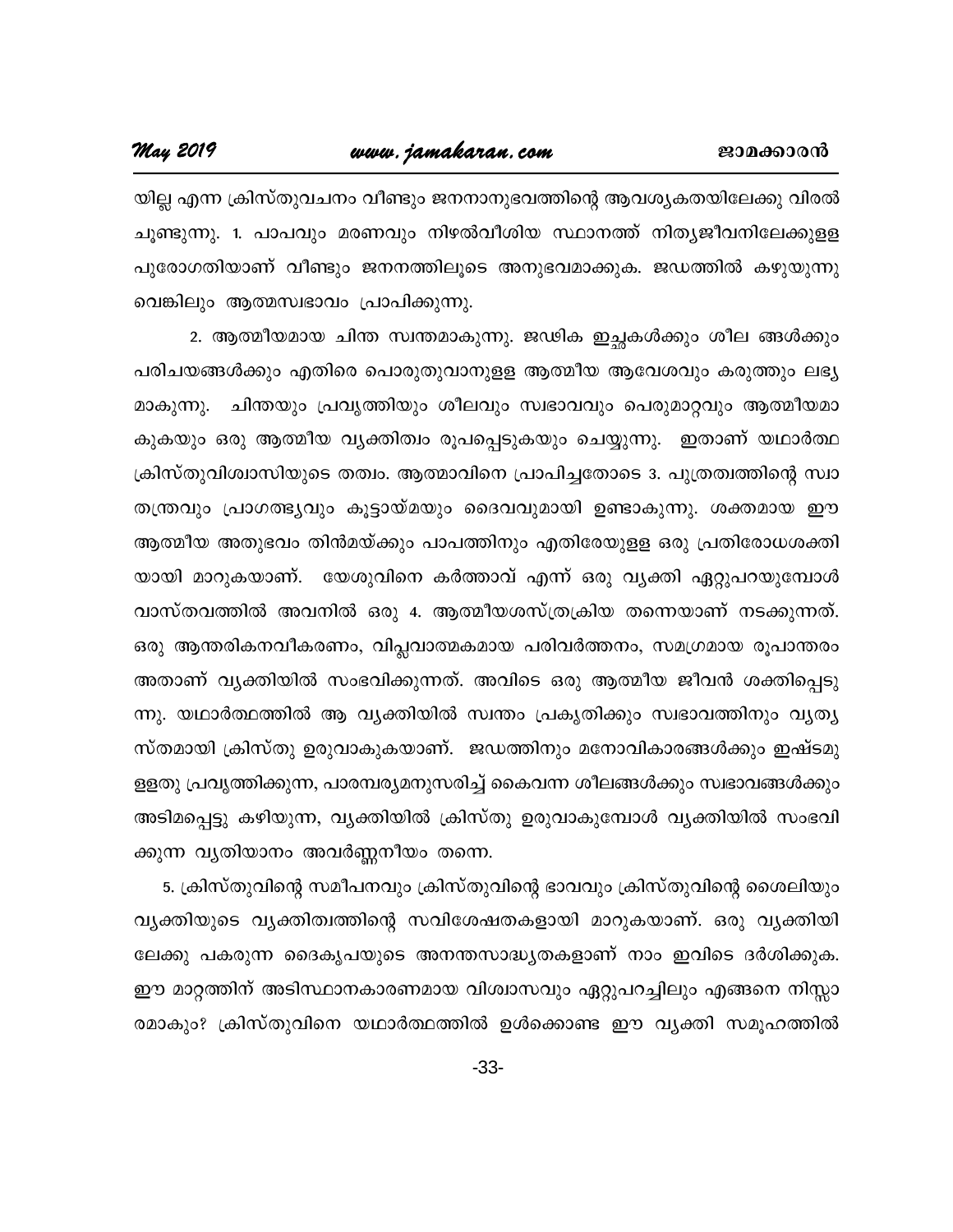യില്ല എന്ന ക്രിസ്തുവചനം വീണ്ടും ജനനാനുഭവത്തിന്റെ ആവശ്യകതയിലേക്കു വിരൽ ചൂണ്ടുന്നു. 1. പാപവും മരണവും നിഴൽവീശിയ സ്ഥാനത്ത് നിത്യജീവനിലേക്കുള്ള പുരോഗതിയാണ് വീണ്ടും ജനനത്തിലൂടെ അനുഭവമാക്കുക. ജഡത്തിൽ കഴുയുന്നു വെങ്കിലും ആത്മസ്വഭാവം പ്രാപിക്കുന്നു.

2. ആത്മീയമായ ചിന്ത സ്വന്തമാകുന്നു. ജഢിക ഇച്ഛകൾക്കും ശീല ങ്ങൾക്കും പരിചയങ്ങൾക്കും എതിരെ പൊരുതുവാനുള്ള ആത്മീയ ആവേശവും കരുത്തും ലഭ്യ മാകുന്നു. ചിന്തയും പ്രവൃത്തിയും ശീലവും സ്വഭാവവും പെരുമാറ്റവും ആത്മീയമാ കുകയും ഒരു ആത്മീയ വ്യക്തിത്വം രൂപപ്പെടുകയും ചെയ്യുന്നു. ഇതാണ് യഥാർത്ഥ ക്രിസ്തുവിശ്വാസിയുടെ തത്വം. ആത്മാവിനെ പ്രാപിച്ചതോടെ 3. പുത്രത്വത്തിന്റെ സ്വാ തന്ത്ര്യവും പ്രാഗത്ഭ്യവും കൂട്ടായ്മയും ദൈവവുമായി ഉണ്ടാകുന്നു. ശക്തമായ ഈ ആത്മീയ അതുഭവം തിൻമയ്ക്കും പാപത്തിനും എതിരേയുള്ള ഒരു പ്രതിരോധശക്തി യായി മാറുകയാണ്. യേശുവിനെ കർത്താവ് എന്ന് ഒരു വ്യക്തി ഏറ്റുപറയുമ്പോൾ വാസ്തവത്തിൽ അവനിൽ ഒരു 4. ആത്മീയശസ്ത്രക്രിയ തന്നെയാണ് നടക്കുന്നത്. ഒരു ആന്തരികനവീകരണം, വിപ്ലവാത്മകമായ പരിവർത്തനം, സമഗ്രമായ രൂപാന്തരം അതാണ് വ്യക്തിയിൽ സംഭവിക്കുന്നത്. അവിടെ ഒരു ആത്മീയ ജീവൻ ശക്തിപ്പെടു ന്നു. യഥാർത്ഥത്തിൽ ആ വ്യക്തിയിൽ സ്വന്തം പ്രകൃതിക്കും സ്വഭാവത്തിനും വ്യത്യ സ്തമായി ക്രിസ്തു ഉരുവാകുകയാണ്. ജഡത്തിനും മനോവികാരങ്ങൾക്കും ഇഷ്ടമു ള്ളതു പ്രവൃത്തിക്കുന്ന, പാരമ്പര്യമനുസരിച്ച് കൈവന്ന ശീലങ്ങൾക്കും സ്വഭാവങ്ങൾക്കും അടിമപ്പെട്ടു കഴിയുന്ന, വ്യക്തിയിൽ ക്രിസ്തു ഉരുവാകുമ്പോൾ വ്യക്തിയിൽ സംഭവി ക്കുന്ന വ്യതിയാനം അവർണ്ണനീയം തന്നെ.

5. ക്രിസ്തുവിന്റെ സമീപനവും ക്രിസ്തുവിന്റെ ഭാവവും ക്രിസ്തുവിന്റെ ശൈലിയും വ്യക്തിയുടെ വ്യക്തിത്വത്തിന്റെ സവിശേഷതകളായി മാറുകയാണ്. ഒരു വ്യക്തിയി ലേക്കു പകരുന്ന ദൈകൃപയുടെ അനന്തസാദ്ധ്യതകളാണ് നാം ഇവിടെ ദർശിക്കുക. ഈ മാറ്റത്തിന് അടിസ്ഥാനകാരണമായ വിശ്വാസവും ഏറ്റുപറച്ചിലും എങ്ങനെ നിസ്സാ രമാകും? ക്രിസ്തുവിനെ യഥാർത്ഥത്തിൽ ഉൾക്കൊണ്ട ഈ വ്യക്തി സമൂഹത്തിൽ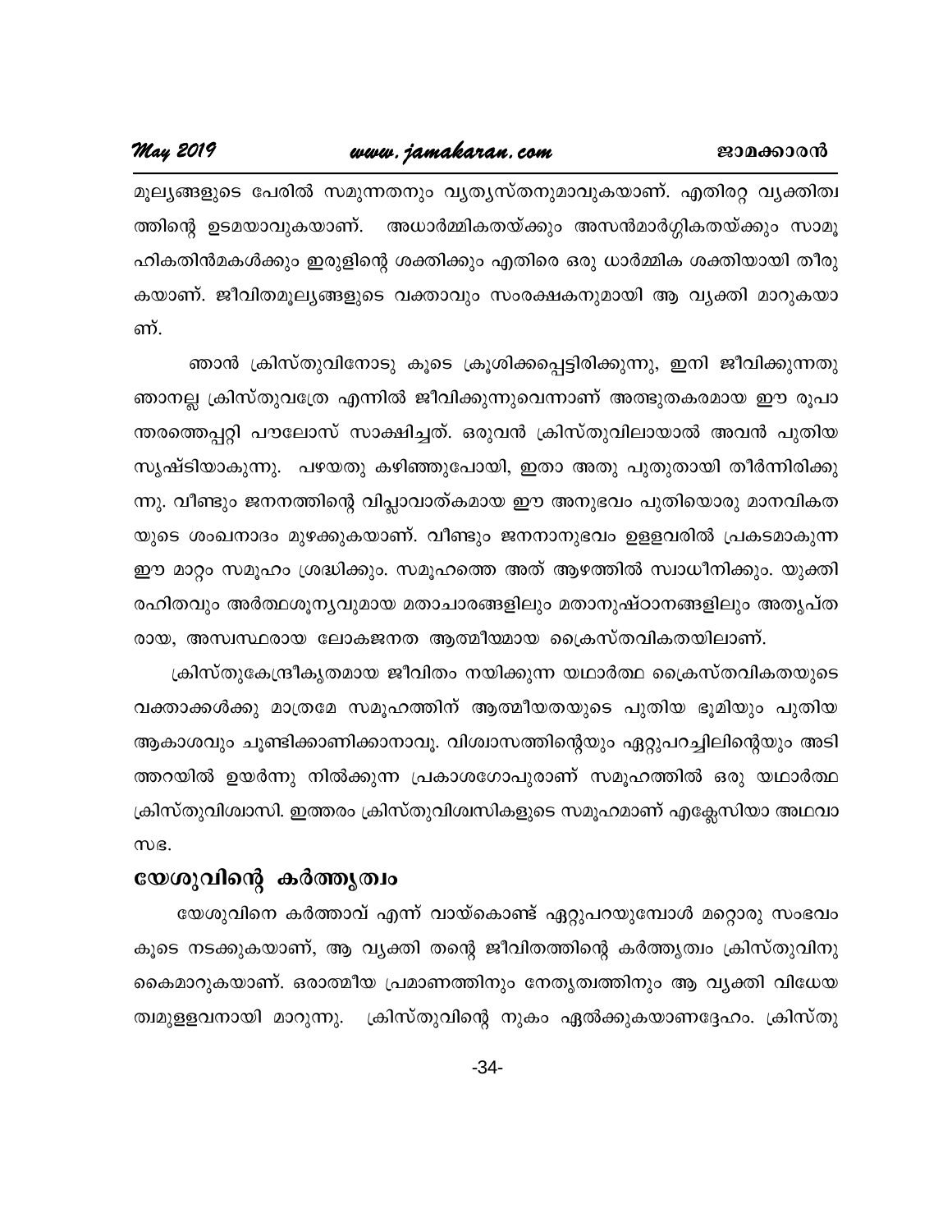മൂല്യങ്ങളുടെ പേരിൽ സമുന്നതനും വ്യത്യസ്തനുമാവുകയാണ്. എതിരറ്റ വ്യക്തിത്വത്തിന്റെ ഉടമയാവുകയാണ്. അധാർമ്മികതയ്ക്കും അസൻമാർഗ്ഗികതയ്ക്കും സാമൂഹികതിൻമകൾക്കും ഇരുളിന്റെ ശക്തിക്കും എതിരെ ഒരു ധാർമ്മിക ശക്തിയായി തീരുകയാണ്. ജീവിതമൂല്യങ്ങളുടെ വക്താവും സംരക്ഷകനുമായി ആ വ്യക്തി മാറുകയാണ്.

ഞാൻ ക്രിസ്തുവിനോടു കൂടെ ക്രൂശിക്കപ്പെട്ടിരിക്കുന്നു, ഇനി ജീവിക്കുന്നതു ഞാനല്ല ക്രിസ്തുവത്രേ എന്നിൽ ജീവിക്കുന്നുവെന്നാണ് അത്ഭുതകരമായ ഈ രൂപാന്തരത്തെപ്പറ്റി പൗലോസ് സാക്ഷിച്ചത്. ഒരുവൻ ക്രിസ്തുവിലായാൽ അവൻ പുതിയ സൃഷ്ടിയാകുന്നു. പഴയതു കഴിഞ്ഞുപോയി, ഇതാ അതു പുതുതായി തീർന്നിരിക്കുന്നു. വീണ്ടും ജനനത്തിന്റെ വിപ്ലാവാത്കമായ ഈ അനുഭവം പുതിയൊരു മാനവികതയുടെ ശംഖനാദം മുഴക്കുകയാണ്. വീണ്ടും ജനനാനുഭവം ഉള്ളവരിൽ പ്രകടമാകുന്ന ഈ മാറ്റം സമൂഹം ശ്രദ്ധിക്കും. സമൂഹത്തെ അത് ആഴത്തിൽ സ്വാധീനിക്കും. യുക്തിരഹിതവും അർത്ഥശൂന്യവുമായ മതാചാരങ്ങളിലും മതാനുഷ്ഠാനങ്ങളിലും അതൃപ്തരായ, അസ്വസ്ഥരായ ലോകജനത ആത്മീയമായ ക്രൈസ്തവികതയിലാണ്.

ക്രിസ്തുകേന്ദ്രീകൃതമായ ജീവിതം നയിക്കുന്ന യഥാർത്ഥ ക്രൈസ്തവികതയുടെ വക്താക്കൾക്കു മാത്രമേ സമൂഹത്തിന് ആത്മീയതയുടെ പുതിയ ഭൂമിയും പുതിയ ആകാശവും ചൂണ്ടിക്കാണിക്കാനാവൂ. വിശ്വാസത്തിന്റെയും ഏറ്റുപറച്ചിലിന്റെയും അടിത്തറയിൽ ഉയർന്നു നിൽക്കുന്ന പ്രകാശഗോപുരാണ് സമൂഹത്തിൽ ഒരു യഥാർത്ഥ ക്രിസ്തുവിശ്വാസി. ഇത്തരം ക്രിസ്തുവിശ്വസികളുടെ സമൂഹമാണ് എക്ലേസിയാ അഥവാ സഭ.

## യേശുവിന്റെ കർത്തൃത്വം

യേശുവിനെ കർത്താവ് എന്ന് വായ്കൊണ്ട് ഏറ്റുപറയുമ്പോൾ മറ്റൊരു സംഭവം കൂടെ നടക്കുകയാണ്, ആ വ്യക്തി തന്റെ ജീവിതത്തിന്റെ കർത്തൃത്വം ക്രിസ്തുവിനു കൈമാറുകയാണ്. ഒരാത്മീയ പ്രമാണത്തിനും നേതൃത്വത്തിനും ആ വ്യക്തി വിധേയത്വമുള്ളവനായി മാറുന്നു. ക്രിസ്തുവിന്റെ നുകം ഏൽക്കുകയാണദ്ദേഹം. ക്രിസ്തു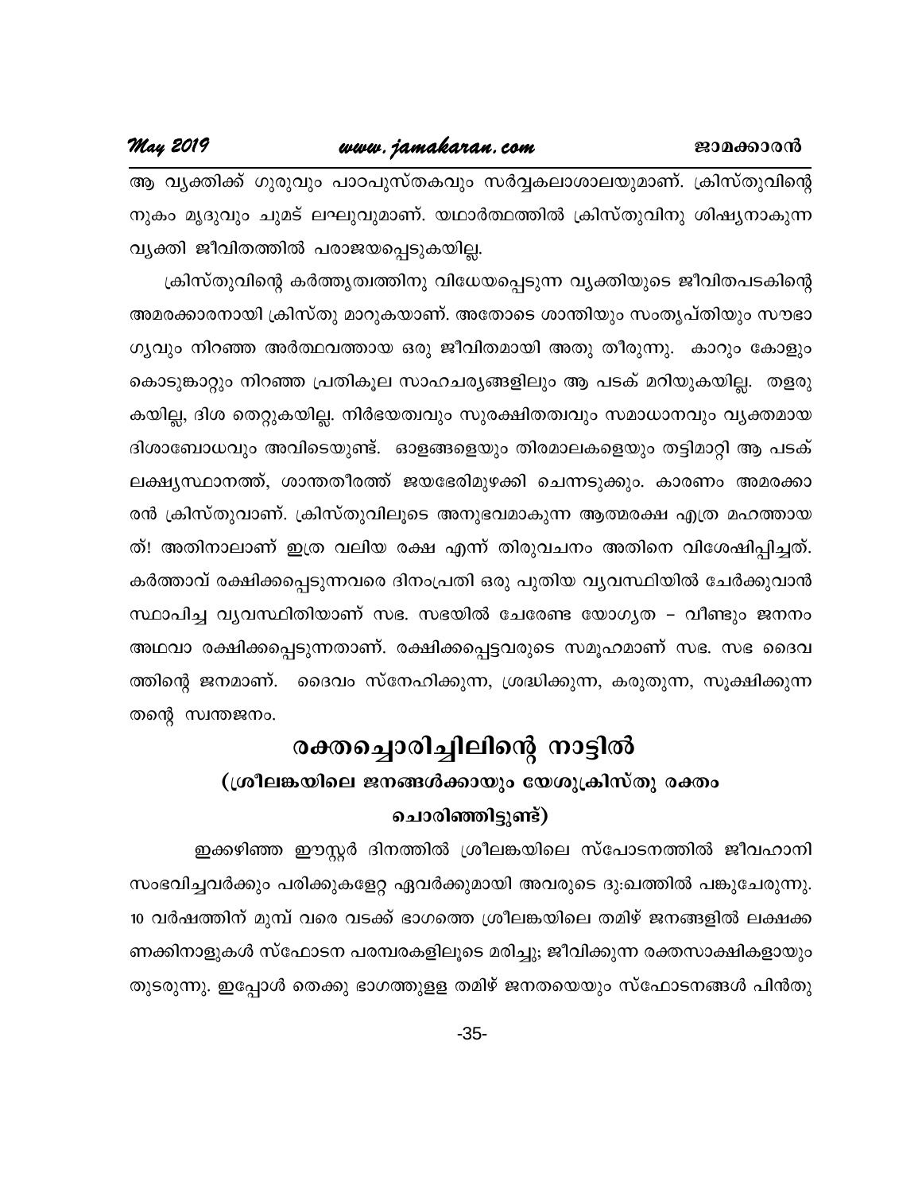ആ വ്യക്തിക്ക് ഗുരുവും പാഠപുസ്തകവും സർവ്വകലാശാലയുമാണ്. ക്രിസ്തുവിന്റെ നുകം മൃദുവും ചുമട് ലഘുവുമാണ്. യഥാർത്ഥത്തിൽ ക്രിസ്തുവിനു ശിഷ്യനാകുന്ന വ്യക്തി ജീവിതത്തിൽ പരാജയപ്പെടുകയില്ല.

ക്രിസ്തുവിന്റെ കർത്തൃത്വത്തിനു വിധേയപ്പെടുന്ന വ്യക്തിയുടെ ജീവിതപടകിന്റെ അമരക്കാരനായി ക്രിസ്തു മാറുകയാണ്. അതോടെ ശാന്തിയും സംതൃപ്തിയും സൗഭാഗ്യവും നിറഞ്ഞ അർത്ഥവത്തായ ഒരു ജീവിതമായി അതു തീരുന്നു. കാറും കോളും കൊടുങ്കാറ്റും നിറഞ്ഞ പ്രതികൂല സാഹചര്യങ്ങളിലും ആ പടക് മറിയുകയില്ല. തളരുകയില്ല, ദിശ തെറ്റുകയില്ല. നിർഭയത്വവും സുരക്ഷിതത്വവും സമാധാനവും വ്യക്തമായ ദിശാബോധവും അവിടെയുണ്ട്. ഓളങ്ങളെയും തിരമാലകളെയും തട്ടിമാറ്റി ആ പടക് ലക്ഷ്യസ്ഥാനത്ത്, ശാന്തതീരത്ത് ജയഭേരിമുഴക്കി ചെന്നടുക്കും. കാരണം അമരക്കാരൻ ക്രിസ്തുവാണ്. ക്രിസ്തുവിലൂടെ അനുഭവമാകുന്ന ആത്മരക്ഷ എത്ര മഹത്തായത്! അതിനാലാണ് ഇത്ര വലിയ രക്ഷ എന്ന് തിരുവചനം അതിനെ വിശേഷിപ്പിച്ചത്. കർത്താവ് രക്ഷിക്കപ്പെടുന്നവരെ ദിനംപ്രതി ഒരു പുതിയ വ്യവസ്ഥിയിൽ ചേർക്കുവാൻ സ്ഥാപിച്ച വ്യവസ്ഥിതിയാണ് സഭ. സഭയിൽ ചേരേണ്ട യോഗ്യത – വീണ്ടും ജനനം അഥവാ രക്ഷിക്കപ്പെടുന്നതാണ്. രക്ഷിക്കപ്പെട്ടവരുടെ സമൂഹമാണ് സഭ. സഭ ദൈവത്തിന്റെ ജനമാണ്. ദൈവം സ്നേഹിക്കുന്ന, ശ്രദ്ധിക്കുന്ന, കരുതുന്ന, സൂക്ഷിക്കുന്ന തന്റെ സ്വന്തജനം.

## രക്തച്ചൊരിച്ചിലിന്റെ നാട്ടിൽ

### (ശ്രീലങ്കയിലെ ജനങ്ങൾക്കായും യേശുക്രിസ്തു രക്തം ചൊരിഞ്ഞിട്ടുണ്ട്)

ഇക്കഴിഞ്ഞ ഈസ്റ്റർ ദിനത്തിൽ ശ്രീലങ്കയിലെ സ്പോടനത്തിൽ ജീവഹാനി സംഭവിച്ചവർക്കും പരിക്കുകളേറ്റ ഏവർക്കുമായി അവരുടെ ദു:ഖത്തിൽ പങ്കുചേരുന്നു. 10 വർഷത്തിന് മുമ്പ് വരെ വടക്ക് ഭാഗത്തെ ശ്രീലങ്കയിലെ തമിഴ് ജനങ്ങളിൽ ലക്ഷക്കണക്കിനാളുകൾ സ്ഫോടന പരമ്പരകളിലൂടെ മരിച്ചു; ജീവിക്കുന്ന രക്തസാക്ഷികളായും തുടരുന്നു. ഇപ്പോൾ തെക്കു ഭാഗത്തുള്ള തമിഴ് ജനതയെയും സ്ഫോടനങ്ങൾ പിൻതു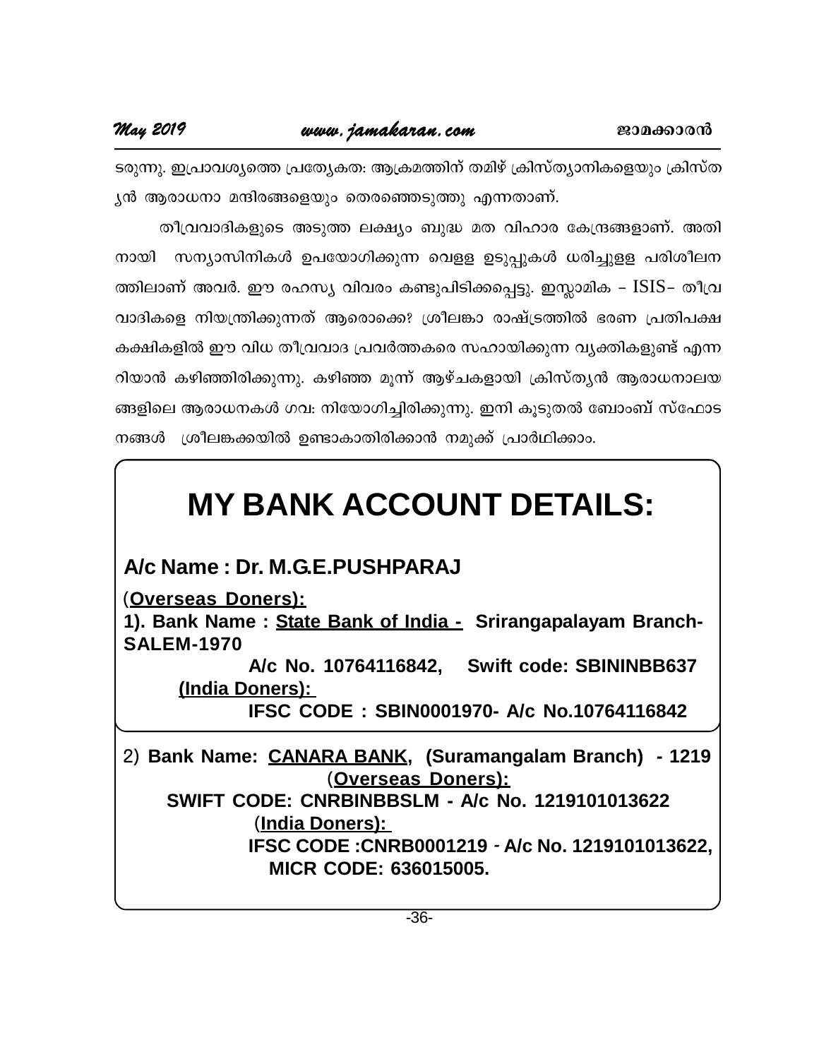ടരുന്നു. ഇപ്രാവശ്യത്തെ പ്രത്യേകത: ആക്രമത്തിന് തമിഴ് ക്രിസ്ത്യാനികളെയും ക്രിസ്തൃൻ ആരാധനാ മന്ദിരങ്ങളെയും തെരഞ്ഞെടുത്തു എന്നതാണ്.

തീവ്രവാദികളുടെ അടുത്ത ലക്ഷ്യം ബുദ്ധ മത വിഹാര കേന്ദ്രങ്ങളാണ്. അതിനായി സന്യാസിനികൾ ഉപയോഗിക്കുന്ന വെള്ള ഉടുപ്പുകൾ ധരിച്ചുള്ള പരിശീലനത്തിലാണ് അവർ. ഈ രഹസ്യ വിവരം കണ്ടുപിടിക്കപ്പെട്ടു. ഇസ്ലാമിക – ISIS– തീവ്രവാദികളെ നിയന്ത്രിക്കുന്നത് ആരൊക്കെ? ശ്രീലങ്കാ രാഷ്ട്രത്തിൽ ഭരണ പ്രതിപക്ഷ കക്ഷികളിൽ ഈ വിധ തീവ്രവാദ പ്രവർത്തകരെ സഹായിക്കുന്ന വ്യക്തികളുണ്ട് എന്നറിയാൻ കഴിഞ്ഞിരിക്കുന്നു. കഴിഞ്ഞ മൂന്ന് ആഴ്ചകളായി ക്രിസ്ത്യൻ ആരാധനാലയങ്ങളിലെ ആരാധനകൾ ഗവ: നിയോഗിച്ചിരിക്കുന്നു. ഇനി കൂടുതൽ ബോംബ് സ്ഫോടനങ്ങൾ ശ്രീലങ്കക്കയിൽ ഉണ്ടാകാതിരിക്കാൻ നമുക്ക് പ്രാർഥിക്കാം.

# MY BANK ACCOUNT DETAILS:

**A/c Name : Dr. M.G.E.PUSHPARAJ**

**(Overseas Doners):**

**1). Bank Name : State Bank of India - Srirangapalayam Branch- SALEM-1970**

**A/c No. 10764116842, Swift code: SBININBB637**

**(India Doners):**

**IFSC CODE : SBIN0001970- A/c No.10764116842**

2) **Bank Name: CANARA BANK, (Suramangalam Branch) - 1219**

**(Overseas Doners):**

**SWIFT CODE: CNRBINBBSLM - A/c No. 1219101013622**

**(India Doners):**

**IFSC CODE :CNRB0001219 - A/c No. 1219101013622, MICR CODE: 636015005.**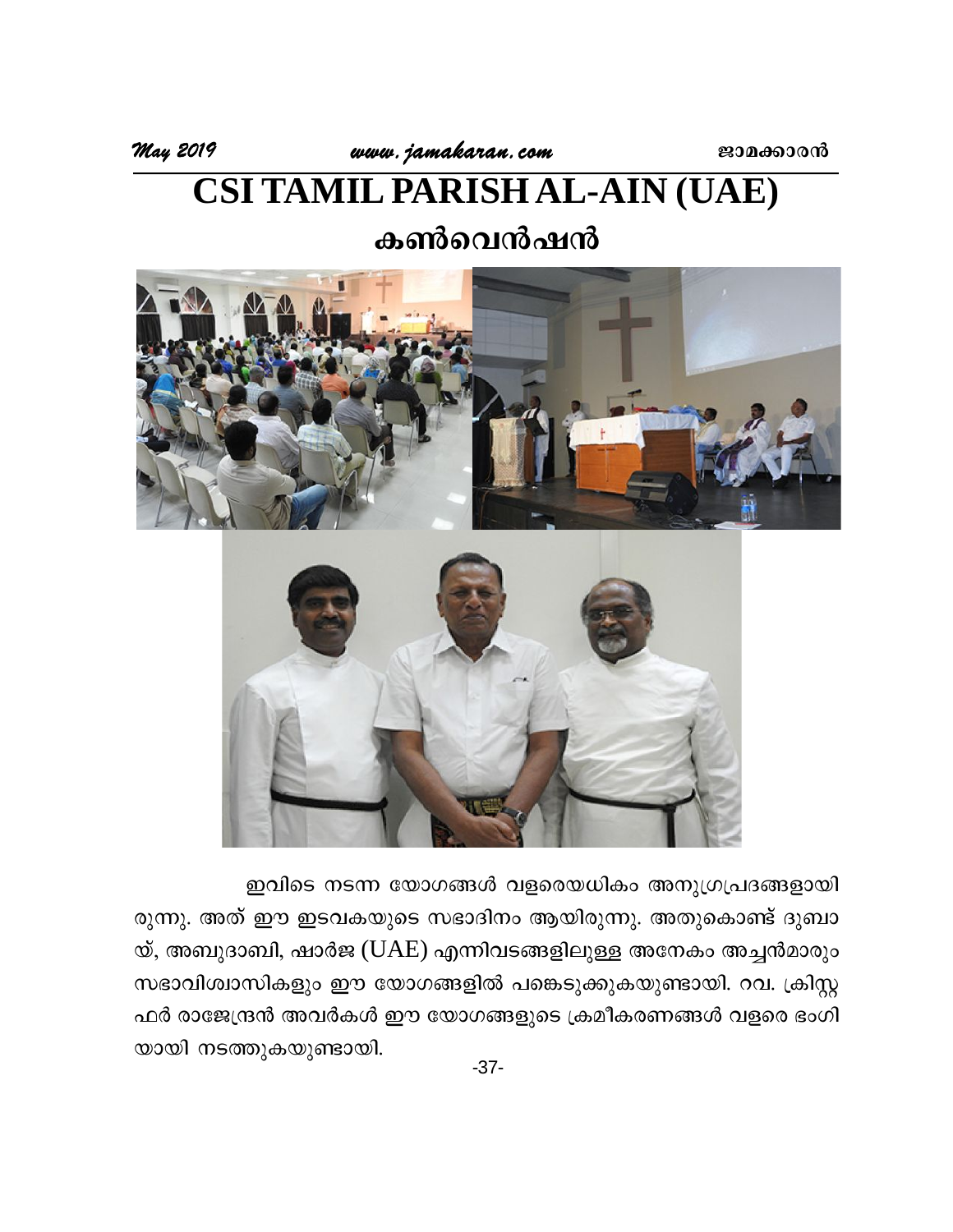# CSI TAMIL PARISH AL-AIN (UAE)

## കൺവെൻഷൻ

ഇവിടെ നടന്ന യോഗങ്ങൾ വളരെയധികം അനുഗ്രപ്രദങ്ങളായിരുന്നു. അത് ഈ ഇടവകയുടെ സഭാദിനം ആയിരുന്നു. അതുകൊണ്ട് ദുബായ്, അബുദാബി, ഷാർജ (UAE) എന്നിവടങ്ങളിലുള്ള അനേകം അച്ചൻമാരും സഭാവിശ്വാസികളും ഈ യോഗങ്ങളിൽ പങ്കെടുക്കുകയുണ്ടായി. റവ. ക്രിസ്റ്റഫർ രാജേന്ദ്രൻ അവർകൾ ഈ യോഗങ്ങളുടെ ക്രമീകരണങ്ങൾ വളരെ ഭംഗിയായി നടത്തുകയുണ്ടായി.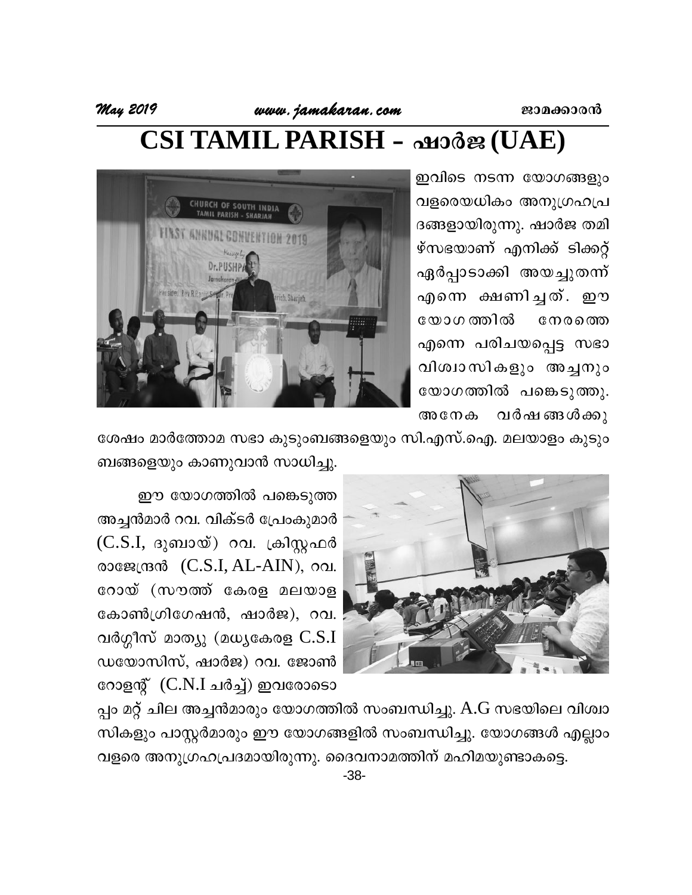# CSI TAMIL PARISH – ഷാർജ (UAE)

ഇവിടെ നടന്ന യോഗങ്ങളും വളരെയധികം അനുഗ്രഹപ്രദങ്ങളായിരുന്നു. ഷാർജ തമിഴ്സഭയാണ് എനിക്ക് ടിക്കറ്റ് ഏർപ്പാടാക്കി അയച്ചുതന്ന് എന്നെ ക്ഷണിച്ചത്. ഈ യോഗത്തിൽ നേരത്തെ എന്നെ പരിചയപ്പെട്ട സഭാ വിശ്വാസികളും അച്ചനും യോഗത്തിൽ പങ്കെടുത്തു. അനേക വർഷങ്ങൾക്കു ശേഷം മാർത്തോമ സഭാ കുടുംബങ്ങളെയും സി.എസ്.ഐ. മലയാളം കുടുംബങ്ങളെയും കാണുവാൻ സാധിച്ചു.

ഈ യോഗത്തിൽ പങ്കെടുത്ത അച്ചൻമാർ റവ. വിക്ടർ പ്രേംകുമാർ (C.S.I, ദുബായ്) റവ. ക്രിസ്റ്റഫർ രാജേന്ദ്രൻ (C.S.I, AL-AIN), റവ. റോയ് (സൗത്ത് കേരള മലയാള കോൺഗ്രിഗേഷൻ, ഷാർജ), റവ. വർഗ്ഗീസ് മാത്യു (മധ്യകേരള C.S.I ഡയോസിസ്, ഷാർജ) റവ. ജോൺ റോളന്റ് (C.N.I ചർച്ച്) ഇവരോടൊപ്പം മറ്റ് ചില അച്ചൻമാരും യോഗത്തിൽ സംബന്ധിച്ചു. A.G സഭയിലെ വിശ്വാസികളും പാസ്റ്റർമാരും ഈ യോഗങ്ങളിൽ സംബന്ധിച്ചു. യോഗങ്ങൾ എല്ലാം വളരെ അനുഗ്രഹപ്രദമായിരുന്നു. ദൈവനാമത്തിന് മഹിമയുണ്ടാകട്ടെ.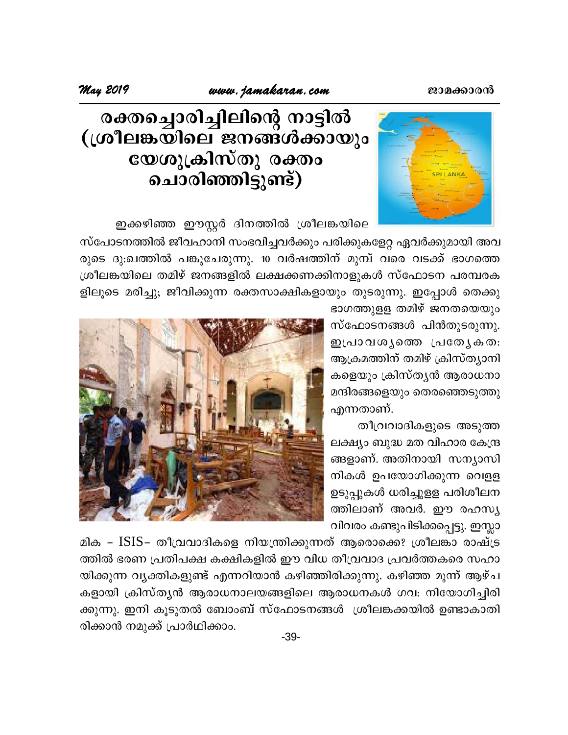# രക്തച്ചൊരിച്ചിലിന്റെ നാട്ടിൽ (ശ്രീലങ്കയിലെ ജനങ്ങൾക്കായും യേശുക്രിസ്തു രക്തം ചൊരിഞ്ഞിട്ടുണ്ട്)

ഇക്കഴിഞ്ഞ ഈസ്റ്റർ ദിനത്തിൽ ശ്രീലങ്കയിലെ സ്പോടനത്തിൽ ജീവഹാനി സംഭവിച്ചവർക്കും പരിക്കുകളേറ്റ ഏവർക്കുമായി അവരുടെ ദു:ഖത്തിൽ പങ്കുചേരുന്നു. 10 വർഷത്തിന് മുമ്പ് വരെ വടക്ക് ഭാഗത്തെ ശ്രീലങ്കയിലെ തമിഴ് ജനങ്ങളിൽ ലക്ഷക്കണക്കിനാളുകൾ സ്ഫോടന പരമ്പരകളിലൂടെ മരിച്ചു; ജീവിക്കുന്ന രക്തസാക്ഷികളായും തുടരുന്നു. ഇപ്പോൾ തെക്കു ഭാഗത്തുള്ള തമിഴ് ജനതയെയും സ്ഫോടനങ്ങൾ പിൻതുടരുന്നു. ഇപ്രാവശ്യത്തെ പ്രത്യേകത: ആക്രമത്തിന് തമിഴ് ക്രിസ്ത്യാനികളെയും ക്രിസ്ത്യൻ ആരാധനാമന്ദിരങ്ങളെയും തെരഞ്ഞെടുത്തു എന്നതാണ്.

തീവ്രവാദികളുടെ അടുത്ത ലക്ഷ്യം ബുദ്ധ മത വിഹാര കേന്ദ്രങ്ങളാണ്. അതിനായി സന്യാസിനികൾ ഉപയോഗിക്കുന്ന വെള്ള ഉടുപ്പുകൾ ധരിച്ചുള്ള പരിശീലനത്തിലാണ് അവർ. ഈ രഹസ്യ വിവരം കണ്ടുപിടിക്കപ്പെട്ടു. ഇസ്ലാമിക – ISIS– തീവ്രവാദികളെ നിയന്ത്രിക്കുന്നത് ആരൊക്കെ? ശ്രീലങ്കാ രാഷ്ട്രത്തിൽ ഭരണ പ്രതിപക്ഷ കക്ഷികളിൽ ഈ വിധ തീവ്രവാദ പ്രവർത്തകരെ സഹായിക്കുന്ന വ്യക്തികളുണ്ട് എന്നറിയാൻ കഴിഞ്ഞിരിക്കുന്നു. കഴിഞ്ഞ മൂന്ന് ആഴ്ചകളായി ക്രിസ്ത്യൻ ആരാധനാലയങ്ങളിലെ ആരാധനകൾ ഗവ: നിയോഗിച്ചിരിക്കുന്നു. ഇനി കൂടുതൽ ബോംബ് സ്ഫോടനങ്ങൾ ശ്രീലങ്കക്കയിൽ ഉണ്ടാകാതിരിക്കാൻ നമുക്ക് പ്രാർഥിക്കാം.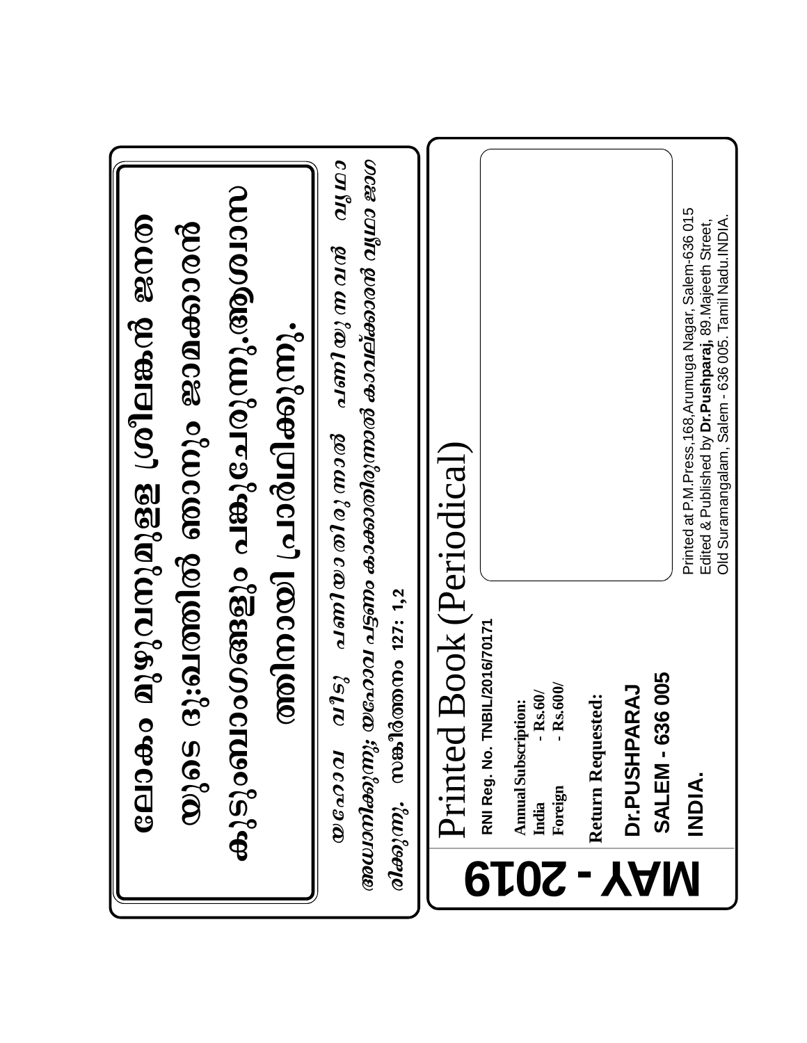**ലോകം മുഴുവനുമുള്ള ശ്രീലങ്കൻ ജനതയുടെ ദുഃഖത്തിൽ ഞാനും ജാമക്കാരൻ കുടുംബാംഗങ്ങളും പങ്കുചേരുന്നു. ആശ്വാസത്തിനായി പ്രാർഥിക്കുന്നു.**

*യഹോവ വീടു പണിയാതിരുന്നാൽ പണിയുന്നവർ വൃഥാ അദ്ധ്വാനിക്കുന്നു; യഹോവ പട്ടണം കാക്കാതിരുന്നാൽ കാവല്ക്കാരൻ വൃഥാ ജാഗരിക്കുന്നു.* സങ്കീർത്തനം 127: 1,2

# Printed Book (Periodical)

RNI Reg. No. TNBIL/2016/70171

**Annual Subscription:**
India - Rs.60/
Foreign - Rs.600/

**Return Requested:**

**Dr.PUSHPARAJ**
**SALEM - 636 005**
**INDIA.**

Printed at P.M.Press,168,Arumuga Nagar, Salem-636 015
Edited & Published by **Dr.Pushparaj,** 89.Majeeth Street,
Old Suramangalam, Salem - 636 005. Tamil Nadu.INDIA.

**MAY - 2019**